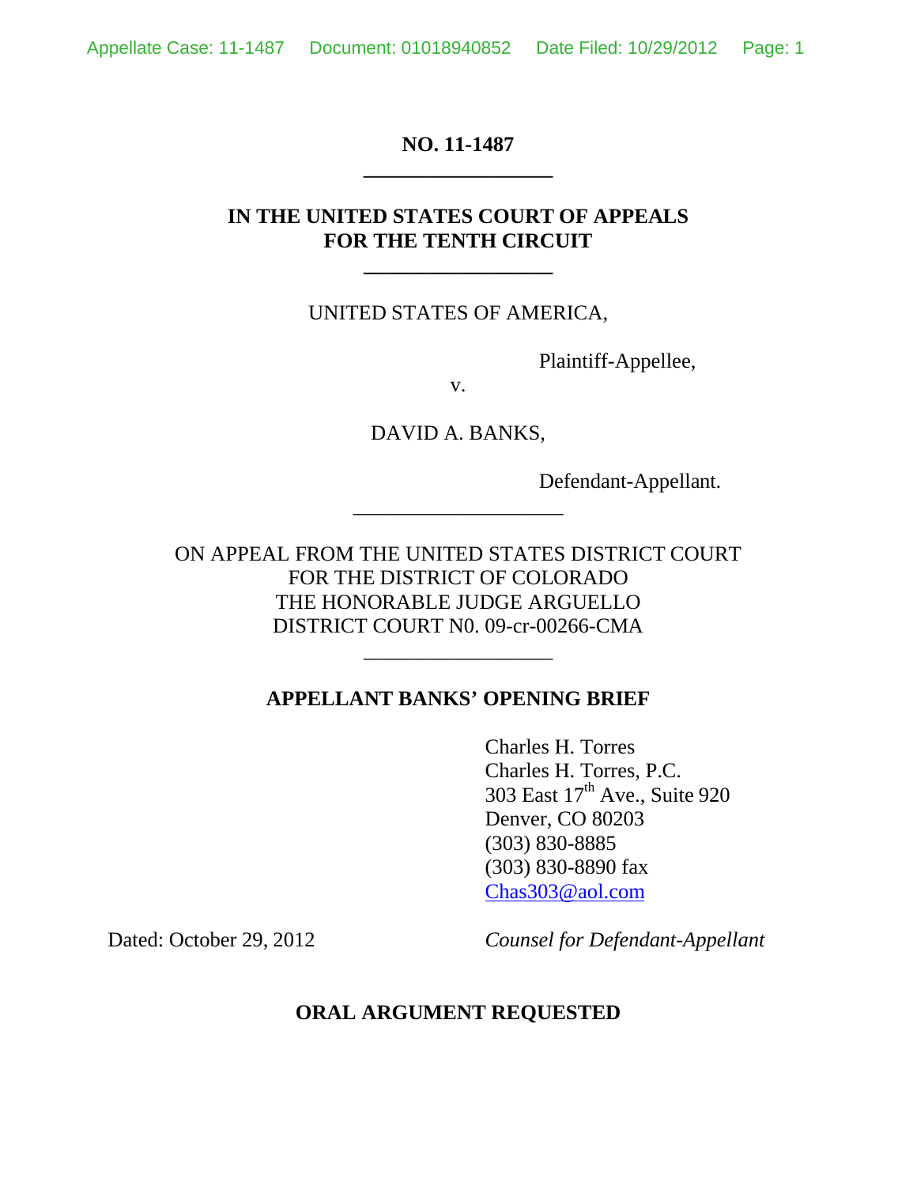**NO. 11-1487**

---

**IN THE UNITED STATES COURT OF APPEALS FOR THE TENTH CIRCUIT**

---

UNITED STATES OF AMERICA,

Plaintiff-Appellee,

v.

DAVID A. BANKS,

Defendant-Appellant.

---

ON APPEAL FROM THE UNITED STATES DISTRICT COURT
FOR THE DISTRICT OF COLORADO
THE HONORABLE JUDGE ARGUELLO
DISTRICT COURT N0. 09-cr-00266-CMA

---

**APPELLANT BANKS' OPENING BRIEF**

Charles H. Torres
Charles H. Torres, P.C.
303 East 17th Ave., Suite 920
Denver, CO 80203
(303) 830-8885
(303) 830-8890 fax
Chas303@aol.com

Dated: October 29, 2012

*Counsel for Defendant-Appellant*

**ORAL ARGUMENT REQUESTED**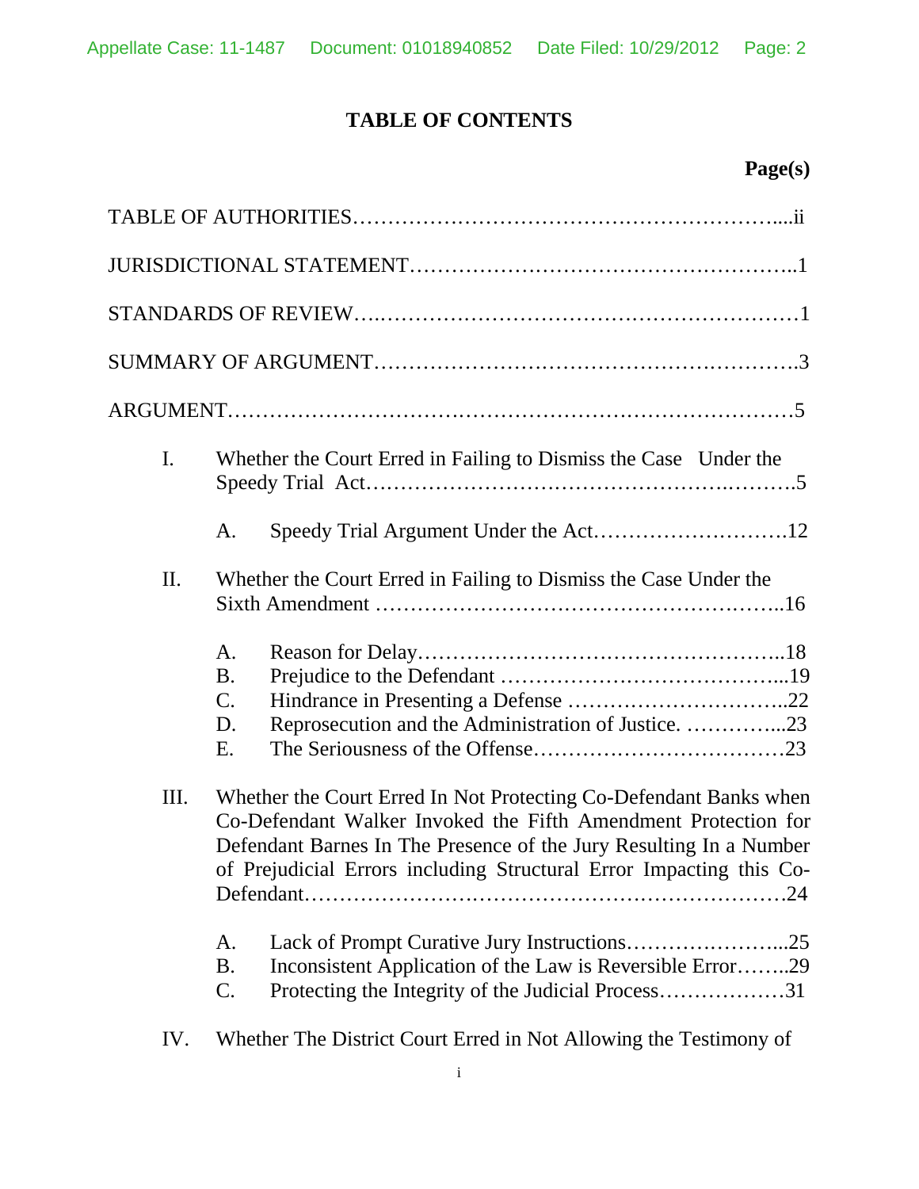# TABLE OF CONTENTS

**Page(s)**

TABLE OF AUTHORITIES....................................................................ii

JURISDICTIONAL STATEMENT..........................................................1

STANDARDS OF REVIEW.................................................................1

SUMMARY OF ARGUMENT................................................................3

ARGUMENT...................................................................................5

I. Whether the Court Erred in Failing to Dismiss the Case Under the Speedy Trial Act..........................................................5

   A. Speedy Trial Argument Under the Act...........................12

II. Whether the Court Erred in Failing to Dismiss the Case Under the Sixth Amendment ..........................................................16

   A. Reason for Delay.................................................18
   B. Prejudice to the Defendant ....................................19
   C. Hindrance in Presenting a Defense ...........................22
   D. Reprosecution and the Administration of Justice. ...............23
   E. The Seriousness of the Offense.................................23

III. Whether the Court Erred In Not Protecting Co-Defendant Banks when Co-Defendant Walker Invoked the Fifth Amendment Protection for Defendant Barnes In The Presence of the Jury Resulting In a Number of Prejudicial Errors including Structural Error Impacting this Co-Defendant..............................................................24

   A. Lack of Prompt Curative Jury Instructions.........................25
   B. Inconsistent Application of the Law is Reversible Error........29
   C. Protecting the Integrity of the Judicial Process..................31

IV. Whether The District Court Erred in Not Allowing the Testimony of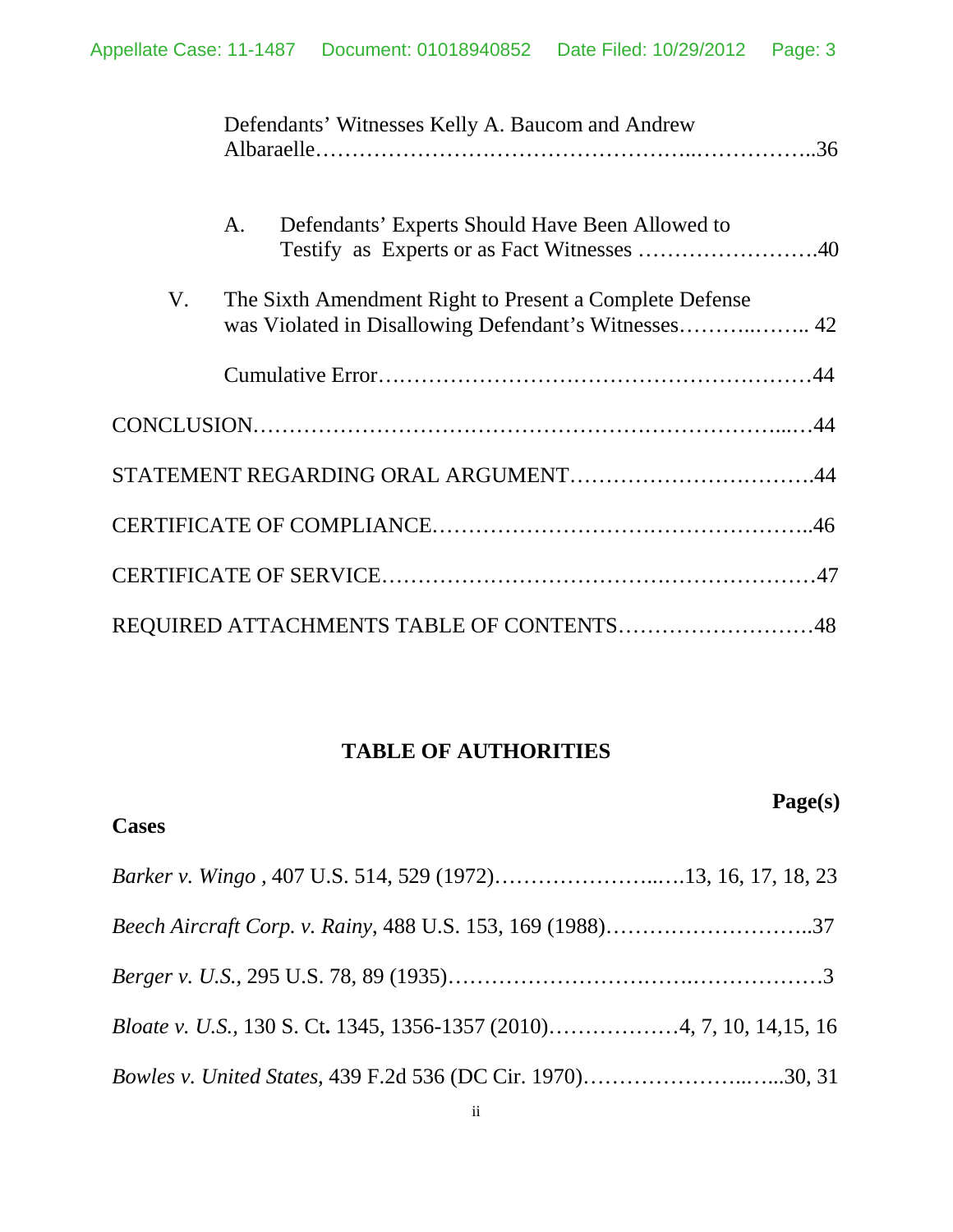Defendants' Witnesses Kelly A. Baucom and Andrew Albaraelle……………………………………………..……………..36

A. Defendants' Experts Should Have Been Allowed to Testify as Experts or as Fact Witnesses …………………….40

V. The Sixth Amendment Right to Present a Complete Defense was Violated in Disallowing Defendant's Witnesses………..…….. 42

Cumulative Error……………………………………………………44

CONCLUSION……………………………………………………………...…44

STATEMENT REGARDING ORAL ARGUMENT…………………………….44

CERTIFICATE OF COMPLIANCE……………………………………………..46

CERTIFICATE OF SERVICE……………………………………………………47

REQUIRED ATTACHMENTS TABLE OF CONTENTS………………………48

## TABLE OF AUTHORITIES

**Page(s)**

**Cases**

*Barker v. Wingo* , 407 U.S. 514, 529 (1972)…………………...….13, 16, 17, 18, 23

*Beech Aircraft Corp. v. Rainy*, 488 U.S. 153, 169 (1988)………………………..37

*Berger v. U.S.*, 295 U.S. 78, 89 (1935)……………………………………………3

*Bloate v. U.S.*, 130 S. Ct. 1345, 1356-1357 (2010)………………4, 7, 10, 14,15, 16

*Bowles v. United States*, 439 F.2d 536 (DC Cir. 1970)…………………..…...30, 31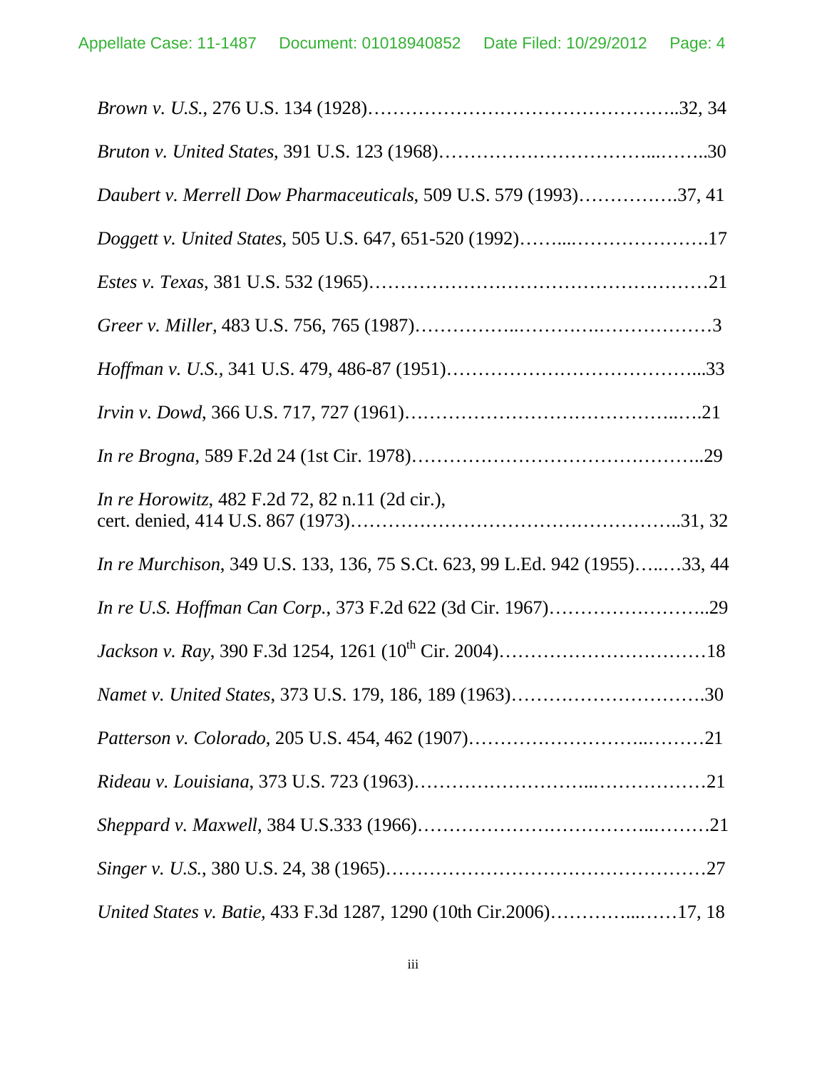*Brown v. U.S.*, 276 U.S. 134 (1928)…………………………………………..32, 34

*Bruton v. United States*, 391 U.S. 123 (1968)……………………………...……..30

*Daubert v. Merrell Dow Pharmaceuticals*, 509 U.S. 579 (1993)…………….37, 41

*Doggett v. United States*, 505 U.S. 647, 651-520 (1992)……....…………………17

*Estes v. Texas*, 381 U.S. 532 (1965)……………………………………….……21

*Greer v. Miller*, 483 U.S. 756, 765 (1987)……………..……….………………3

*Hoffman v. U.S.*, 341 U.S. 479, 486-87 (1951)…………………………………...33

*Irvin v. Dowd*, 366 U.S. 717, 727 (1961)……………………………………..….21

*In re Brogna*, 589 F.2d 24 (1st Cir. 1978)………………………………………..29

*In re Horowitz*, 482 F.2d 72, 82 n.11 (2d cir.), cert. denied, 414 U.S. 867 (1973)…………………………………………..31, 32

*In re Murchison*, 349 U.S. 133, 136, 75 S.Ct. 623, 99 L.Ed. 942 (1955)…..…33, 44

*In re U.S. Hoffman Can Corp.*, 373 F.2d 622 (3d Cir. 1967)……………………..29

*Jackson v. Ray*, 390 F.3d 1254, 1261 (10th Cir. 2004)……………………………18

*Namet v. United States*, 373 U.S. 179, 186, 189 (1963)………………………….30

*Patterson v. Colorado*, 205 U.S. 454, 462 (1907)……………………..………21

*Rideau v. Louisiana*, 373 U.S. 723 (1963)……………………...………………21

*Sheppard v. Maxwell*, 384 U.S.333 (1966)……………………………..………21

*Singer v. U.S.*, 380 U.S. 24, 38 (1965)……………………………………………27

*United States v. Batie*, 433 F.3d 1287, 1290 (10th Cir.2006)…………...……17, 18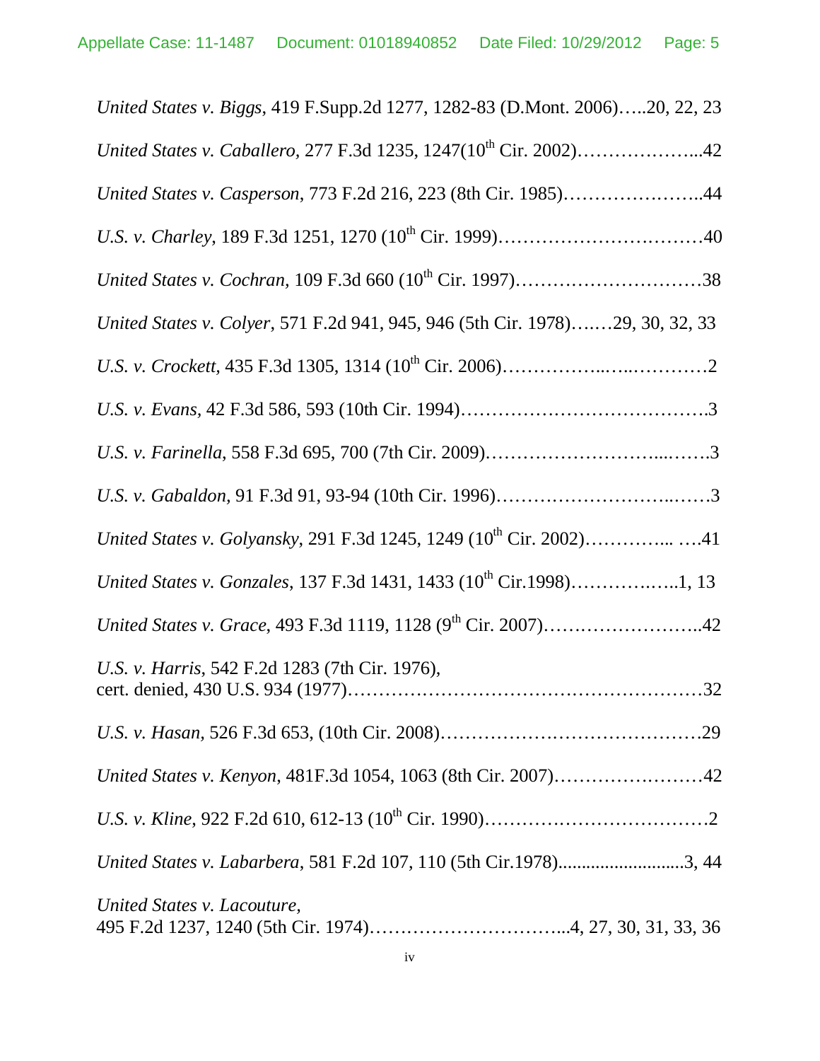*United States v. Biggs*, 419 F.Supp.2d 1277, 1282-83 (D.Mont. 2006)…..20, 22, 23

*United States v. Caballero,* 277 F.3d 1235, 1247(10th Cir. 2002)………………...42

*United States v. Casperson*, 773 F.2d 216, 223 (8th Cir. 1985)………………….. 44

*U.S. v. Charley*, 189 F.3d 1251, 1270 (10th Cir. 1999)……………………….………40

*United States v. Cochran,* 109 F.3d 660 (10th Cir. 1997)…………………………38

*United States v. Colyer*, 571 F.2d 941, 945, 946 (5th Cir. 1978)…..…29, 30, 32, 33

*U.S. v. Crockett,* 435 F.3d 1305, 1314 (10th Cir. 2006)……………..…..…………2

*U.S. v. Evans*, 42 F.3d 586, 593 (10th Cir. 1994)………………….……………….3

*U.S. v. Farinella*, 558 F.3d 695, 700 (7th Cir. 2009)……………………...…….3

*U.S. v. Gabaldon*, 91 F.3d 91, 93-94 (10th Cir. 1996)…………………….…..…..3

*United States v. Golyansky*, 291 F.3d 1245, 1249 (10th Cir. 2002)………….. ….41

*United States v. Gonzales*, 137 F.3d 1431, 1433 (10th Cir.1998)…………….…..1, 13

*United States v. Grace*, 493 F.3d 1119, 1128 (9th Cir. 2007)……………………..42

*U.S. v. Harris*, 542 F.2d 1283 (7th Cir. 1976),
cert. denied, 430 U.S. 934 (1977)……………………………………….……………32

*U.S. v. Hasan,* 526 F.3d 653, (10th Cir. 2008)……………………………………29

*United States v. Kenyon*, 481F.3d 1054, 1063 (8th Cir. 2007)……………….……42

*U.S. v. Kline*, 922 F.2d 610, 612-13 (10th Cir. 1990)……………….………………2

*United States v. Labarbera*, 581 F.2d 107, 110 (5th Cir.1978)..........................3, 44

*United States v. Lacouture,*
495 F.2d 1237, 1240 (5th Cir. 1974)…………………………...4, 27, 30, 31, 33, 36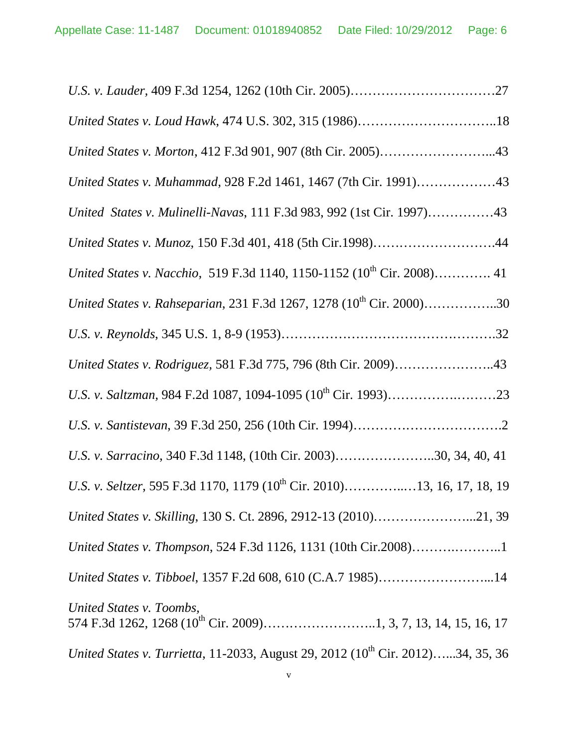*U.S. v. Lauder*, 409 F.3d 1254, 1262 (10th Cir. 2005)……………………………27

*United States v. Loud Hawk*, 474 U.S. 302, 315 (1986)…………………………..18

*United States v. Morton*, 412 F.3d 901, 907 (8th Cir. 2005)……………………...43

*United States v. Muhammad*, 928 F.2d 1461, 1467 (7th Cir. 1991)………………43

*United States v. Mulinelli-Navas*, 111 F.3d 983, 992 (1st Cir. 1997)……………43

*United States v. Munoz*, 150 F.3d 401, 418 (5th Cir.1998)……….……………….44

*United States v. Nacchio*, 519 F.3d 1140, 1150-1152 (10th Cir. 2008)…………. 41

*United States v. Rahseparian*, 231 F.3d 1267, 1278 (10th Cir. 2000)……………..30

*U.S. v. Reynolds*, 345 U.S. 1, 8-9 (1953)…………………………………….…….32

*United States v. Rodriguez*, 581 F.3d 775, 796 (8th Cir. 2009)………………….. 43

*U.S. v. Saltzman*, 984 F.2d 1087, 1094-1095 (10th Cir. 1993)……………….……23

*U.S. v. Santistevan*, 39 F.3d 250, 256 (10th Cir. 1994)…………….……………….2

*U.S. v. Sarracino*, 340 F.3d 1148, (10th Cir. 2003)…………………..30, 34, 40, 41

*U.S. v. Seltzer*, 595 F.3d 1170, 1179 (10th Cir. 2010)…………..…13, 16, 17, 18, 19

*United States v. Skilling*, 130 S. Ct. 2896, 2912-13 (2010)…………………...21, 39

*United States v. Thompson*, 524 F.3d 1126, 1131 (10th Cir.2008)…….………..1

*United States v. Tibboel*, 1357 F.2d 608, 610 (C.A.7 1985)……………………...14

*United States v. Toombs*,
574 F.3d 1262, 1268 (10th Cir. 2009)……………………..1, 3, 7, 13, 14, 15, 16, 17

*United States v. Turrietta*, 11-2033, August 29, 2012 (10th Cir. 2012)…...34, 35, 36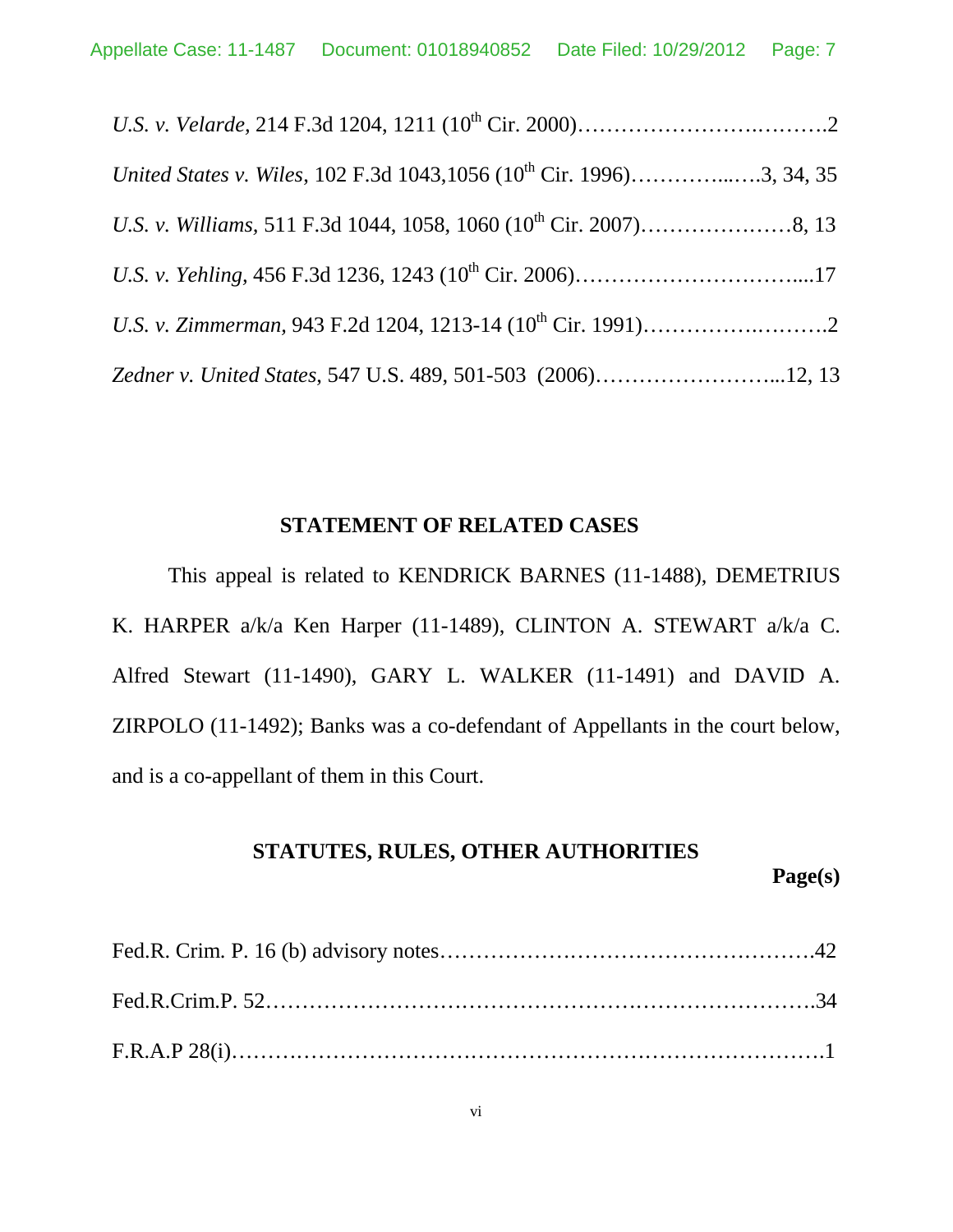*U.S. v. Velarde,* 214 F.3d 1204, 1211 (10th Cir. 2000)……………………….……….2

*United States v. Wiles*, 102 F.3d 1043,1056 (10th Cir. 1996)…………...….3, 34, 35

*U.S. v. Williams,* 511 F.3d 1044, 1058, 1060 (10th Cir. 2007)…………………8, 13

*U.S. v. Yehling*, 456 F.3d 1236, 1243 (10th Cir. 2006)…………………………....17

*U.S. v. Zimmerman,* 943 F.2d 1204, 1213-14 (10th Cir. 1991)………….……….2

*Zedner v. United States,* 547 U.S. 489, 501-503 (2006)……………………...12, 13

## STATEMENT OF RELATED CASES

This appeal is related to KENDRICK BARNES (11-1488), DEMETRIUS K. HARPER a/k/a Ken Harper (11-1489), CLINTON A. STEWART a/k/a C. Alfred Stewart (11-1490), GARY L. WALKER (11-1491) and DAVID A. ZIRPOLO (11-1492); Banks was a co-defendant of Appellants in the court below, and is a co-appellant of them in this Court.

## STATUTES, RULES, OTHER AUTHORITIES

**Page(s)**

Fed.R. Crim. P. 16 (b) advisory notes…………………………………………….42

Fed.R.Crim.P. 52……………………………………………………………….34

F.R.A.P 28(i)…………………………………………………………………….1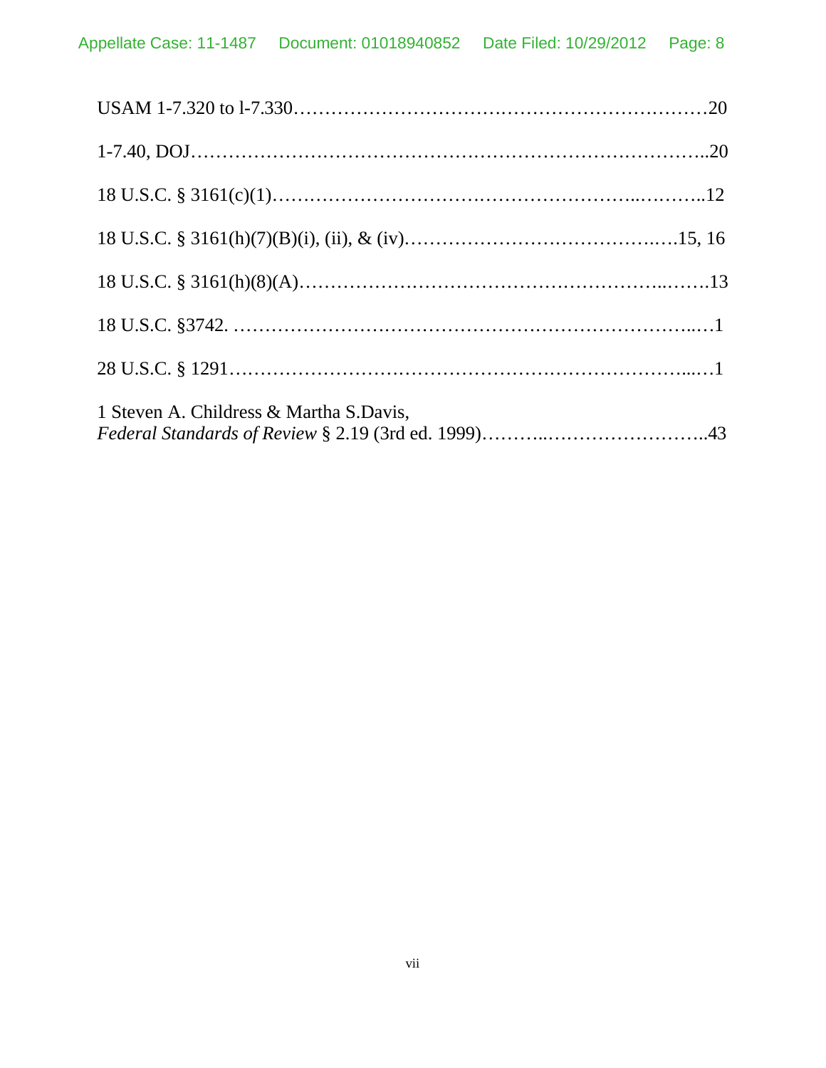USAM 1-7.320 to l-7.330……………………………………………….………20

1-7.40, DOJ……………………………………………………………………..20

18 U.S.C. § 3161(c)(1)……………………………………………..………..12

18 U.S.C. § 3161(h)(7)(B)(i), (ii), & (iv)…………………………………..….15, 16

18 U.S.C. § 3161(h)(8)(A)…………………………………………………..…….13

18 U.S.C. §3742. ……………………………………………………………...…1

28 U.S.C. § 1291…………………………………………………………….....…1

1 Steven A. Childress & Martha S.Davis,
*Federal Standards of Review* § 2.19 (3rd ed. 1999)………..……………………..43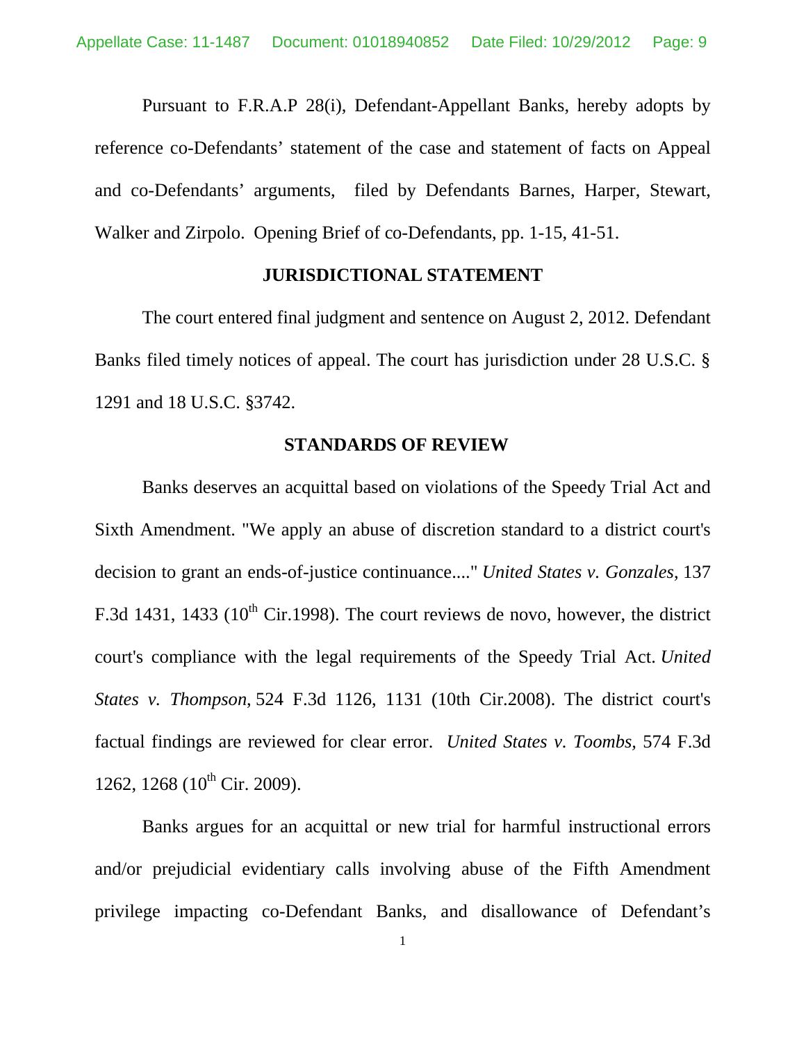Pursuant to F.R.A.P 28(i), Defendant-Appellant Banks, hereby adopts by reference co-Defendants' statement of the case and statement of facts on Appeal and co-Defendants' arguments, filed by Defendants Barnes, Harper, Stewart, Walker and Zirpolo. Opening Brief of co-Defendants, pp. 1-15, 41-51.

## JURISDICTIONAL STATEMENT

The court entered final judgment and sentence on August 2, 2012. Defendant Banks filed timely notices of appeal. The court has jurisdiction under 28 U.S.C. § 1291 and 18 U.S.C. §3742.

## STANDARDS OF REVIEW

Banks deserves an acquittal based on violations of the Speedy Trial Act and Sixth Amendment. "We apply an abuse of discretion standard to a district court's decision to grant an ends-of-justice continuance...." *United States v. Gonzales*, 137 F.3d 1431, 1433 (10th Cir.1998). The court reviews de novo, however, the district court's compliance with the legal requirements of the Speedy Trial Act. *United States v. Thompson*, 524 F.3d 1126, 1131 (10th Cir.2008). The district court's factual findings are reviewed for clear error. *United States v. Toombs*, 574 F.3d 1262, 1268 (10th Cir. 2009).

Banks argues for an acquittal or new trial for harmful instructional errors and/or prejudicial evidentiary calls involving abuse of the Fifth Amendment privilege impacting co-Defendant Banks, and disallowance of Defendant's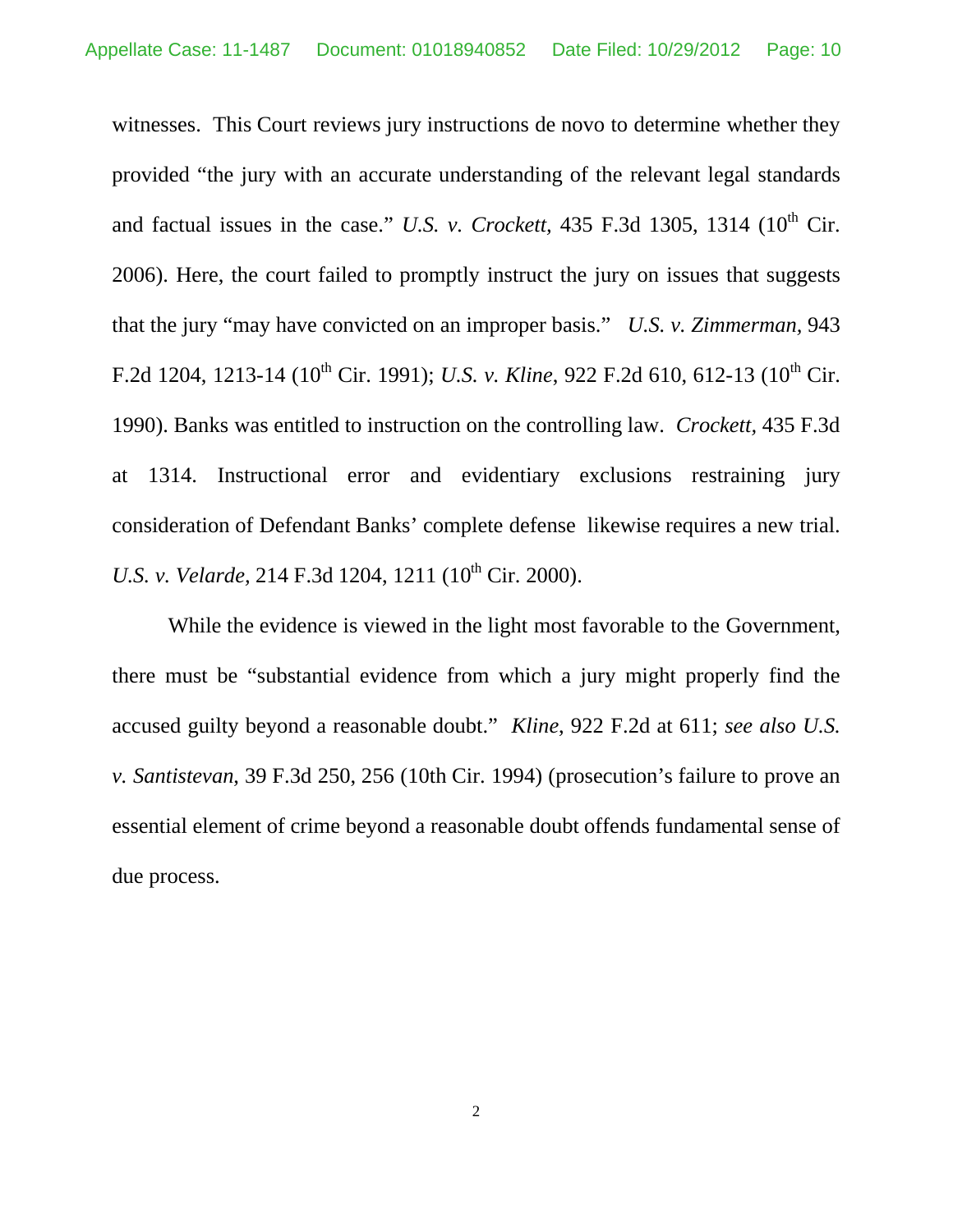witnesses. This Court reviews jury instructions de novo to determine whether they provided "the jury with an accurate understanding of the relevant legal standards and factual issues in the case." *U.S. v. Crockett*, 435 F.3d 1305, 1314 (10th Cir. 2006). Here, the court failed to promptly instruct the jury on issues that suggests that the jury "may have convicted on an improper basis." *U.S. v. Zimmerman*, 943 F.2d 1204, 1213-14 (10th Cir. 1991); *U.S. v. Kline*, 922 F.2d 610, 612-13 (10th Cir. 1990). Banks was entitled to instruction on the controlling law. *Crockett*, 435 F.3d at 1314. Instructional error and evidentiary exclusions restraining jury consideration of Defendant Banks' complete defense likewise requires a new trial. *U.S. v. Velarde*, 214 F.3d 1204, 1211 (10th Cir. 2000).

While the evidence is viewed in the light most favorable to the Government, there must be "substantial evidence from which a jury might properly find the accused guilty beyond a reasonable doubt." *Kline*, 922 F.2d at 611; *see also U.S. v. Santistevan*, 39 F.3d 250, 256 (10th Cir. 1994) (prosecution's failure to prove an essential element of crime beyond a reasonable doubt offends fundamental sense of due process.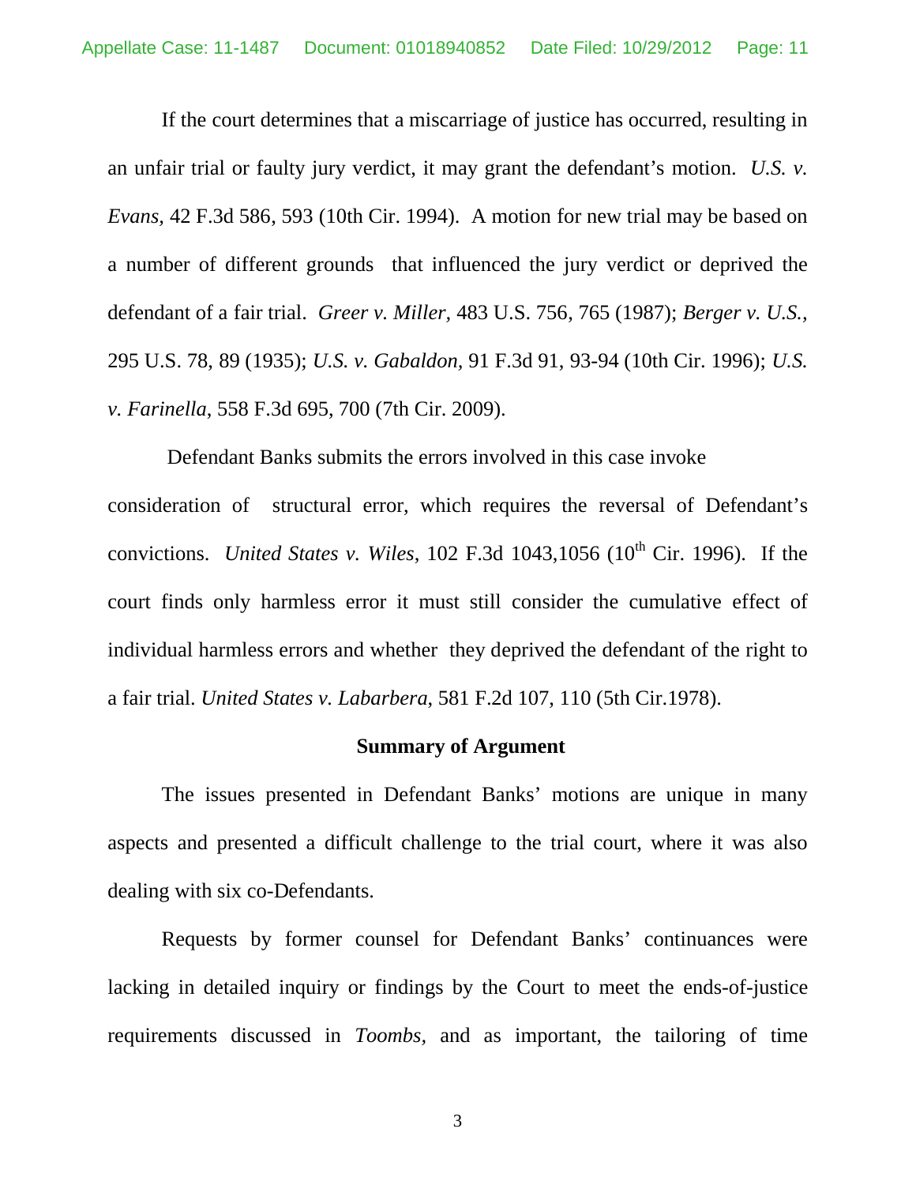If the court determines that a miscarriage of justice has occurred, resulting in an unfair trial or faulty jury verdict, it may grant the defendant's motion. *U.S. v. Evans,* 42 F.3d 586, 593 (10th Cir. 1994). A motion for new trial may be based on a number of different grounds that influenced the jury verdict or deprived the defendant of a fair trial. *Greer v. Miller,* 483 U.S. 756, 765 (1987); *Berger v. U.S.,* 295 U.S. 78, 89 (1935); *U.S. v. Gabaldon,* 91 F.3d 91, 93-94 (10th Cir. 1996); *U.S. v. Farinella,* 558 F.3d 695, 700 (7th Cir. 2009).

Defendant Banks submits the errors involved in this case invoke consideration of structural error, which requires the reversal of Defendant's convictions. *United States v. Wiles*, 102 F.3d 1043,1056 (10th Cir. 1996). If the court finds only harmless error it must still consider the cumulative effect of individual harmless errors and whether they deprived the defendant of the right to a fair trial. *United States v. Labarbera,* 581 F.2d 107, 110 (5th Cir.1978).

**Summary of Argument**

The issues presented in Defendant Banks' motions are unique in many aspects and presented a difficult challenge to the trial court, where it was also dealing with six co-Defendants.

Requests by former counsel for Defendant Banks' continuances were lacking in detailed inquiry or findings by the Court to meet the ends-of-justice requirements discussed in *Toombs,* and as important, the tailoring of time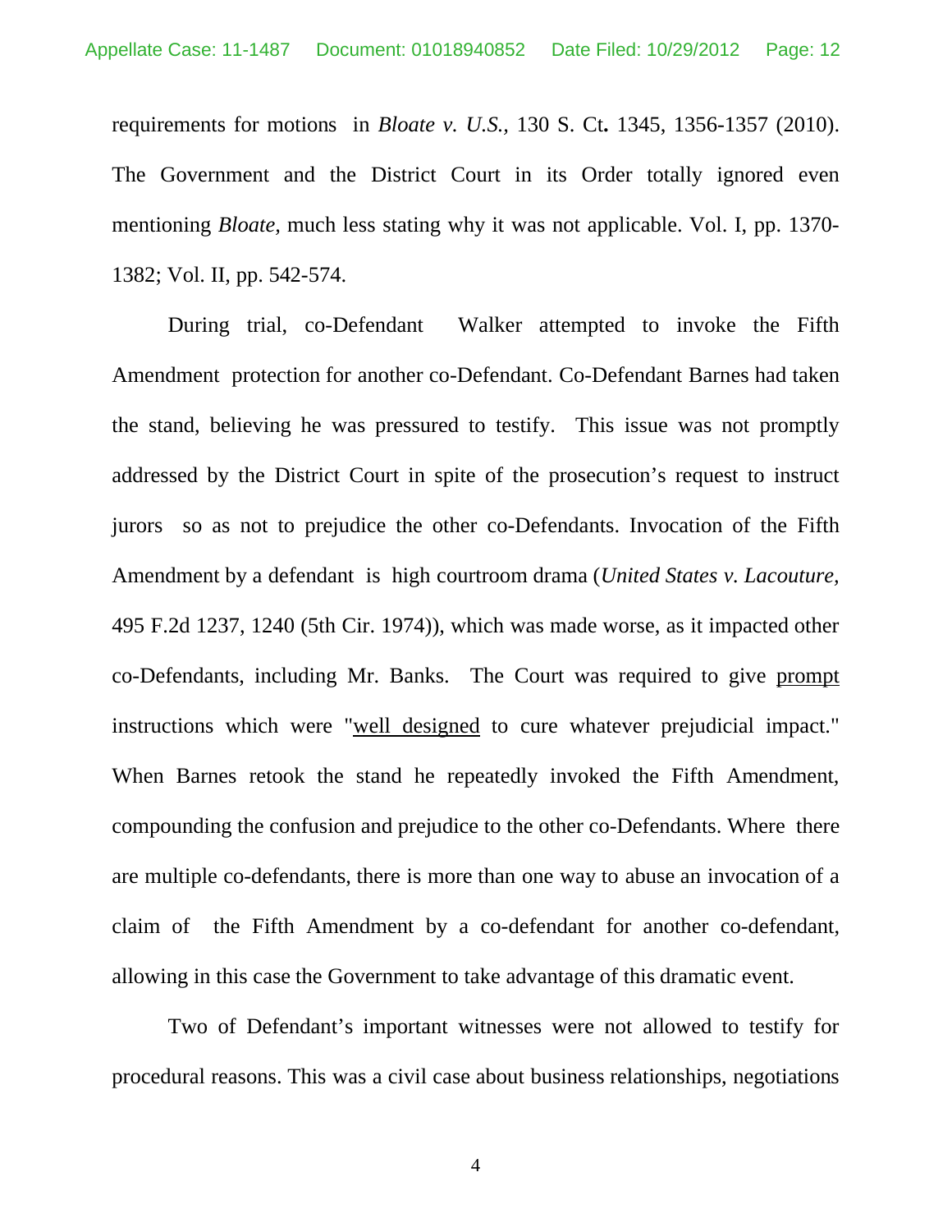requirements for motions in *Bloate v. U.S.,* 130 S. Ct**.** 1345, 1356-1357 (2010). The Government and the District Court in its Order totally ignored even mentioning *Bloate,* much less stating why it was not applicable. Vol. I, pp. 1370-1382; Vol. II, pp. 542-574.

During trial, co-Defendant Walker attempted to invoke the Fifth Amendment protection for another co-Defendant. Co-Defendant Barnes had taken the stand, believing he was pressured to testify. This issue was not promptly addressed by the District Court in spite of the prosecution's request to instruct jurors so as not to prejudice the other co-Defendants. Invocation of the Fifth Amendment by a defendant is high courtroom drama (*United States v. Lacouture,* 495 F.2d 1237, 1240 (5th Cir. 1974)), which was made worse, as it impacted other co-Defendants, including Mr. Banks. The Court was required to give <u>prompt</u> instructions which were "<u>well designed</u> to cure whatever prejudicial impact." When Barnes retook the stand he repeatedly invoked the Fifth Amendment, compounding the confusion and prejudice to the other co-Defendants. Where there are multiple co-defendants, there is more than one way to abuse an invocation of a claim of the Fifth Amendment by a co-defendant for another co-defendant, allowing in this case the Government to take advantage of this dramatic event.

Two of Defendant's important witnesses were not allowed to testify for procedural reasons. This was a civil case about business relationships, negotiations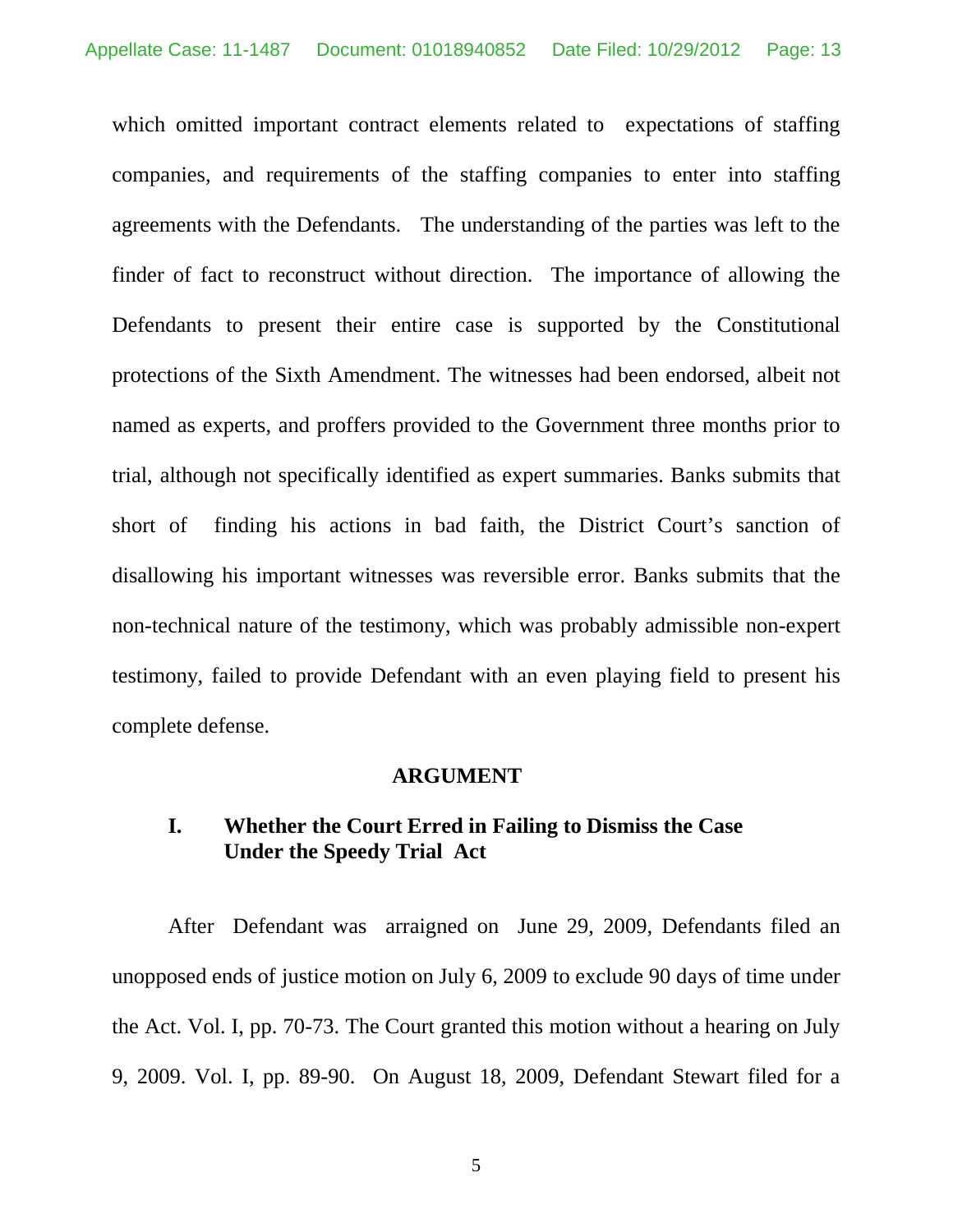which omitted important contract elements related to expectations of staffing companies, and requirements of the staffing companies to enter into staffing agreements with the Defendants. The understanding of the parties was left to the finder of fact to reconstruct without direction. The importance of allowing the Defendants to present their entire case is supported by the Constitutional protections of the Sixth Amendment. The witnesses had been endorsed, albeit not named as experts, and proffers provided to the Government three months prior to trial, although not specifically identified as expert summaries. Banks submits that short of finding his actions in bad faith, the District Court's sanction of disallowing his important witnesses was reversible error. Banks submits that the non-technical nature of the testimony, which was probably admissible non-expert testimony, failed to provide Defendant with an even playing field to present his complete defense.

## ARGUMENT

### I. Whether the Court Erred in Failing to Dismiss the Case Under the Speedy Trial Act

After Defendant was arraigned on June 29, 2009, Defendants filed an unopposed ends of justice motion on July 6, 2009 to exclude 90 days of time under the Act. Vol. I, pp. 70-73. The Court granted this motion without a hearing on July 9, 2009. Vol. I, pp. 89-90. On August 18, 2009, Defendant Stewart filed for a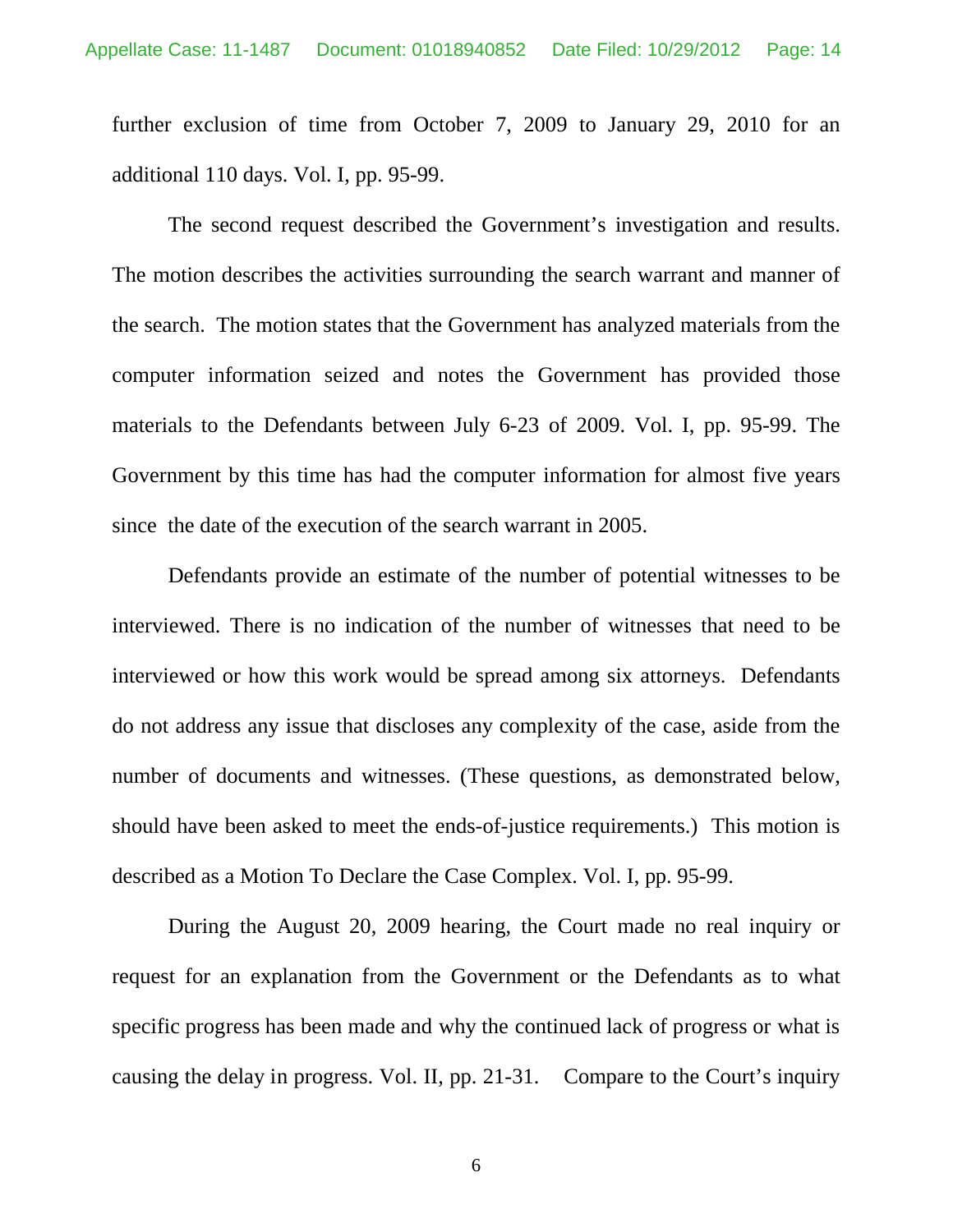further exclusion of time from October 7, 2009 to January 29, 2010 for an additional 110 days. Vol. I, pp. 95-99.

The second request described the Government's investigation and results. The motion describes the activities surrounding the search warrant and manner of the search. The motion states that the Government has analyzed materials from the computer information seized and notes the Government has provided those materials to the Defendants between July 6-23 of 2009. Vol. I, pp. 95-99. The Government by this time has had the computer information for almost five years since the date of the execution of the search warrant in 2005.

Defendants provide an estimate of the number of potential witnesses to be interviewed. There is no indication of the number of witnesses that need to be interviewed or how this work would be spread among six attorneys. Defendants do not address any issue that discloses any complexity of the case, aside from the number of documents and witnesses. (These questions, as demonstrated below, should have been asked to meet the ends-of-justice requirements.) This motion is described as a Motion To Declare the Case Complex. Vol. I, pp. 95-99.

During the August 20, 2009 hearing, the Court made no real inquiry or request for an explanation from the Government or the Defendants as to what specific progress has been made and why the continued lack of progress or what is causing the delay in progress. Vol. II, pp. 21-31. Compare to the Court's inquiry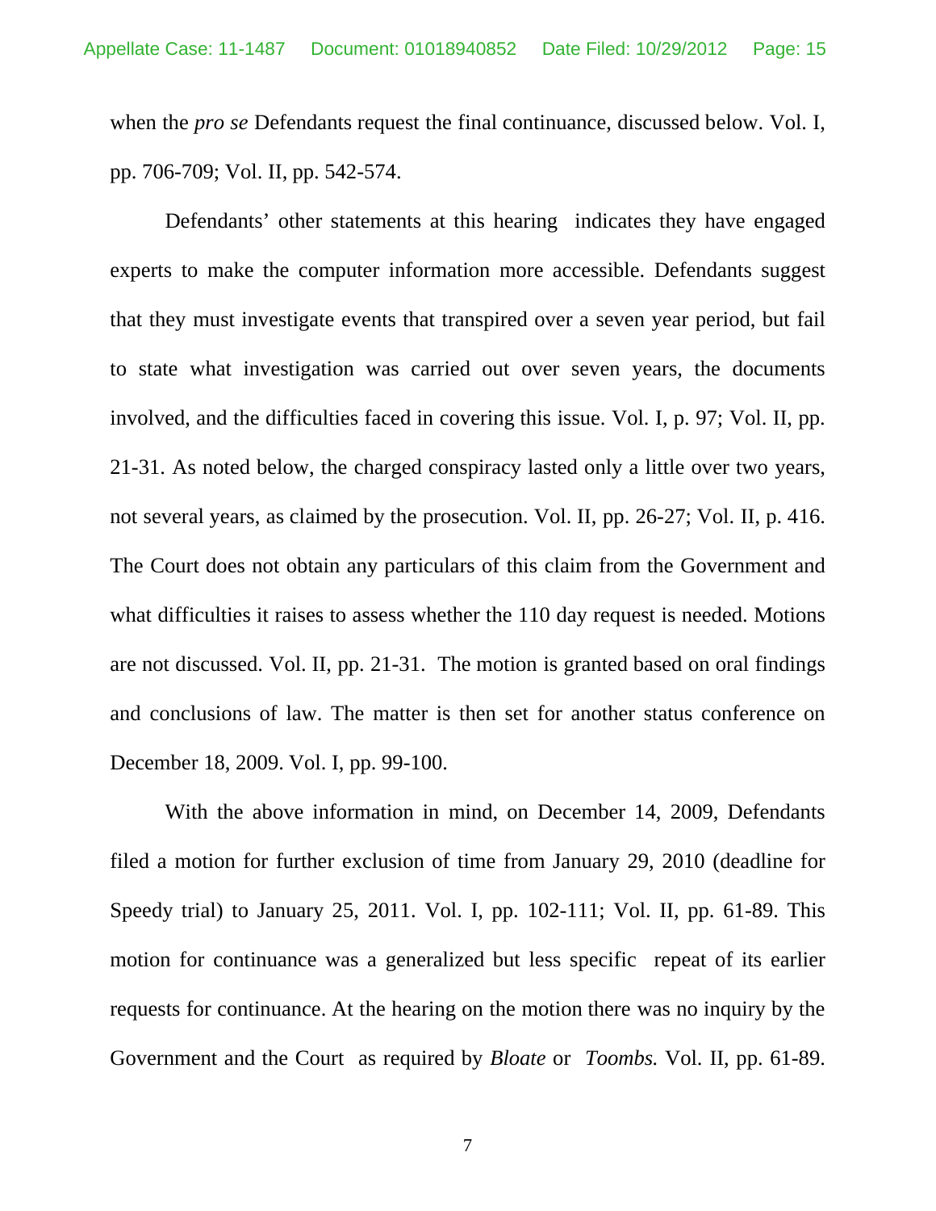when the *pro se* Defendants request the final continuance, discussed below. Vol. I, pp. 706-709; Vol. II, pp. 542-574.

Defendants' other statements at this hearing indicates they have engaged experts to make the computer information more accessible. Defendants suggest that they must investigate events that transpired over a seven year period, but fail to state what investigation was carried out over seven years, the documents involved, and the difficulties faced in covering this issue. Vol. I, p. 97; Vol. II, pp. 21-31. As noted below, the charged conspiracy lasted only a little over two years, not several years, as claimed by the prosecution. Vol. II, pp. 26-27; Vol. II, p. 416. The Court does not obtain any particulars of this claim from the Government and what difficulties it raises to assess whether the 110 day request is needed. Motions are not discussed. Vol. II, pp. 21-31. The motion is granted based on oral findings and conclusions of law. The matter is then set for another status conference on December 18, 2009. Vol. I, pp. 99-100.

With the above information in mind, on December 14, 2009, Defendants filed a motion for further exclusion of time from January 29, 2010 (deadline for Speedy trial) to January 25, 2011. Vol. I, pp. 102-111; Vol. II, pp. 61-89. This motion for continuance was a generalized but less specific repeat of its earlier requests for continuance. At the hearing on the motion there was no inquiry by the Government and the Court as required by *Bloate* or *Toombs.* Vol. II, pp. 61-89.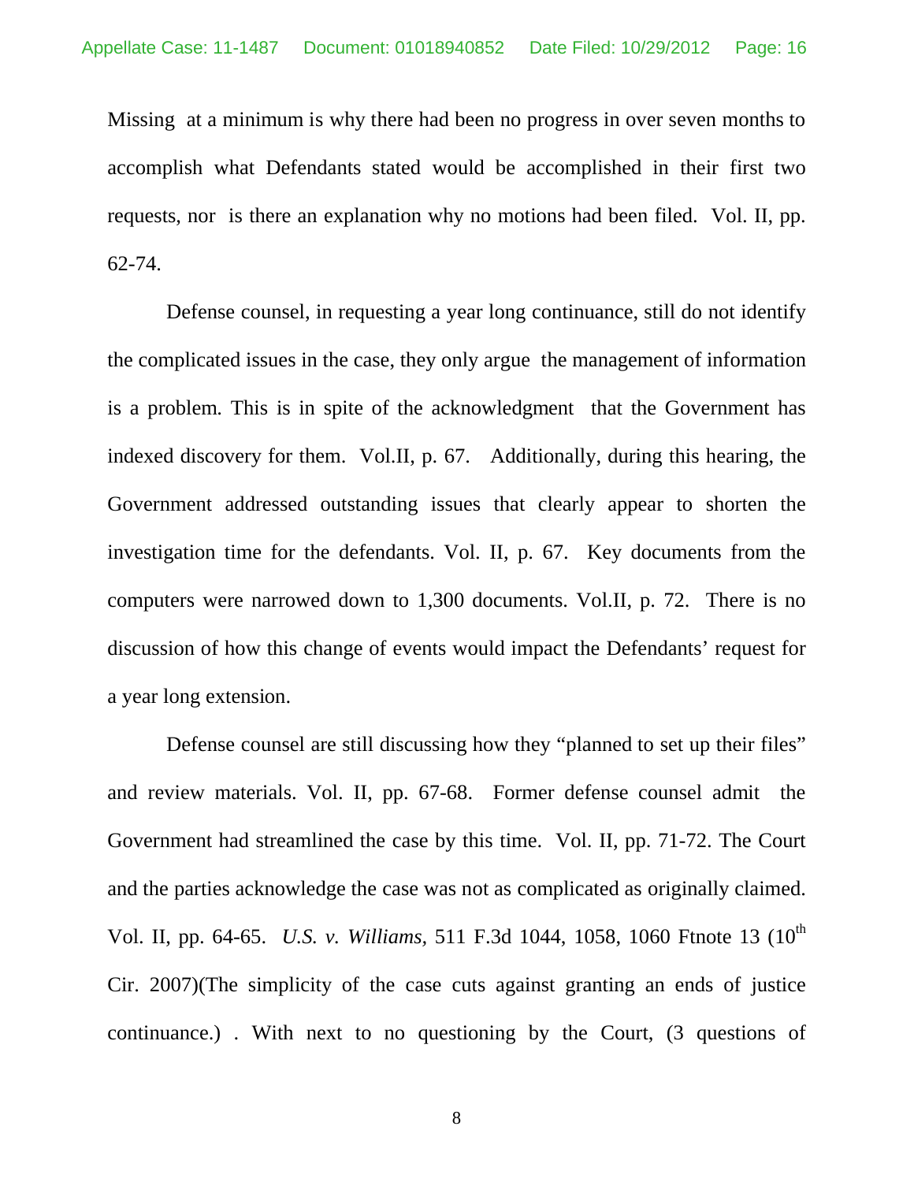Missing at a minimum is why there had been no progress in over seven months to accomplish what Defendants stated would be accomplished in their first two requests, nor is there an explanation why no motions had been filed. Vol. II, pp. 62-74.

Defense counsel, in requesting a year long continuance, still do not identify the complicated issues in the case, they only argue the management of information is a problem. This is in spite of the acknowledgment that the Government has indexed discovery for them. Vol.II, p. 67. Additionally, during this hearing, the Government addressed outstanding issues that clearly appear to shorten the investigation time for the defendants. Vol. II, p. 67. Key documents from the computers were narrowed down to 1,300 documents. Vol.II, p. 72. There is no discussion of how this change of events would impact the Defendants' request for a year long extension.

Defense counsel are still discussing how they "planned to set up their files" and review materials. Vol. II, pp. 67-68. Former defense counsel admit the Government had streamlined the case by this time. Vol. II, pp. 71-72. The Court and the parties acknowledge the case was not as complicated as originally claimed. Vol. II, pp. 64-65. *U.S. v. Williams,* 511 F.3d 1044, 1058, 1060 Ftnote 13 (10th Cir. 2007)(The simplicity of the case cuts against granting an ends of justice continuance.) . With next to no questioning by the Court, (3 questions of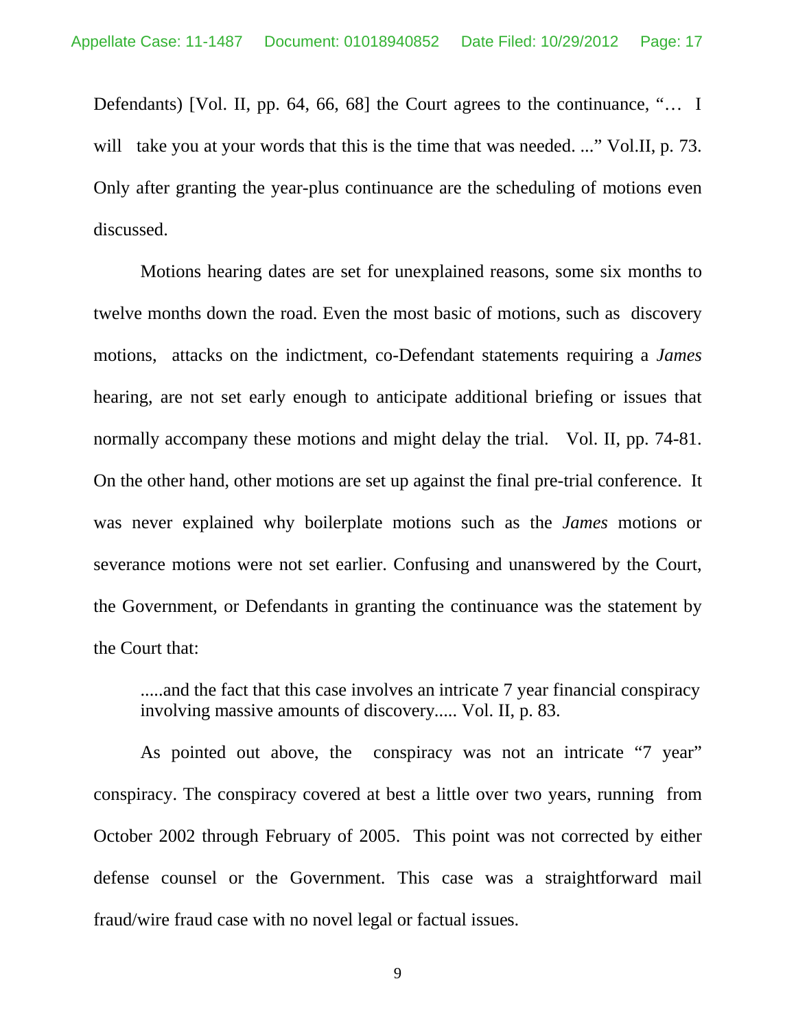Defendants) [Vol. II, pp. 64, 66, 68] the Court agrees to the continuance, "… I will take you at your words that this is the time that was needed. ..." Vol.II, p. 73. Only after granting the year-plus continuance are the scheduling of motions even discussed.

Motions hearing dates are set for unexplained reasons, some six months to twelve months down the road. Even the most basic of motions, such as discovery motions, attacks on the indictment, co-Defendant statements requiring a *James* hearing, are not set early enough to anticipate additional briefing or issues that normally accompany these motions and might delay the trial. Vol. II, pp. 74-81. On the other hand, other motions are set up against the final pre-trial conference. It was never explained why boilerplate motions such as the *James* motions or severance motions were not set earlier. Confusing and unanswered by the Court, the Government, or Defendants in granting the continuance was the statement by the Court that:

> .....and the fact that this case involves an intricate 7 year financial conspiracy involving massive amounts of discovery..... Vol. II, p. 83.

As pointed out above, the conspiracy was not an intricate "7 year" conspiracy. The conspiracy covered at best a little over two years, running from October 2002 through February of 2005. This point was not corrected by either defense counsel or the Government. This case was a straightforward mail fraud/wire fraud case with no novel legal or factual issues.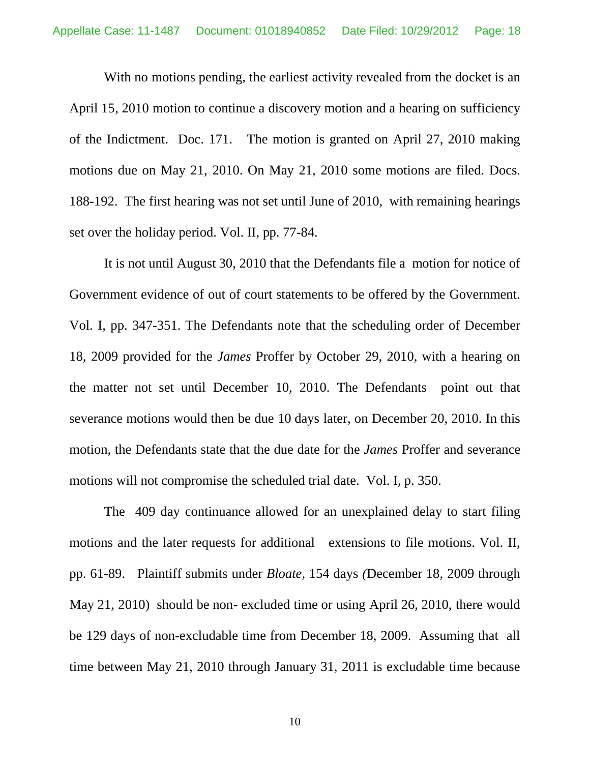With no motions pending, the earliest activity revealed from the docket is an April 15, 2010 motion to continue a discovery motion and a hearing on sufficiency of the Indictment. Doc. 171. The motion is granted on April 27, 2010 making motions due on May 21, 2010. On May 21, 2010 some motions are filed. Docs. 188-192. The first hearing was not set until June of 2010, with remaining hearings set over the holiday period. Vol. II, pp. 77-84.

It is not until August 30, 2010 that the Defendants file a motion for notice of Government evidence of out of court statements to be offered by the Government. Vol. I, pp. 347-351. The Defendants note that the scheduling order of December 18, 2009 provided for the *James* Proffer by October 29, 2010, with a hearing on the matter not set until December 10, 2010. The Defendants point out that severance motions would then be due 10 days later, on December 20, 2010. In this motion, the Defendants state that the due date for the *James* Proffer and severance motions will not compromise the scheduled trial date. Vol. I, p. 350.

The 409 day continuance allowed for an unexplained delay to start filing motions and the later requests for additional extensions to file motions. Vol. II, pp. 61-89. Plaintiff submits under *Bloate,* 154 days (December 18, 2009 through May 21, 2010) should be non- excluded time or using April 26, 2010, there would be 129 days of non-excludable time from December 18, 2009. Assuming that all time between May 21, 2010 through January 31, 2011 is excludable time because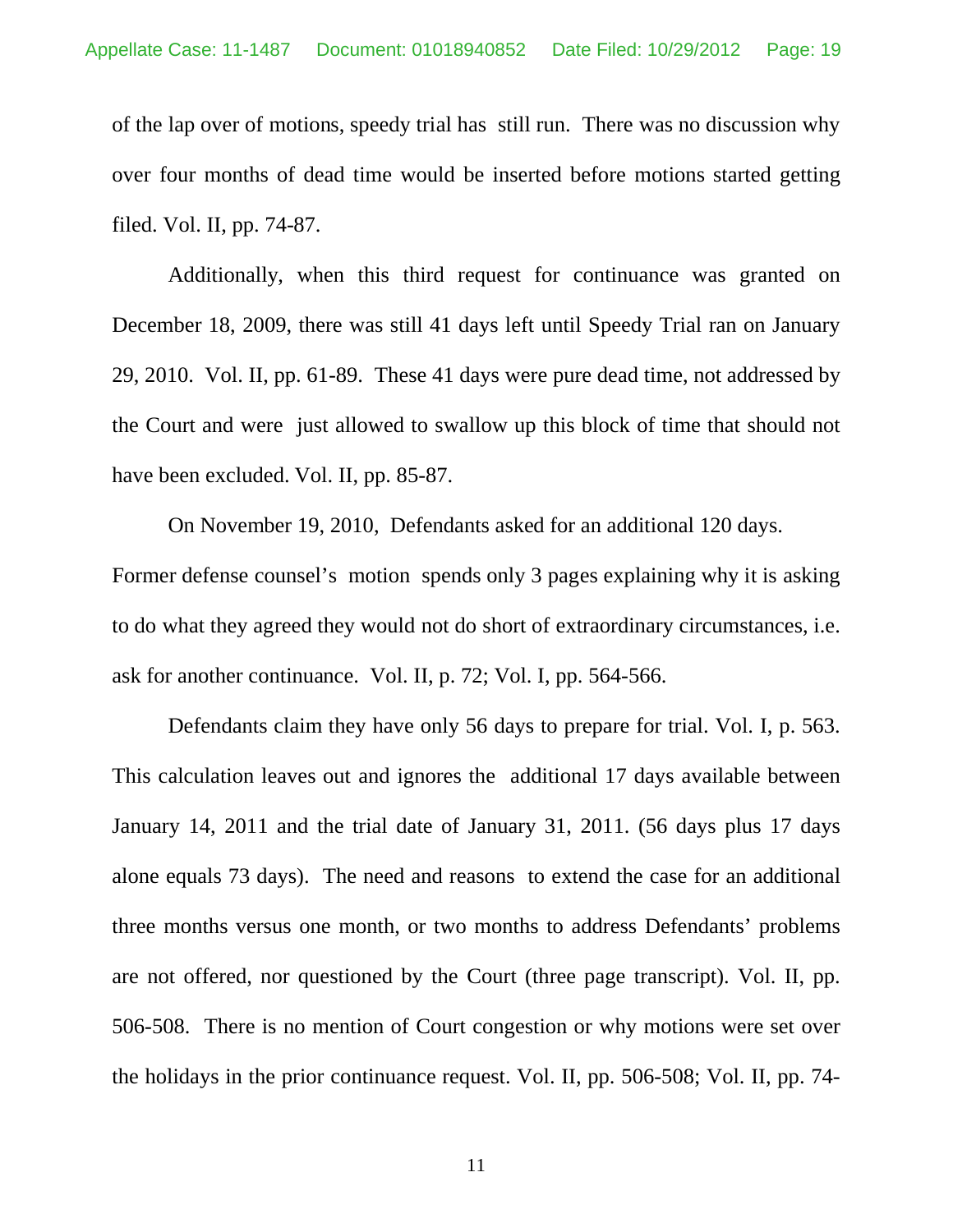of the lap over of motions, speedy trial has still run. There was no discussion why over four months of dead time would be inserted before motions started getting filed. Vol. II, pp. 74-87.

Additionally, when this third request for continuance was granted on December 18, 2009, there was still 41 days left until Speedy Trial ran on January 29, 2010. Vol. II, pp. 61-89. These 41 days were pure dead time, not addressed by the Court and were just allowed to swallow up this block of time that should not have been excluded. Vol. II, pp. 85-87.

On November 19, 2010, Defendants asked for an additional 120 days. Former defense counsel's motion spends only 3 pages explaining why it is asking to do what they agreed they would not do short of extraordinary circumstances, i.e. ask for another continuance. Vol. II, p. 72; Vol. I, pp. 564-566.

Defendants claim they have only 56 days to prepare for trial. Vol. I, p. 563. This calculation leaves out and ignores the additional 17 days available between January 14, 2011 and the trial date of January 31, 2011. (56 days plus 17 days alone equals 73 days). The need and reasons to extend the case for an additional three months versus one month, or two months to address Defendants' problems are not offered, nor questioned by the Court (three page transcript). Vol. II, pp. 506-508. There is no mention of Court congestion or why motions were set over the holidays in the prior continuance request. Vol. II, pp. 506-508; Vol. II, pp. 74-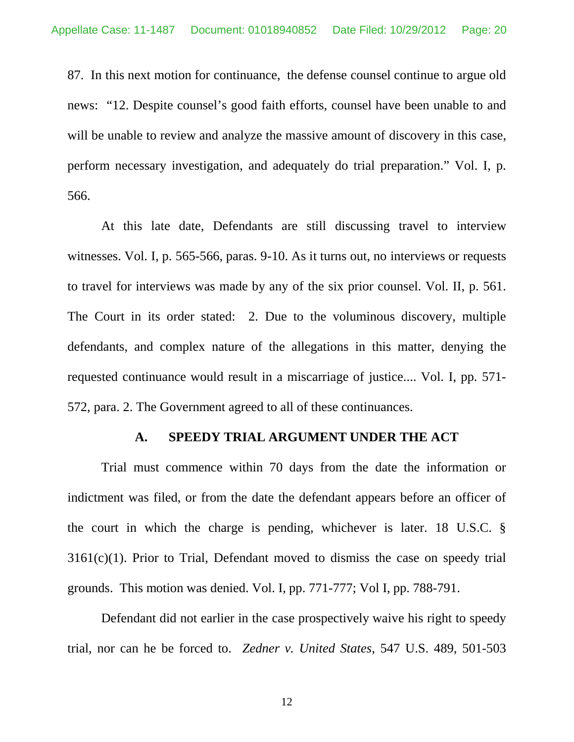87. In this next motion for continuance, the defense counsel continue to argue old news: "12. Despite counsel's good faith efforts, counsel have been unable to and will be unable to review and analyze the massive amount of discovery in this case, perform necessary investigation, and adequately do trial preparation." Vol. I, p. 566.

At this late date, Defendants are still discussing travel to interview witnesses. Vol. I, p. 565-566, paras. 9-10. As it turns out, no interviews or requests to travel for interviews was made by any of the six prior counsel. Vol. II, p. 561. The Court in its order stated: 2. Due to the voluminous discovery, multiple defendants, and complex nature of the allegations in this matter, denying the requested continuance would result in a miscarriage of justice.... Vol. I, pp. 571-572, para. 2. The Government agreed to all of these continuances.

### A. SPEEDY TRIAL ARGUMENT UNDER THE ACT

Trial must commence within 70 days from the date the information or indictment was filed, or from the date the defendant appears before an officer of the court in which the charge is pending, whichever is later. 18 U.S.C. § 3161(c)(1). Prior to Trial, Defendant moved to dismiss the case on speedy trial grounds. This motion was denied. Vol. I, pp. 771-777; Vol I, pp. 788-791.

Defendant did not earlier in the case prospectively waive his right to speedy trial, nor can he be forced to. *Zedner v. United States*, 547 U.S. 489, 501-503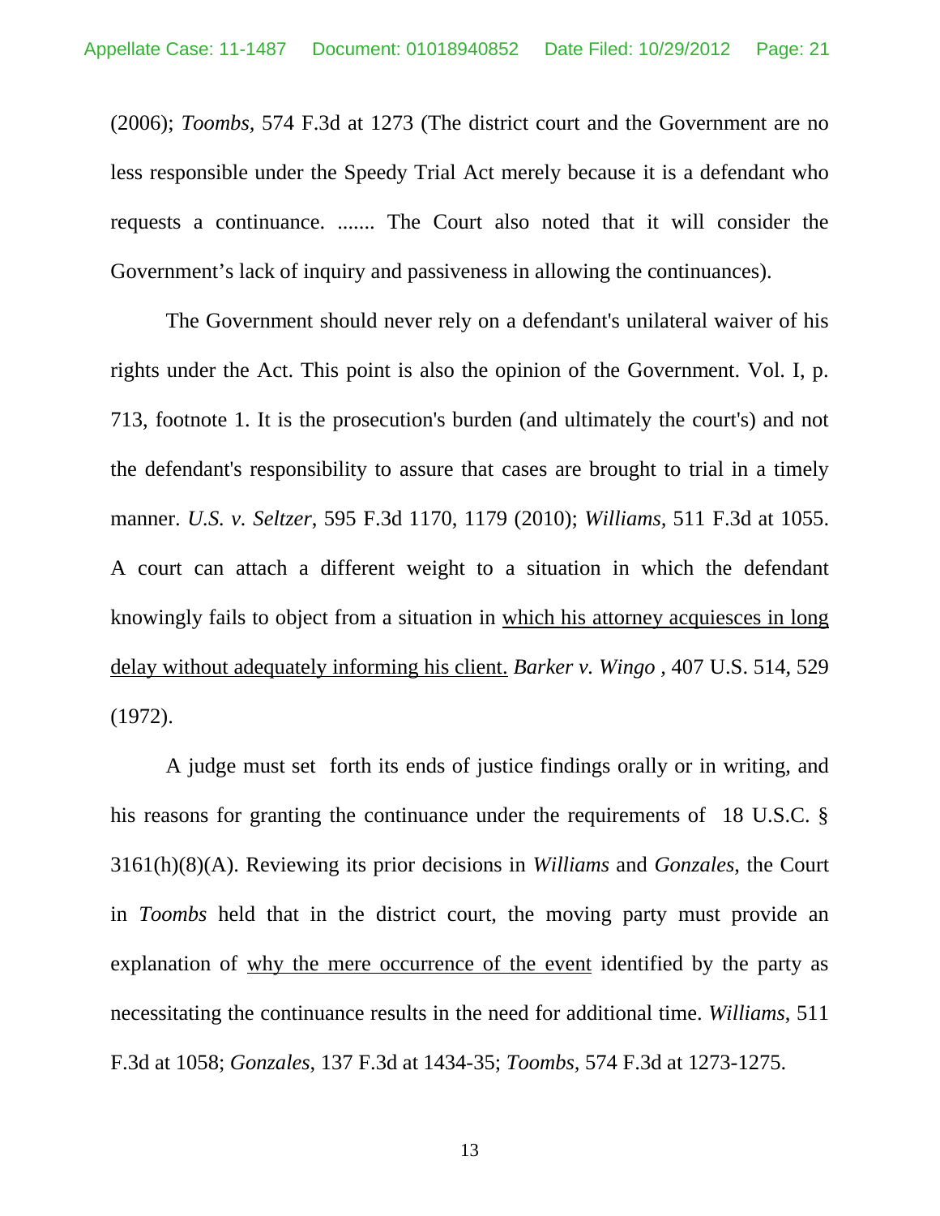(2006); *Toombs*, 574 F.3d at 1273 (The district court and the Government are no less responsible under the Speedy Trial Act merely because it is a defendant who requests a continuance. ....... The Court also noted that it will consider the Government's lack of inquiry and passiveness in allowing the continuances).

The Government should never rely on a defendant's unilateral waiver of his rights under the Act. This point is also the opinion of the Government. Vol. I, p. 713, footnote 1. It is the prosecution's burden (and ultimately the court's) and not the defendant's responsibility to assure that cases are brought to trial in a timely manner. *U.S. v. Seltzer*, 595 F.3d 1170, 1179 (2010); *Williams*, 511 F.3d at 1055. A court can attach a different weight to a situation in which the defendant knowingly fails to object from a situation in <u>which his attorney acquiesces in long delay without adequately informing his client.</u> *Barker v. Wingo* , 407 U.S. 514, 529 (1972).

A judge must set forth its ends of justice findings orally or in writing, and his reasons for granting the continuance under the requirements of 18 U.S.C. § 3161(h)(8)(A). Reviewing its prior decisions in *Williams* and *Gonzales*, the Court in *Toombs* held that in the district court, the moving party must provide an explanation of <u>why the mere occurrence of the event</u> identified by the party as necessitating the continuance results in the need for additional time. *Williams*, 511 F.3d at 1058; *Gonzales*, 137 F.3d at 1434-35; *Toombs*, 574 F.3d at 1273-1275.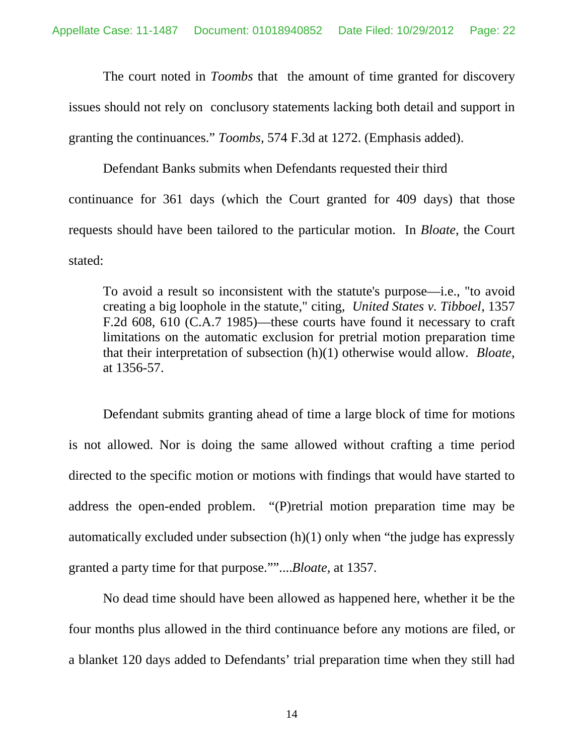The court noted in *Toombs* that the amount of time granted for discovery issues should not rely on conclusory statements lacking both detail and support in granting the continuances." *Toombs,* 574 F.3d at 1272. (Emphasis added).

Defendant Banks submits when Defendants requested their third continuance for 361 days (which the Court granted for 409 days) that those requests should have been tailored to the particular motion. In *Bloate,* the Court stated:

> To avoid a result so inconsistent with the statute's purpose—i.e., "to avoid creating a big loophole in the statute," citing, *United States v. Tibboel*, 1357 F.2d 608, 610 (C.A.7 1985)—these courts have found it necessary to craft limitations on the automatic exclusion for pretrial motion preparation time that their interpretation of subsection (h)(1) otherwise would allow. *Bloate,* at 1356-57.

Defendant submits granting ahead of time a large block of time for motions is not allowed. Nor is doing the same allowed without crafting a time period directed to the specific motion or motions with findings that would have started to address the open-ended problem. "(P)retrial motion preparation time may be automatically excluded under subsection (h)(1) only when "the judge has expressly granted a party time for that purpose.""....*Bloate,* at 1357.

No dead time should have been allowed as happened here, whether it be the four months plus allowed in the third continuance before any motions are filed, or a blanket 120 days added to Defendants' trial preparation time when they still had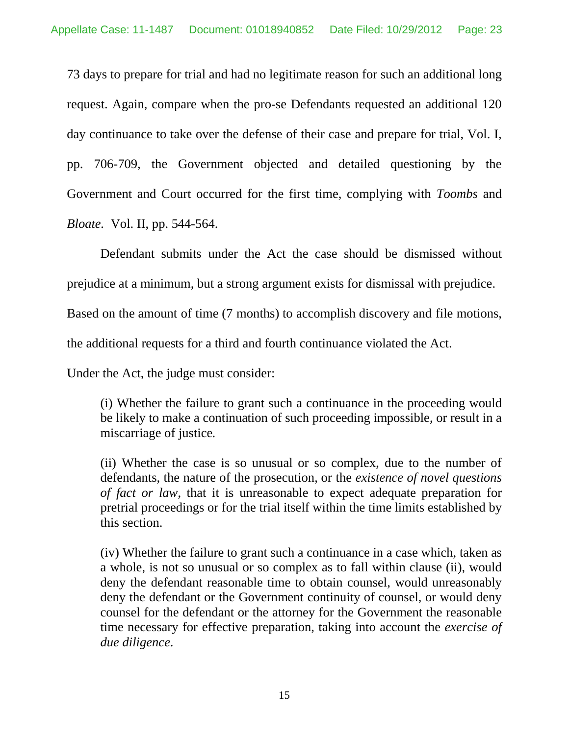73 days to prepare for trial and had no legitimate reason for such an additional long request. Again, compare when the pro-se Defendants requested an additional 120 day continuance to take over the defense of their case and prepare for trial, Vol. I, pp. 706-709, the Government objected and detailed questioning by the Government and Court occurred for the first time, complying with *Toombs* and *Bloate*. Vol. II, pp. 544-564.

Defendant submits under the Act the case should be dismissed without prejudice at a minimum, but a strong argument exists for dismissal with prejudice. Based on the amount of time (7 months) to accomplish discovery and file motions, the additional requests for a third and fourth continuance violated the Act.

Under the Act, the judge must consider:

> (i) Whether the failure to grant such a continuance in the proceeding would be likely to make a continuation of such proceeding impossible, or result in a miscarriage of justice.
>
> (ii) Whether the case is so unusual or so complex, due to the number of defendants, the nature of the prosecution, or the *existence of novel questions of fact or law*, that it is unreasonable to expect adequate preparation for pretrial proceedings or for the trial itself within the time limits established by this section.
>
> (iv) Whether the failure to grant such a continuance in a case which, taken as a whole, is not so unusual or so complex as to fall within clause (ii), would deny the defendant reasonable time to obtain counsel, would unreasonably deny the defendant or the Government continuity of counsel, or would deny counsel for the defendant or the attorney for the Government the reasonable time necessary for effective preparation, taking into account the *exercise of due diligence*.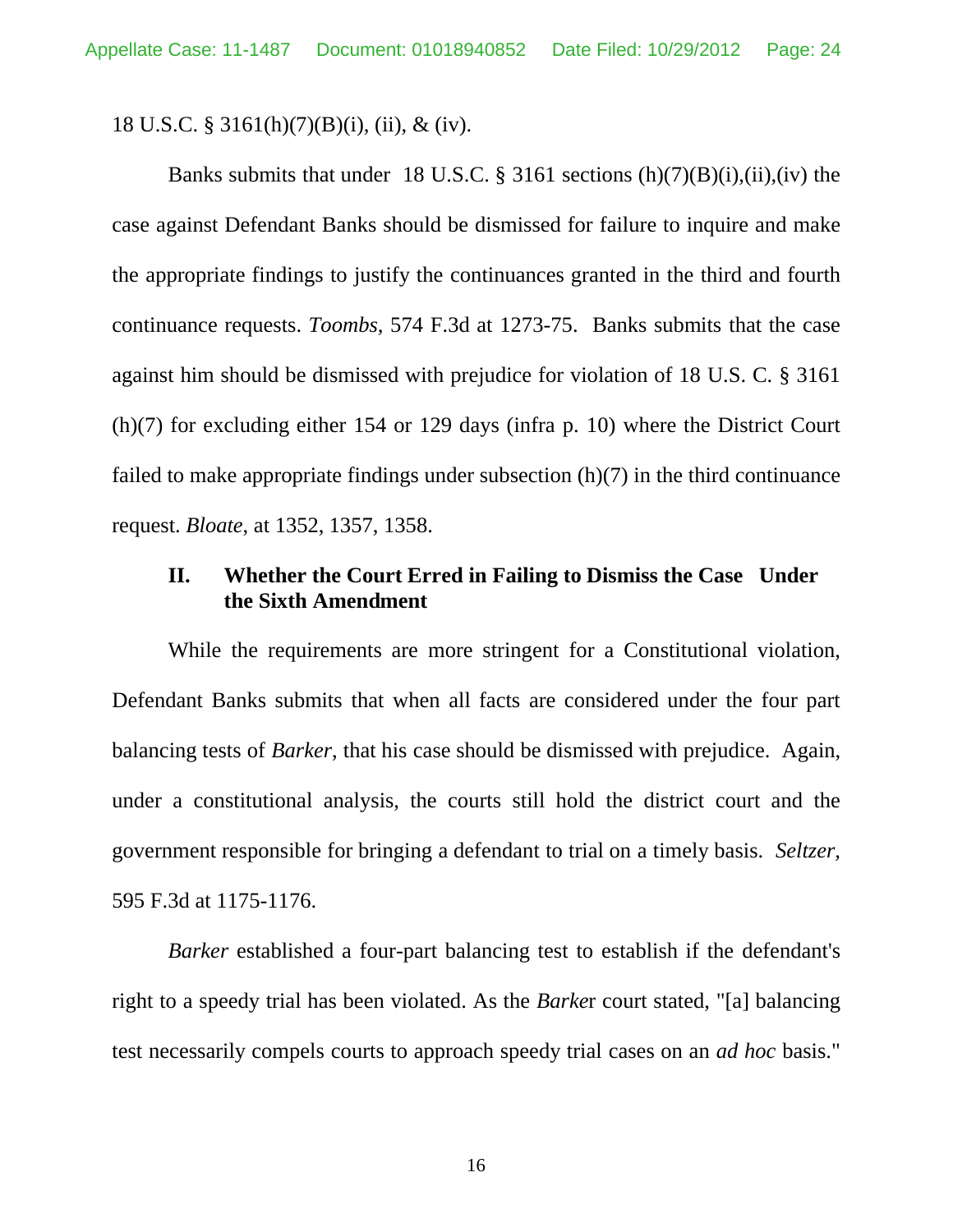18 U.S.C. § 3161(h)(7)(B)(i), (ii), & (iv).

Banks submits that under 18 U.S.C. § 3161 sections (h)(7)(B)(i),(ii),(iv) the case against Defendant Banks should be dismissed for failure to inquire and make the appropriate findings to justify the continuances granted in the third and fourth continuance requests. *Toombs*, 574 F.3d at 1273-75. Banks submits that the case against him should be dismissed with prejudice for violation of 18 U.S. C. § 3161 (h)(7) for excluding either 154 or 129 days (infra p. 10) where the District Court failed to make appropriate findings under subsection (h)(7) in the third continuance request. *Bloate*, at 1352, 1357, 1358.

## II. Whether the Court Erred in Failing to Dismiss the Case Under the Sixth Amendment

While the requirements are more stringent for a Constitutional violation, Defendant Banks submits that when all facts are considered under the four part balancing tests of *Barker*, that his case should be dismissed with prejudice. Again, under a constitutional analysis, the courts still hold the district court and the government responsible for bringing a defendant to trial on a timely basis. *Seltzer*, 595 F.3d at 1175-1176.

*Barker* established a four-part balancing test to establish if the defendant's right to a speedy trial has been violated. As the *Barke*r court stated, "[a] balancing test necessarily compels courts to approach speedy trial cases on an *ad hoc* basis."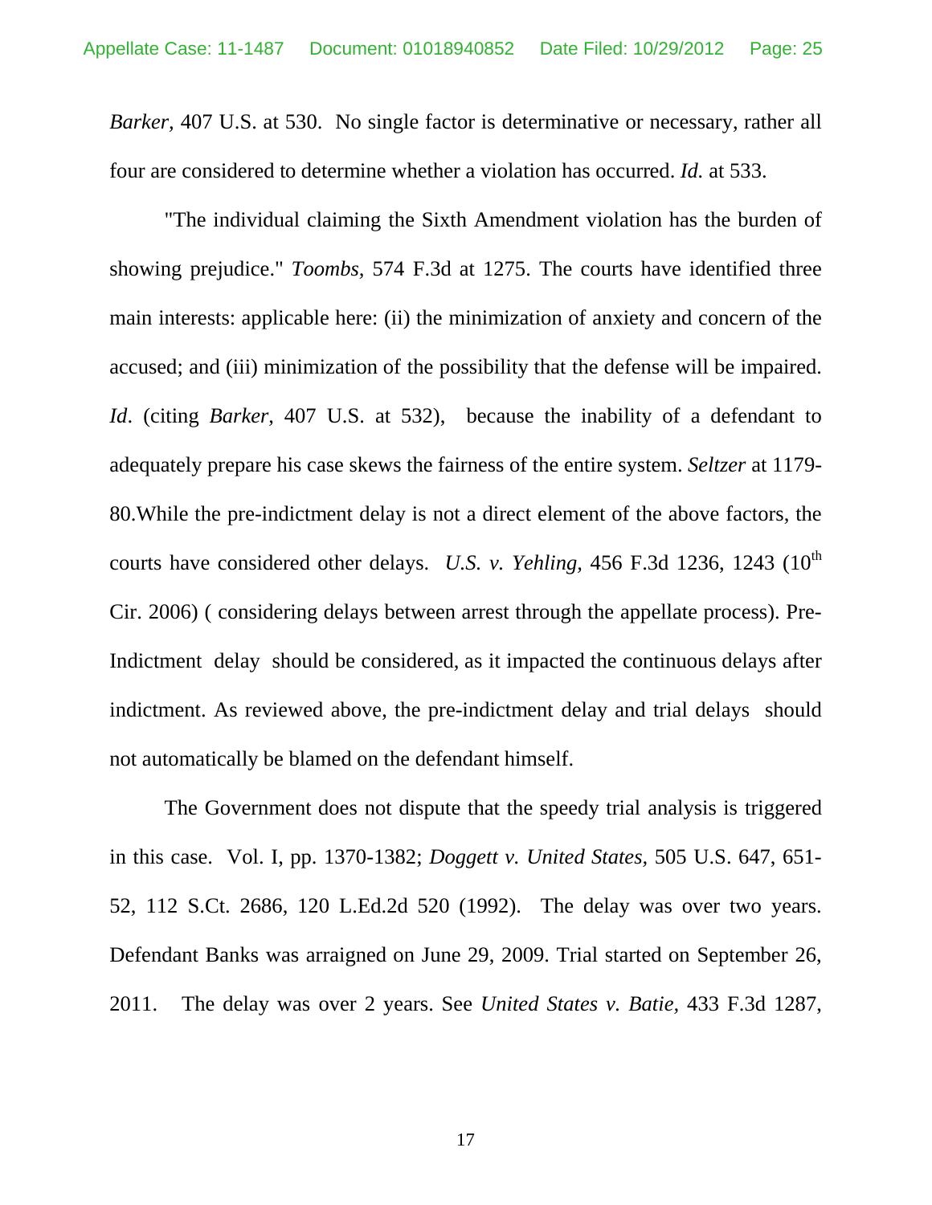*Barker*, 407 U.S. at 530. No single factor is determinative or necessary, rather all four are considered to determine whether a violation has occurred. *Id.* at 533.

"The individual claiming the Sixth Amendment violation has the burden of showing prejudice." *Toombs*, 574 F.3d at 1275. The courts have identified three main interests: applicable here: (ii) the minimization of anxiety and concern of the accused; and (iii) minimization of the possibility that the defense will be impaired. *Id*. (citing *Barker*, 407 U.S. at 532), because the inability of a defendant to adequately prepare his case skews the fairness of the entire system. *Seltzer* at 1179-80.While the pre-indictment delay is not a direct element of the above factors, the courts have considered other delays. *U.S. v. Yehling,* 456 F.3d 1236, 1243 (10th Cir. 2006) ( considering delays between arrest through the appellate process). Pre-Indictment delay should be considered, as it impacted the continuous delays after indictment. As reviewed above, the pre-indictment delay and trial delays should not automatically be blamed on the defendant himself.

The Government does not dispute that the speedy trial analysis is triggered in this case. Vol. I, pp. 1370-1382; *Doggett v. United States,* 505 U.S. 647, 651-52, 112 S.Ct. 2686, 120 L.Ed.2d 520 (1992). The delay was over two years. Defendant Banks was arraigned on June 29, 2009. Trial started on September 26, 2011. The delay was over 2 years. See *United States v. Batie,* 433 F.3d 1287,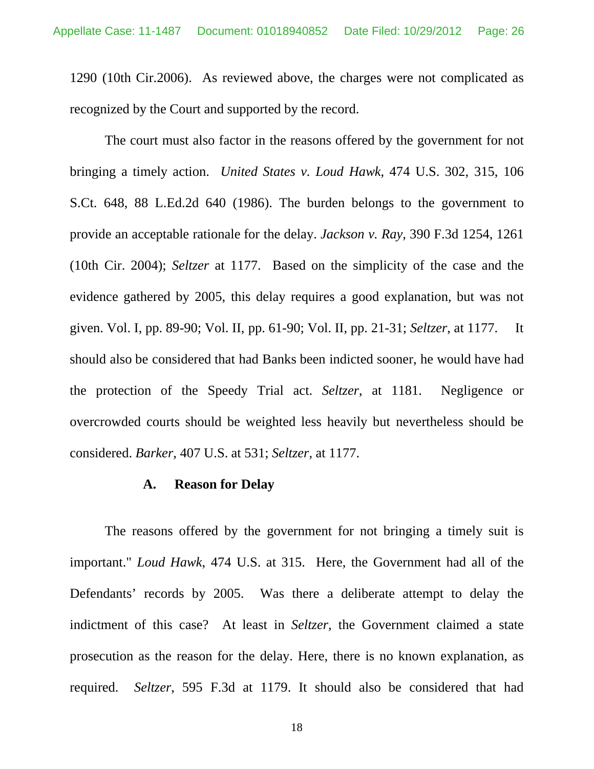1290 (10th Cir.2006). As reviewed above, the charges were not complicated as recognized by the Court and supported by the record.

The court must also factor in the reasons offered by the government for not bringing a timely action. *United States v. Loud Hawk*, 474 U.S. 302, 315, 106 S.Ct. 648, 88 L.Ed.2d 640 (1986). The burden belongs to the government to provide an acceptable rationale for the delay. *Jackson v. Ray*, 390 F.3d 1254, 1261 (10th Cir. 2004); *Seltzer* at 1177. Based on the simplicity of the case and the evidence gathered by 2005, this delay requires a good explanation, but was not given. Vol. I, pp. 89-90; Vol. II, pp. 61-90; Vol. II, pp. 21-31; *Seltzer*, at 1177. It should also be considered that had Banks been indicted sooner, he would have had the protection of the Speedy Trial act. *Seltzer*, at 1181. Negligence or overcrowded courts should be weighted less heavily but nevertheless should be considered. *Barker*, 407 U.S. at 531; *Seltzer*, at 1177.

### A. Reason for Delay

The reasons offered by the government for not bringing a timely suit is important." *Loud Hawk*, 474 U.S. at 315. Here, the Government had all of the Defendants' records by 2005. Was there a deliberate attempt to delay the indictment of this case? At least in *Seltzer*, the Government claimed a state prosecution as the reason for the delay. Here, there is no known explanation, as required. *Seltzer*, 595 F.3d at 1179. It should also be considered that had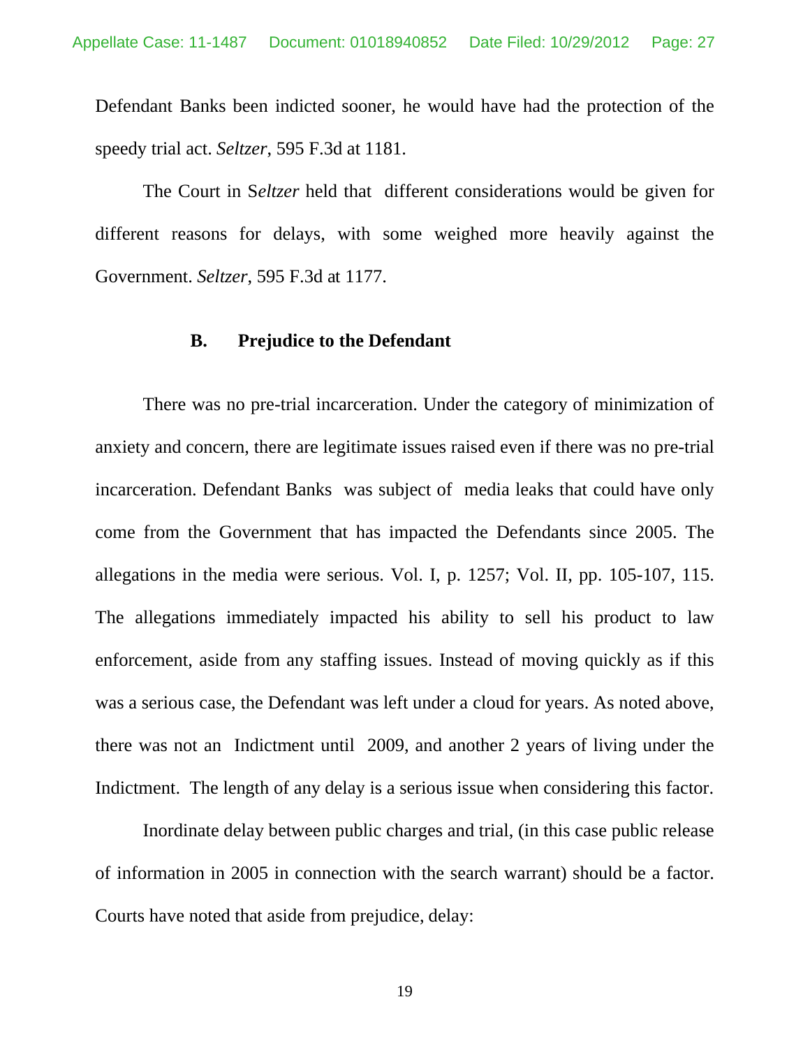Defendant Banks been indicted sooner, he would have had the protection of the speedy trial act. *Seltzer*, 595 F.3d at 1181.

The Court in S*eltzer* held that different considerations would be given for different reasons for delays, with some weighed more heavily against the Government. *Seltzer*, 595 F.3d at 1177.

### B. Prejudice to the Defendant

There was no pre-trial incarceration. Under the category of minimization of anxiety and concern, there are legitimate issues raised even if there was no pre-trial incarceration. Defendant Banks was subject of media leaks that could have only come from the Government that has impacted the Defendants since 2005. The allegations in the media were serious. Vol. I, p. 1257; Vol. II, pp. 105-107, 115. The allegations immediately impacted his ability to sell his product to law enforcement, aside from any staffing issues. Instead of moving quickly as if this was a serious case, the Defendant was left under a cloud for years. As noted above, there was not an Indictment until 2009, and another 2 years of living under the Indictment. The length of any delay is a serious issue when considering this factor.

Inordinate delay between public charges and trial, (in this case public release of information in 2005 in connection with the search warrant) should be a factor. Courts have noted that aside from prejudice, delay: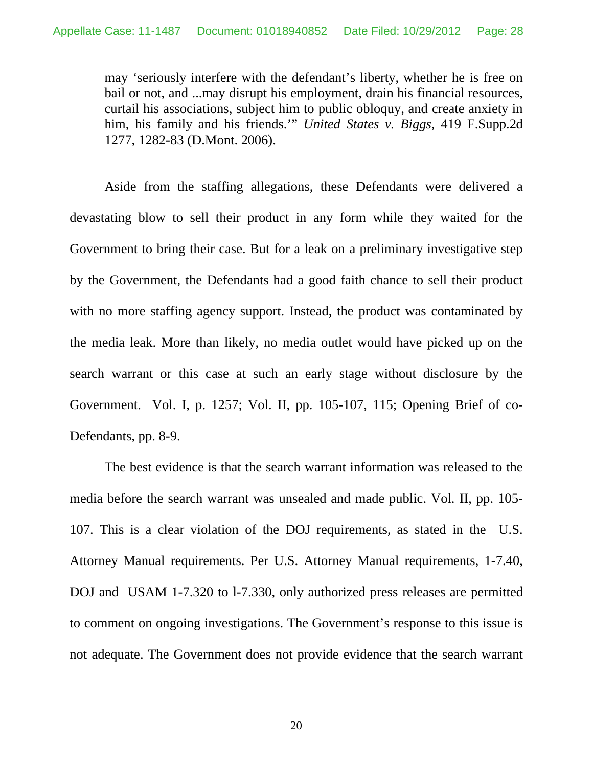may 'seriously interfere with the defendant's liberty, whether he is free on bail or not, and ...may disrupt his employment, drain his financial resources, curtail his associations, subject him to public obloquy, and create anxiety in him, his family and his friends.'" *United States v. Biggs*, 419 F.Supp.2d 1277, 1282-83 (D.Mont. 2006).

Aside from the staffing allegations, these Defendants were delivered a devastating blow to sell their product in any form while they waited for the Government to bring their case. But for a leak on a preliminary investigative step by the Government, the Defendants had a good faith chance to sell their product with no more staffing agency support. Instead, the product was contaminated by the media leak. More than likely, no media outlet would have picked up on the search warrant or this case at such an early stage without disclosure by the Government. Vol. I, p. 1257; Vol. II, pp. 105-107, 115; Opening Brief of co-Defendants, pp. 8-9.

The best evidence is that the search warrant information was released to the media before the search warrant was unsealed and made public. Vol. II, pp. 105-107. This is a clear violation of the DOJ requirements, as stated in the U.S. Attorney Manual requirements. Per U.S. Attorney Manual requirements, 1-7.40, DOJ and USAM 1-7.320 to l-7.330, only authorized press releases are permitted to comment on ongoing investigations. The Government's response to this issue is not adequate. The Government does not provide evidence that the search warrant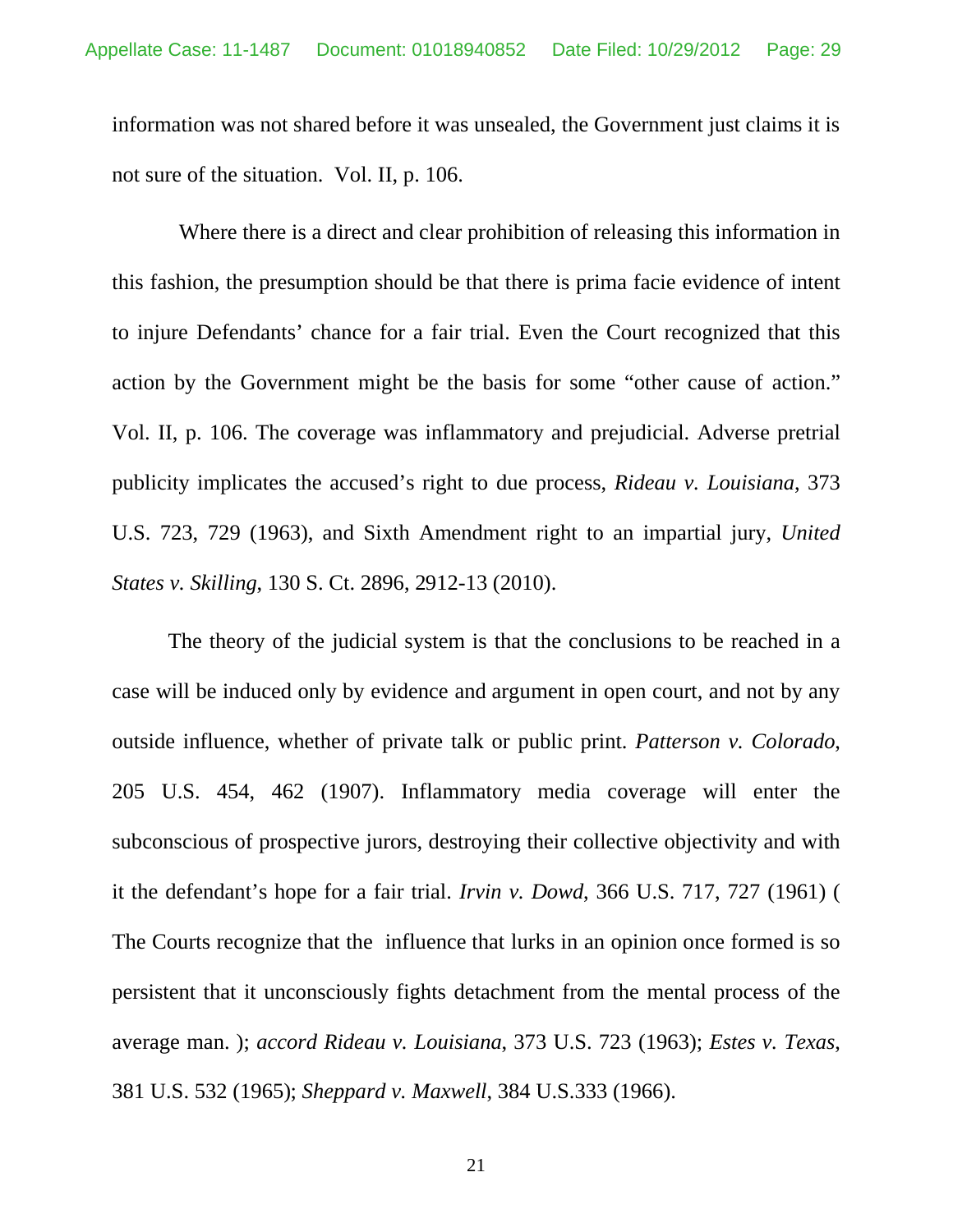information was not shared before it was unsealed, the Government just claims it is not sure of the situation. Vol. II, p. 106.

Where there is a direct and clear prohibition of releasing this information in this fashion, the presumption should be that there is prima facie evidence of intent to injure Defendants' chance for a fair trial. Even the Court recognized that this action by the Government might be the basis for some "other cause of action." Vol. II, p. 106. The coverage was inflammatory and prejudicial. Adverse pretrial publicity implicates the accused's right to due process, *Rideau v. Louisiana*, 373 U.S. 723, 729 (1963), and Sixth Amendment right to an impartial jury, *United States v. Skilling*, 130 S. Ct. 2896, 2912-13 (2010).

The theory of the judicial system is that the conclusions to be reached in a case will be induced only by evidence and argument in open court, and not by any outside influence, whether of private talk or public print. *Patterson v. Colorado*, 205 U.S. 454, 462 (1907). Inflammatory media coverage will enter the subconscious of prospective jurors, destroying their collective objectivity and with it the defendant's hope for a fair trial. *Irvin v. Dowd*, 366 U.S. 717, 727 (1961) ( The Courts recognize that the influence that lurks in an opinion once formed is so persistent that it unconsciously fights detachment from the mental process of the average man. ); *accord Rideau v. Louisiana*, 373 U.S. 723 (1963); *Estes v. Texas*, 381 U.S. 532 (1965); *Sheppard v. Maxwell*, 384 U.S.333 (1966).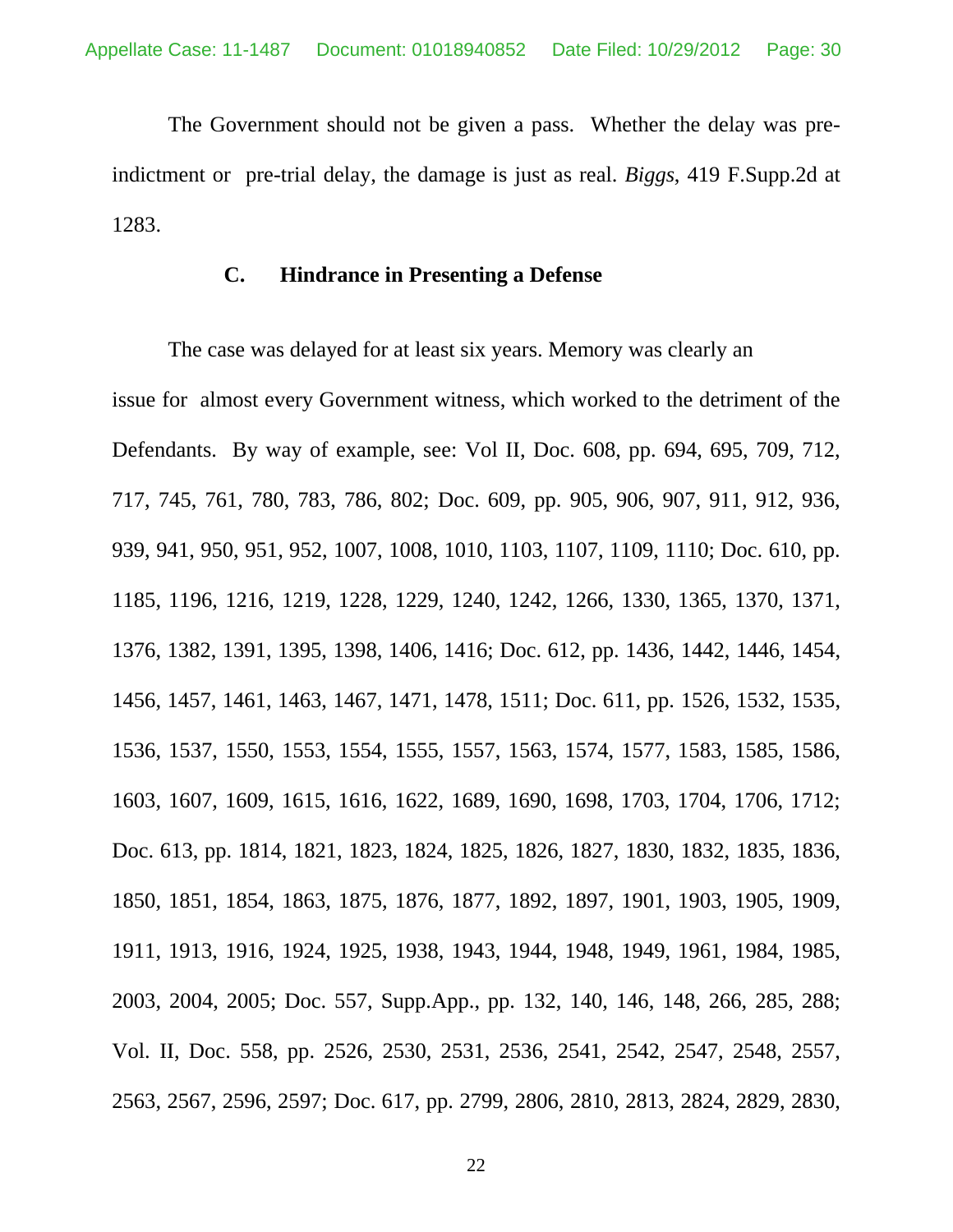The Government should not be given a pass. Whether the delay was pre-indictment or pre-trial delay, the damage is just as real. *Biggs*, 419 F.Supp.2d at 1283.

### C. Hindrance in Presenting a Defense

The case was delayed for at least six years. Memory was clearly an issue for almost every Government witness, which worked to the detriment of the Defendants. By way of example, see: Vol II, Doc. 608, pp. 694, 695, 709, 712, 717, 745, 761, 780, 783, 786, 802; Doc. 609, pp. 905, 906, 907, 911, 912, 936, 939, 941, 950, 951, 952, 1007, 1008, 1010, 1103, 1107, 1109, 1110; Doc. 610, pp. 1185, 1196, 1216, 1219, 1228, 1229, 1240, 1242, 1266, 1330, 1365, 1370, 1371, 1376, 1382, 1391, 1395, 1398, 1406, 1416; Doc. 612, pp. 1436, 1442, 1446, 1454, 1456, 1457, 1461, 1463, 1467, 1471, 1478, 1511; Doc. 611, pp. 1526, 1532, 1535, 1536, 1537, 1550, 1553, 1554, 1555, 1557, 1563, 1574, 1577, 1583, 1585, 1586, 1603, 1607, 1609, 1615, 1616, 1622, 1689, 1690, 1698, 1703, 1704, 1706, 1712; Doc. 613, pp. 1814, 1821, 1823, 1824, 1825, 1826, 1827, 1830, 1832, 1835, 1836, 1850, 1851, 1854, 1863, 1875, 1876, 1877, 1892, 1897, 1901, 1903, 1905, 1909, 1911, 1913, 1916, 1924, 1925, 1938, 1943, 1944, 1948, 1949, 1961, 1984, 1985, 2003, 2004, 2005; Doc. 557, Supp.App., pp. 132, 140, 146, 148, 266, 285, 288; Vol. II, Doc. 558, pp. 2526, 2530, 2531, 2536, 2541, 2542, 2547, 2548, 2557, 2563, 2567, 2596, 2597; Doc. 617, pp. 2799, 2806, 2810, 2813, 2824, 2829, 2830,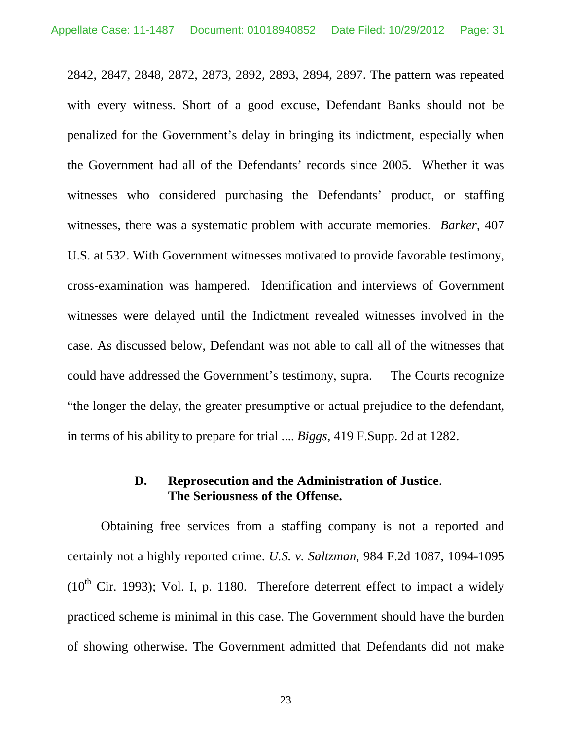2842, 2847, 2848, 2872, 2873, 2892, 2893, 2894, 2897. The pattern was repeated with every witness. Short of a good excuse, Defendant Banks should not be penalized for the Government's delay in bringing its indictment, especially when the Government had all of the Defendants' records since 2005. Whether it was witnesses who considered purchasing the Defendants' product, or staffing witnesses, there was a systematic problem with accurate memories. *Barker*, 407 U.S. at 532. With Government witnesses motivated to provide favorable testimony, cross-examination was hampered. Identification and interviews of Government witnesses were delayed until the Indictment revealed witnesses involved in the case. As discussed below, Defendant was not able to call all of the witnesses that could have addressed the Government's testimony, supra. The Courts recognize "the longer the delay, the greater presumptive or actual prejudice to the defendant, in terms of his ability to prepare for trial .... *Biggs*, 419 F.Supp. 2d at 1282.

### D. Reprosecution and the Administration of Justice. The Seriousness of the Offense.

Obtaining free services from a staffing company is not a reported and certainly not a highly reported crime. *U.S. v. Saltzman,* 984 F.2d 1087, 1094-1095 (10th Cir. 1993); Vol. I, p. 1180. Therefore deterrent effect to impact a widely practiced scheme is minimal in this case. The Government should have the burden of showing otherwise. The Government admitted that Defendants did not make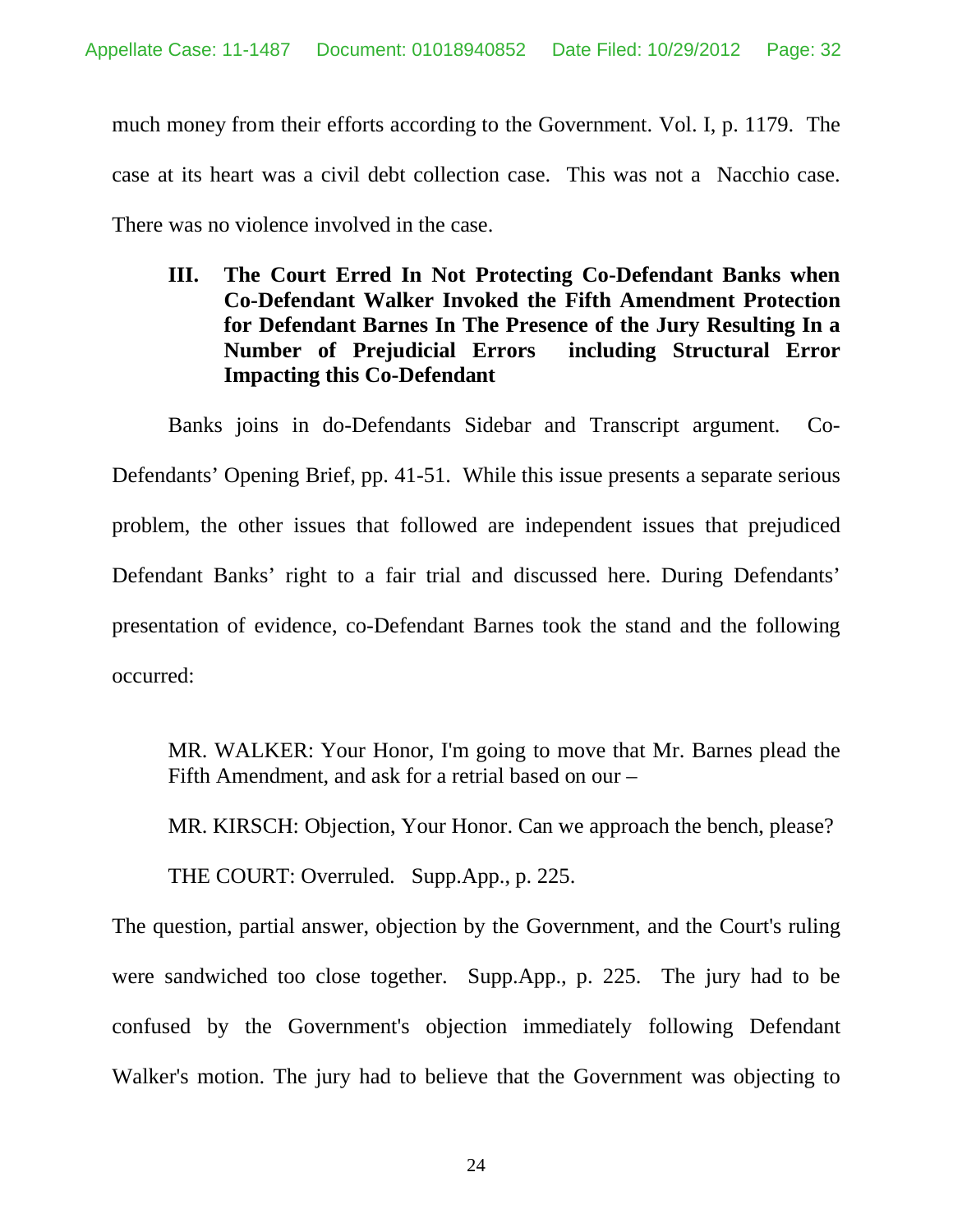much money from their efforts according to the Government. Vol. I, p. 1179. The case at its heart was a civil debt collection case. This was not a Nacchio case. There was no violence involved in the case.

### III. The Court Erred In Not Protecting Co-Defendant Banks when Co-Defendant Walker Invoked the Fifth Amendment Protection for Defendant Barnes In The Presence of the Jury Resulting In a Number of Prejudicial Errors including Structural Error Impacting this Co-Defendant

Banks joins in do-Defendants Sidebar and Transcript argument. Co-Defendants' Opening Brief, pp. 41-51. While this issue presents a separate serious problem, the other issues that followed are independent issues that prejudiced Defendant Banks' right to a fair trial and discussed here. During Defendants' presentation of evidence, co-Defendant Barnes took the stand and the following occurred:

> MR. WALKER: Your Honor, I'm going to move that Mr. Barnes plead the Fifth Amendment, and ask for a retrial based on our –
>
> MR. KIRSCH: Objection, Your Honor. Can we approach the bench, please?
>
> THE COURT: Overruled. Supp.App., p. 225.

The question, partial answer, objection by the Government, and the Court's ruling were sandwiched too close together. Supp.App., p. 225. The jury had to be confused by the Government's objection immediately following Defendant Walker's motion. The jury had to believe that the Government was objecting to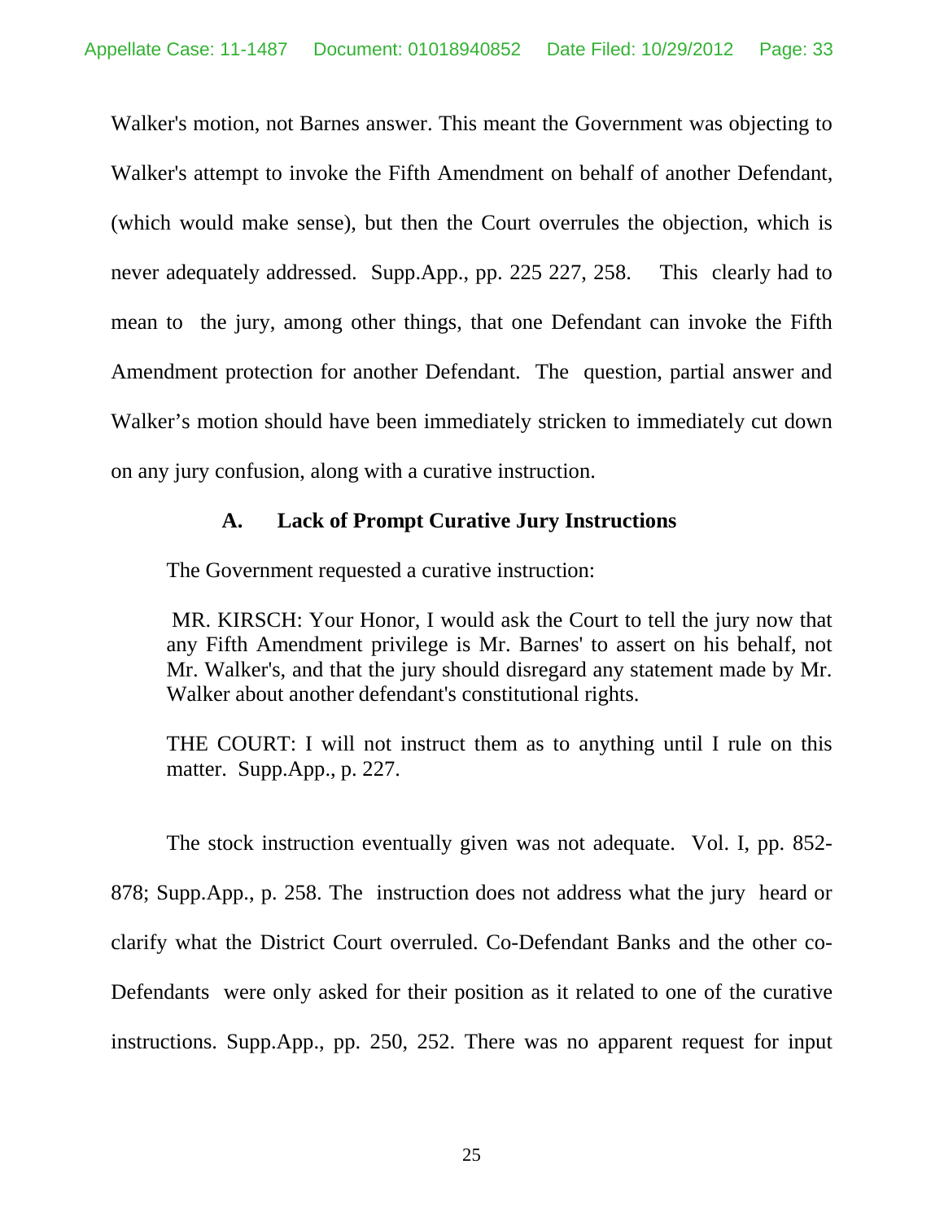Walker's motion, not Barnes answer. This meant the Government was objecting to Walker's attempt to invoke the Fifth Amendment on behalf of another Defendant, (which would make sense), but then the Court overrules the objection, which is never adequately addressed. Supp.App., pp. 225 227, 258. This clearly had to mean to the jury, among other things, that one Defendant can invoke the Fifth Amendment protection for another Defendant. The question, partial answer and Walker's motion should have been immediately stricken to immediately cut down on any jury confusion, along with a curative instruction.

### A. Lack of Prompt Curative Jury Instructions

The Government requested a curative instruction:

> MR. KIRSCH: Your Honor, I would ask the Court to tell the jury now that any Fifth Amendment privilege is Mr. Barnes' to assert on his behalf, not Mr. Walker's, and that the jury should disregard any statement made by Mr. Walker about another defendant's constitutional rights.
>
> THE COURT: I will not instruct them as to anything until I rule on this matter. Supp.App., p. 227.

The stock instruction eventually given was not adequate. Vol. I, pp. 852-878; Supp.App., p. 258. The instruction does not address what the jury heard or clarify what the District Court overruled. Co-Defendant Banks and the other co-Defendants were only asked for their position as it related to one of the curative instructions. Supp.App., pp. 250, 252. There was no apparent request for input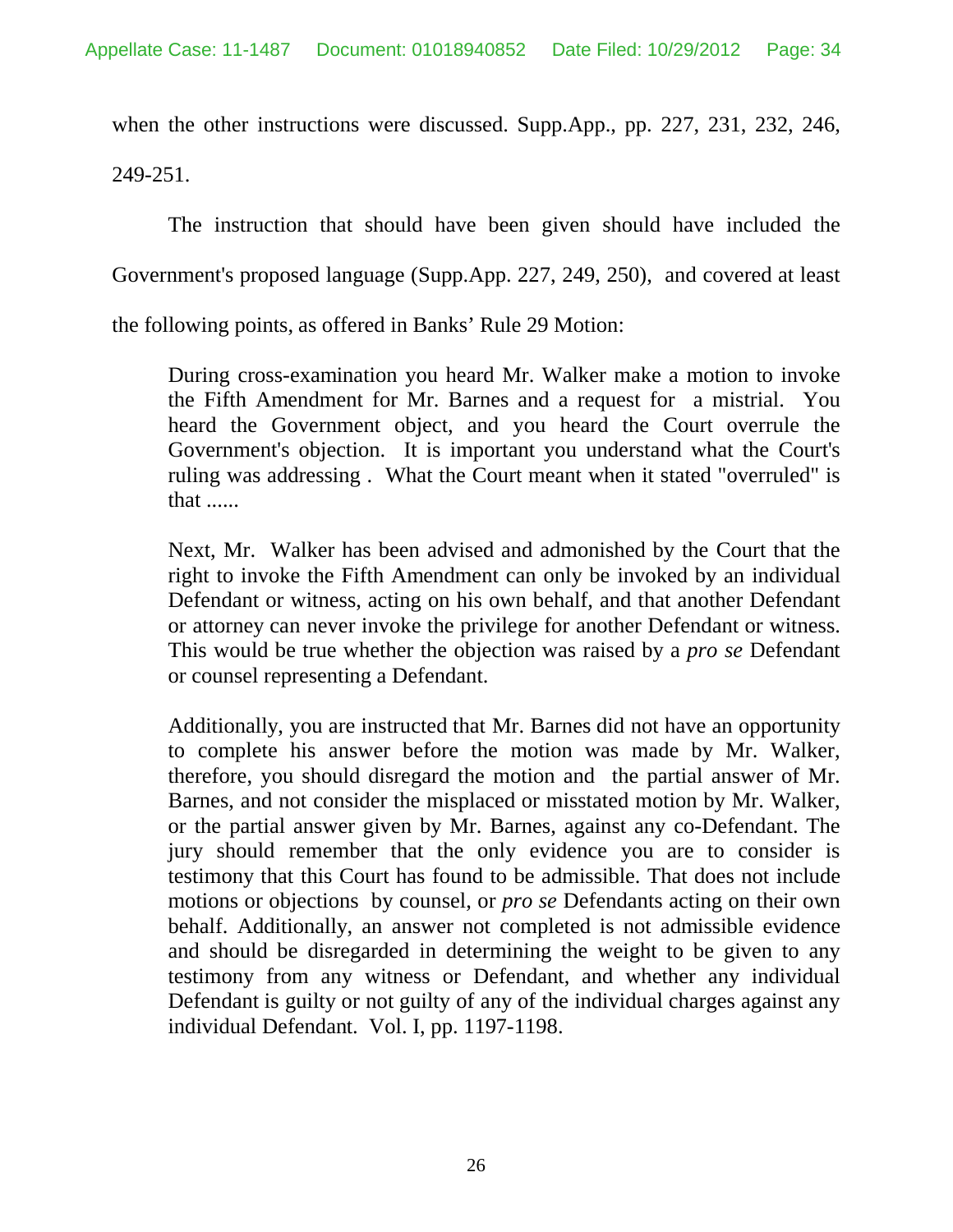when the other instructions were discussed. Supp.App., pp. 227, 231, 232, 246, 249-251.

The instruction that should have been given should have included the Government's proposed language (Supp.App. 227, 249, 250), and covered at least the following points, as offered in Banks' Rule 29 Motion:

> During cross-examination you heard Mr. Walker make a motion to invoke the Fifth Amendment for Mr. Barnes and a request for a mistrial. You heard the Government object, and you heard the Court overrule the Government's objection. It is important you understand what the Court's ruling was addressing . What the Court meant when it stated "overruled" is that ......
>
> Next, Mr. Walker has been advised and admonished by the Court that the right to invoke the Fifth Amendment can only be invoked by an individual Defendant or witness, acting on his own behalf, and that another Defendant or attorney can never invoke the privilege for another Defendant or witness. This would be true whether the objection was raised by a *pro se* Defendant or counsel representing a Defendant.
>
> Additionally, you are instructed that Mr. Barnes did not have an opportunity to complete his answer before the motion was made by Mr. Walker, therefore, you should disregard the motion and the partial answer of Mr. Barnes, and not consider the misplaced or misstated motion by Mr. Walker, or the partial answer given by Mr. Barnes, against any co-Defendant. The jury should remember that the only evidence you are to consider is testimony that this Court has found to be admissible. That does not include motions or objections by counsel, or *pro se* Defendants acting on their own behalf. Additionally, an answer not completed is not admissible evidence and should be disregarded in determining the weight to be given to any testimony from any witness or Defendant, and whether any individual Defendant is guilty or not guilty of any of the individual charges against any individual Defendant. Vol. I, pp. 1197-1198.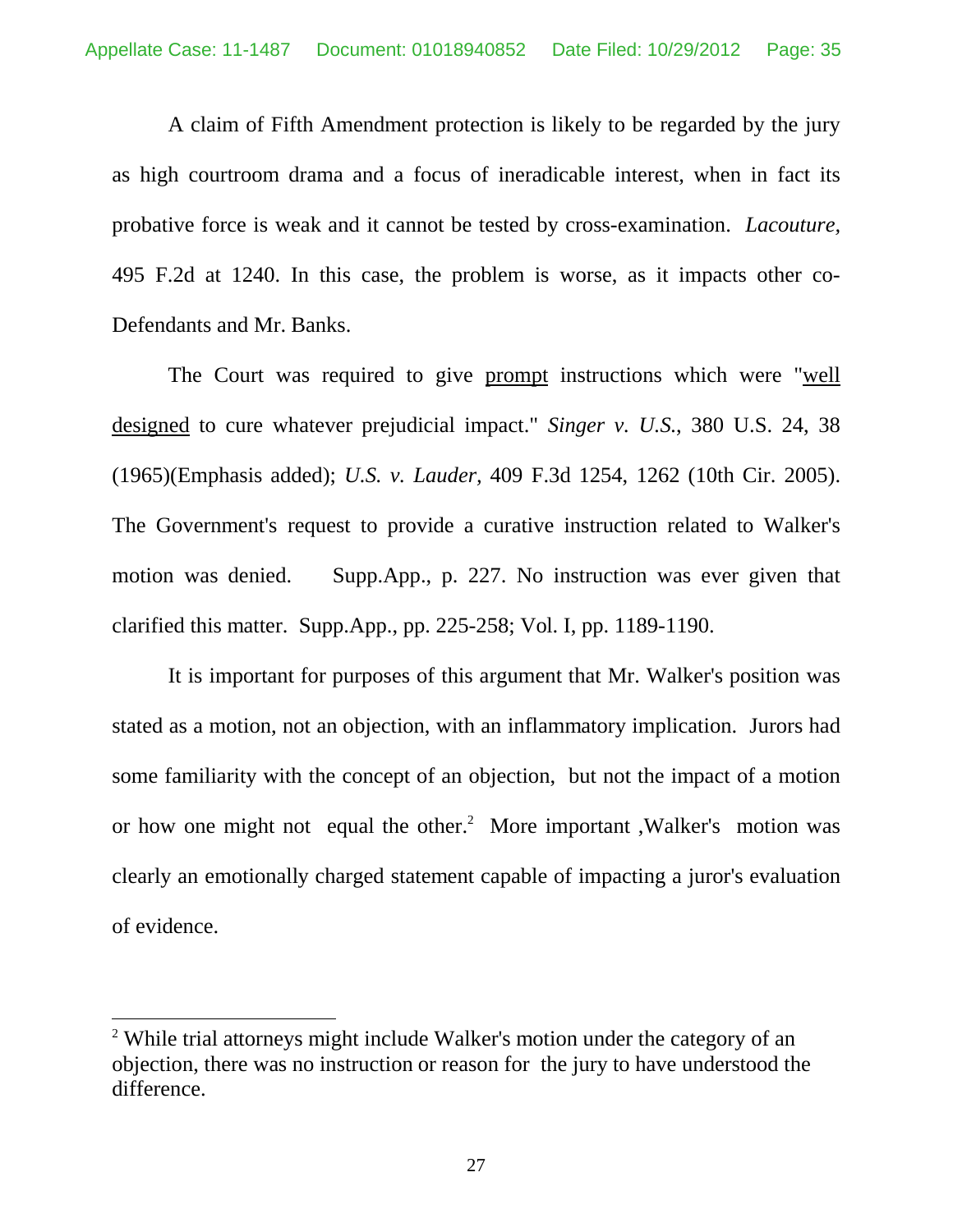A claim of Fifth Amendment protection is likely to be regarded by the jury as high courtroom drama and a focus of ineradicable interest, when in fact its probative force is weak and it cannot be tested by cross-examination. *Lacouture*, 495 F.2d at 1240. In this case, the problem is worse, as it impacts other co-Defendants and Mr. Banks.

The Court was required to give <u>prompt</u> instructions which were "<u>well designed</u> to cure whatever prejudicial impact." *Singer v. U.S.*, 380 U.S. 24, 38 (1965)(Emphasis added); *U.S. v. Lauder*, 409 F.3d 1254, 1262 (10th Cir. 2005). The Government's request to provide a curative instruction related to Walker's motion was denied. Supp.App., p. 227. No instruction was ever given that clarified this matter. Supp.App., pp. 225-258; Vol. I, pp. 1189-1190.

It is important for purposes of this argument that Mr. Walker's position was stated as a motion, not an objection, with an inflammatory implication. Jurors had some familiarity with the concept of an objection, but not the impact of a motion or how one might not equal the other.[2] More important ,Walker's motion was clearly an emotionally charged statement capable of impacting a juror's evaluation of evidence.

---

[2] While trial attorneys might include Walker's motion under the category of an objection, there was no instruction or reason for the jury to have understood the difference.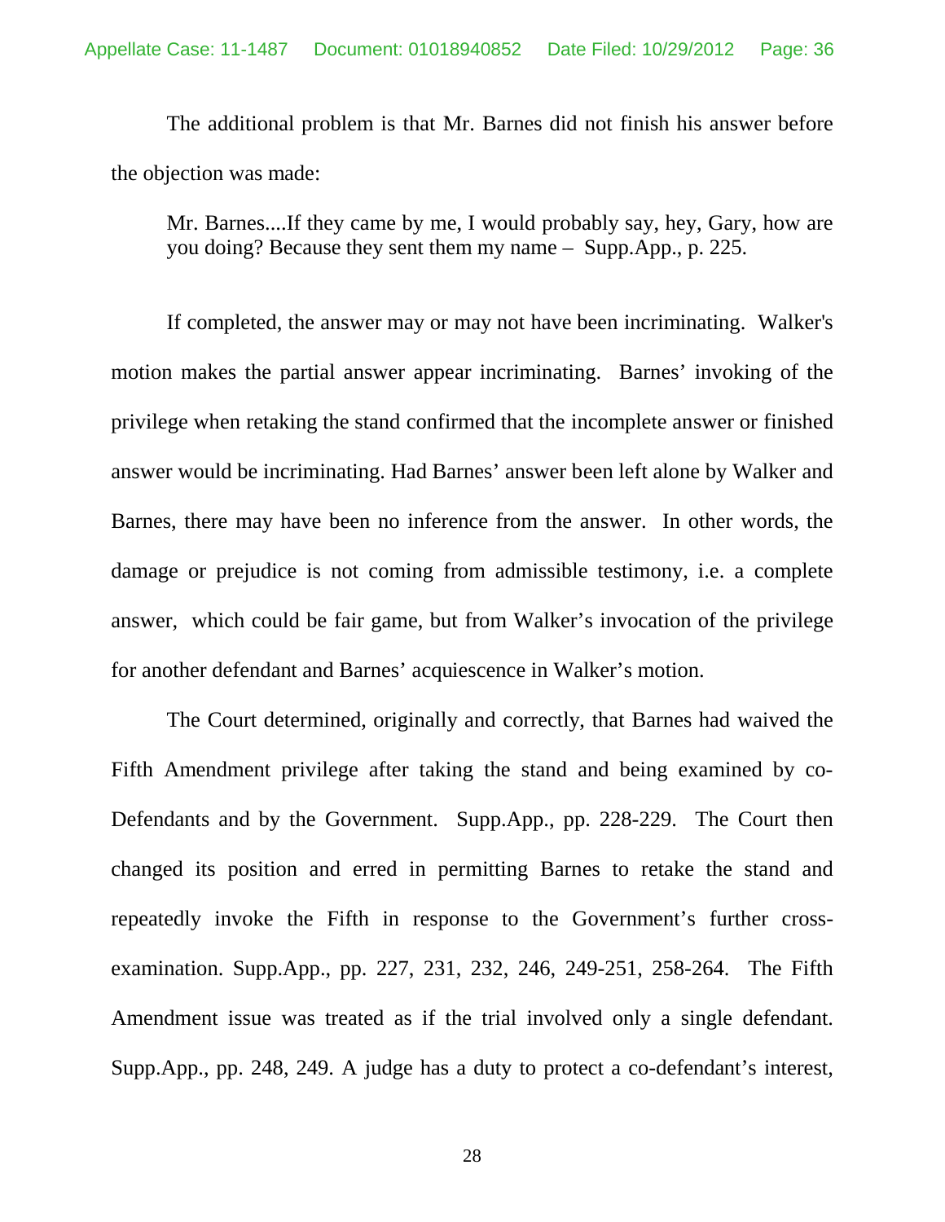The additional problem is that Mr. Barnes did not finish his answer before the objection was made:

> Mr. Barnes....If they came by me, I would probably say, hey, Gary, how are you doing? Because they sent them my name – Supp.App., p. 225.

If completed, the answer may or may not have been incriminating. Walker's motion makes the partial answer appear incriminating. Barnes' invoking of the privilege when retaking the stand confirmed that the incomplete answer or finished answer would be incriminating. Had Barnes' answer been left alone by Walker and Barnes, there may have been no inference from the answer. In other words, the damage or prejudice is not coming from admissible testimony, i.e. a complete answer, which could be fair game, but from Walker's invocation of the privilege for another defendant and Barnes' acquiescence in Walker's motion.

The Court determined, originally and correctly, that Barnes had waived the Fifth Amendment privilege after taking the stand and being examined by co-Defendants and by the Government. Supp.App., pp. 228-229. The Court then changed its position and erred in permitting Barnes to retake the stand and repeatedly invoke the Fifth in response to the Government's further cross-examination. Supp.App., pp. 227, 231, 232, 246, 249-251, 258-264. The Fifth Amendment issue was treated as if the trial involved only a single defendant. Supp.App., pp. 248, 249. A judge has a duty to protect a co-defendant's interest,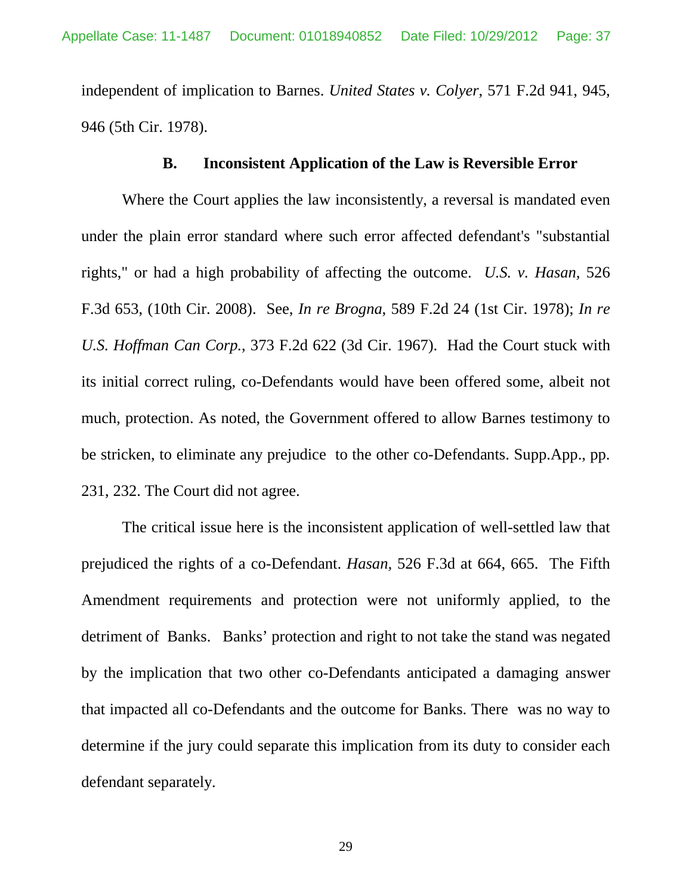independent of implication to Barnes. *United States v. Colyer*, 571 F.2d 941, 945, 946 (5th Cir. 1978).

### B. Inconsistent Application of the Law is Reversible Error

Where the Court applies the law inconsistently, a reversal is mandated even under the plain error standard where such error affected defendant's "substantial rights," or had a high probability of affecting the outcome. *U.S. v. Hasan*, 526 F.3d 653, (10th Cir. 2008). See, *In re Brogna*, 589 F.2d 24 (1st Cir. 1978); *In re U.S. Hoffman Can Corp.*, 373 F.2d 622 (3d Cir. 1967). Had the Court stuck with its initial correct ruling, co-Defendants would have been offered some, albeit not much, protection. As noted, the Government offered to allow Barnes testimony to be stricken, to eliminate any prejudice to the other co-Defendants. Supp.App., pp. 231, 232. The Court did not agree.

The critical issue here is the inconsistent application of well-settled law that prejudiced the rights of a co-Defendant. *Hasan,* 526 F.3d at 664, 665. The Fifth Amendment requirements and protection were not uniformly applied, to the detriment of Banks. Banks' protection and right to not take the stand was negated by the implication that two other co-Defendants anticipated a damaging answer that impacted all co-Defendants and the outcome for Banks. There was no way to determine if the jury could separate this implication from its duty to consider each defendant separately.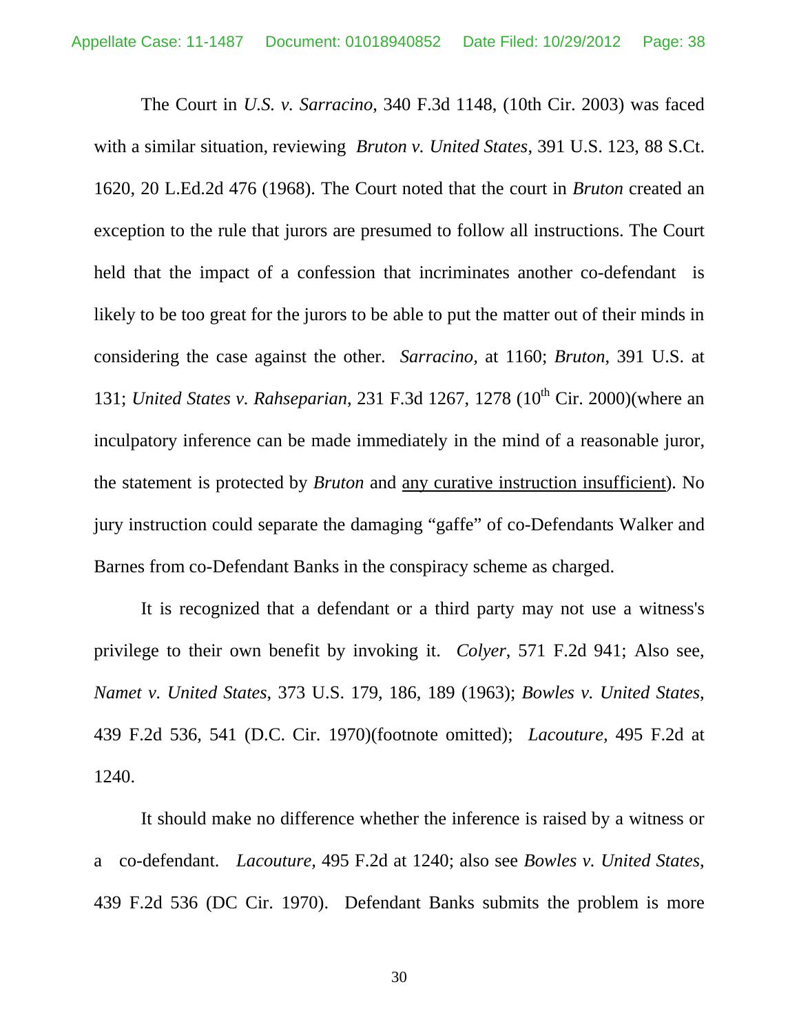The Court in *U.S. v. Sarracino*, 340 F.3d 1148, (10th Cir. 2003) was faced with a similar situation, reviewing *Bruton v. United States*, 391 U.S. 123, 88 S.Ct. 1620, 20 L.Ed.2d 476 (1968). The Court noted that the court in *Bruton* created an exception to the rule that jurors are presumed to follow all instructions. The Court held that the impact of a confession that incriminates another co-defendant is likely to be too great for the jurors to be able to put the matter out of their minds in considering the case against the other. *Sarracino,* at 1160; *Bruton*, 391 U.S. at 131; *United States v. Rahseparian*, 231 F.3d 1267, 1278 (10th Cir. 2000)(where an inculpatory inference can be made immediately in the mind of a reasonable juror, the statement is protected by *Bruton* and <u>any curative instruction insufficient</u>). No jury instruction could separate the damaging "gaffe" of co-Defendants Walker and Barnes from co-Defendant Banks in the conspiracy scheme as charged.

It is recognized that a defendant or a third party may not use a witness's privilege to their own benefit by invoking it. *Colyer*, 571 F.2d 941; Also see, *Namet v. United States*, 373 U.S. 179, 186, 189 (1963); *Bowles v. United States*, 439 F.2d 536, 541 (D.C. Cir. 1970)(footnote omitted); *Lacouture,* 495 F.2d at 1240.

It should make no difference whether the inference is raised by a witness or a co-defendant. *Lacouture,* 495 F.2d at 1240; also see *Bowles v. United States*, 439 F.2d 536 (DC Cir. 1970). Defendant Banks submits the problem is more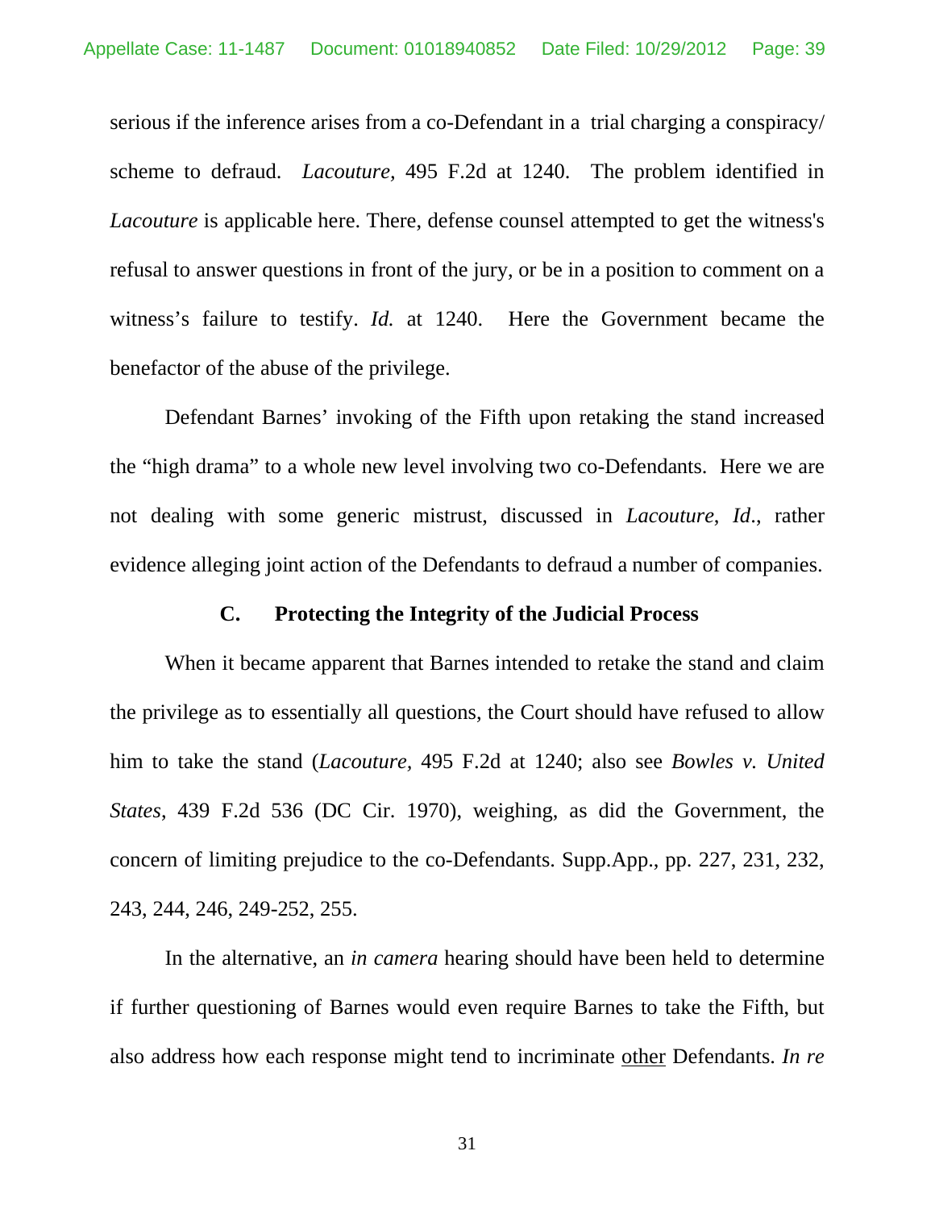serious if the inference arises from a co-Defendant in a trial charging a conspiracy/ scheme to defraud. *Lacouture,* 495 F.2d at 1240. The problem identified in *Lacouture* is applicable here. There, defense counsel attempted to get the witness's refusal to answer questions in front of the jury, or be in a position to comment on a witness's failure to testify. *Id.* at 1240. Here the Government became the benefactor of the abuse of the privilege.

Defendant Barnes' invoking of the Fifth upon retaking the stand increased the "high drama" to a whole new level involving two co-Defendants. Here we are not dealing with some generic mistrust, discussed in *Lacouture*, *Id*., rather evidence alleging joint action of the Defendants to defraud a number of companies.

### C. Protecting the Integrity of the Judicial Process

When it became apparent that Barnes intended to retake the stand and claim the privilege as to essentially all questions, the Court should have refused to allow him to take the stand (*Lacouture,* 495 F.2d at 1240; also see *Bowles v. United States*, 439 F.2d 536 (DC Cir. 1970), weighing, as did the Government, the concern of limiting prejudice to the co-Defendants. Supp.App., pp. 227, 231, 232, 243, 244, 246, 249-252, 255.

In the alternative, an *in camera* hearing should have been held to determine if further questioning of Barnes would even require Barnes to take the Fifth, but also address how each response might tend to incriminate <u>other</u> Defendants. *In re*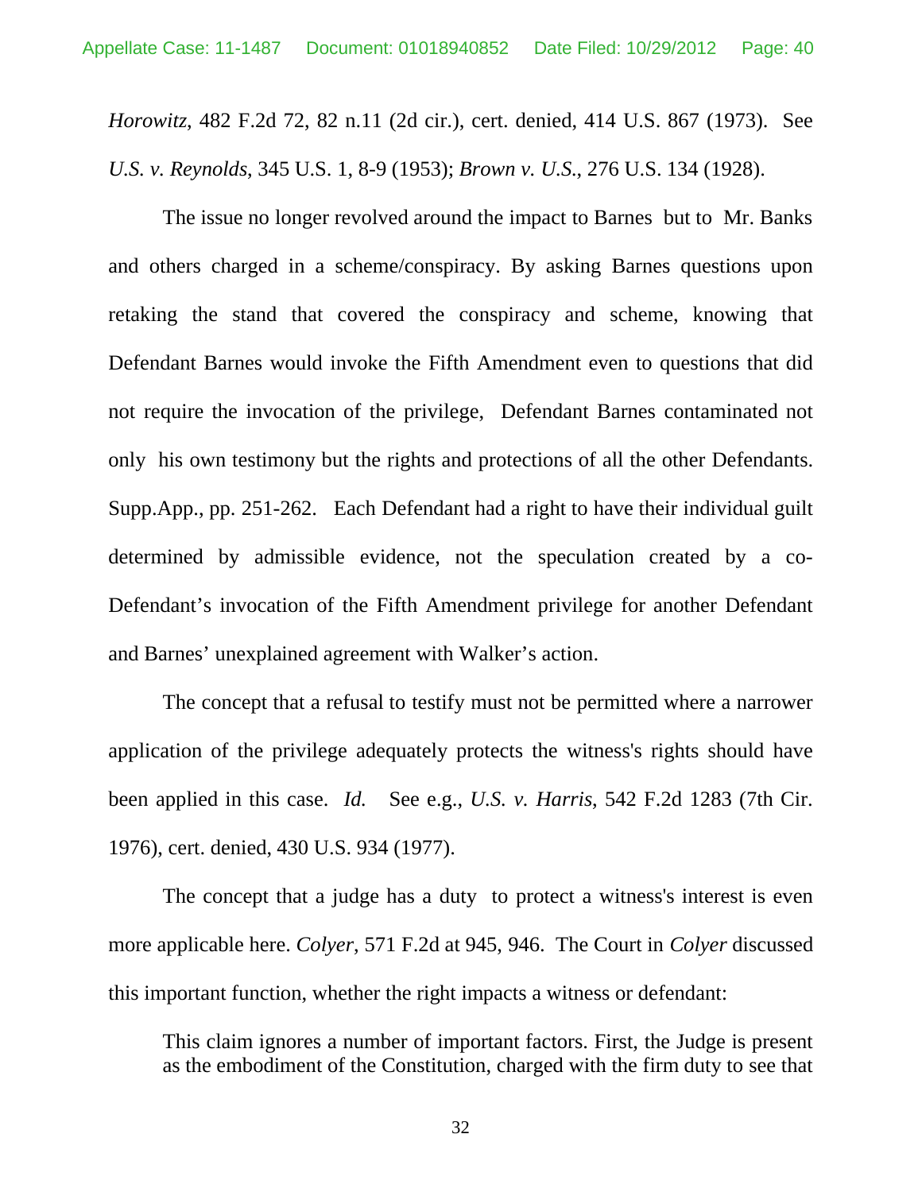*Horowitz*, 482 F.2d 72, 82 n.11 (2d cir.), cert. denied, 414 U.S. 867 (1973). See *U.S. v. Reynolds*, 345 U.S. 1, 8-9 (1953); *Brown v. U.S.*, 276 U.S. 134 (1928).

The issue no longer revolved around the impact to Barnes but to Mr. Banks and others charged in a scheme/conspiracy. By asking Barnes questions upon retaking the stand that covered the conspiracy and scheme, knowing that Defendant Barnes would invoke the Fifth Amendment even to questions that did not require the invocation of the privilege, Defendant Barnes contaminated not only his own testimony but the rights and protections of all the other Defendants. Supp.App., pp. 251-262. Each Defendant had a right to have their individual guilt determined by admissible evidence, not the speculation created by a co-Defendant's invocation of the Fifth Amendment privilege for another Defendant and Barnes' unexplained agreement with Walker's action.

The concept that a refusal to testify must not be permitted where a narrower application of the privilege adequately protects the witness's rights should have been applied in this case. *Id.* See e.g., *U.S. v. Harris*, 542 F.2d 1283 (7th Cir. 1976), cert. denied, 430 U.S. 934 (1977).

The concept that a judge has a duty to protect a witness's interest is even more applicable here. *Colyer,* 571 F.2d at 945, 946. The Court in *Colyer* discussed this important function, whether the right impacts a witness or defendant:

> This claim ignores a number of important factors. First, the Judge is present as the embodiment of the Constitution, charged with the firm duty to see that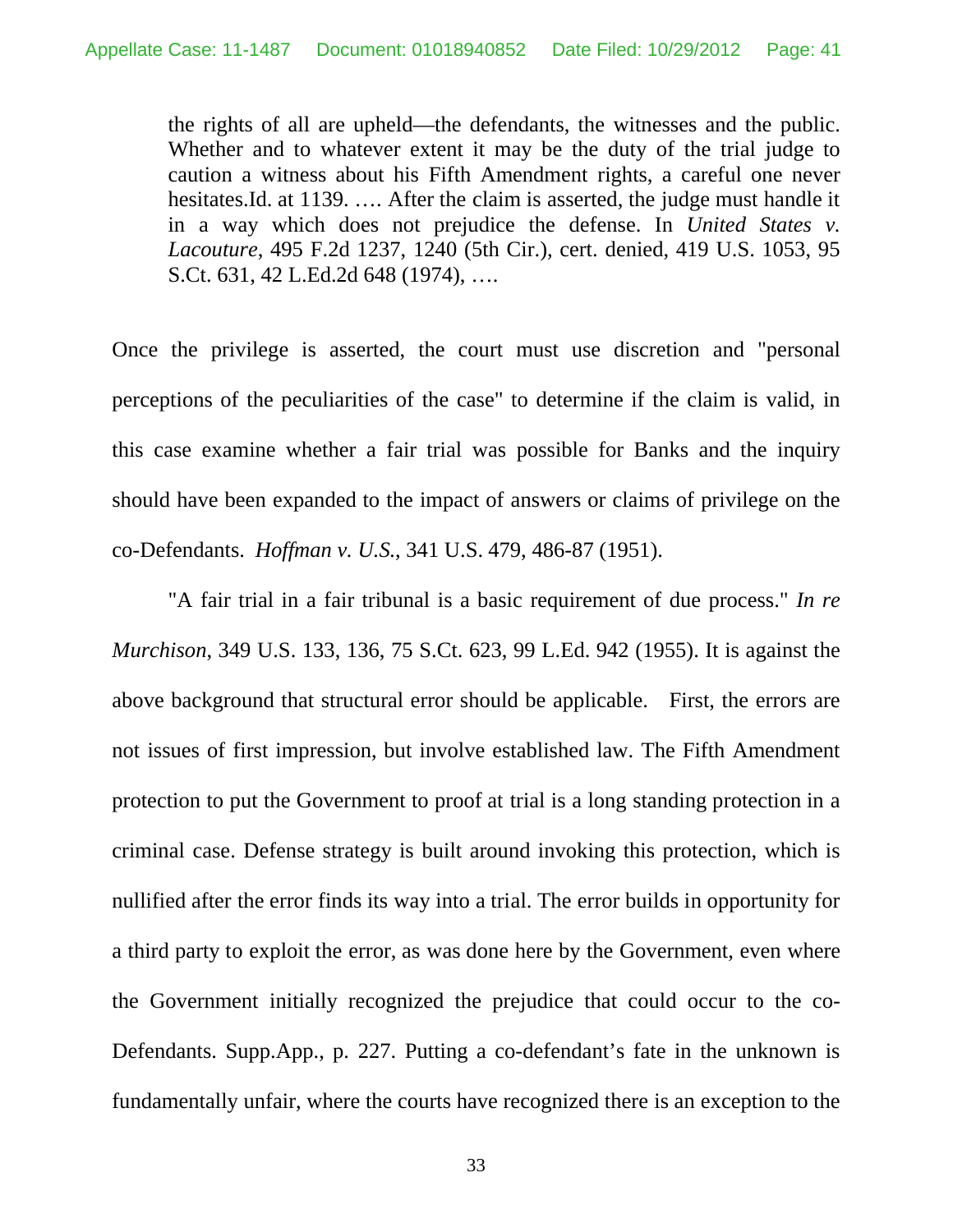> the rights of all are upheld—the defendants, the witnesses and the public. Whether and to whatever extent it may be the duty of the trial judge to caution a witness about his Fifth Amendment rights, a careful one never hesitates.Id. at 1139. …. After the claim is asserted, the judge must handle it in a way which does not prejudice the defense. In *United States v. Lacouture*, 495 F.2d 1237, 1240 (5th Cir.), cert. denied, 419 U.S. 1053, 95 S.Ct. 631, 42 L.Ed.2d 648 (1974), ….

Once the privilege is asserted, the court must use discretion and "personal perceptions of the peculiarities of the case" to determine if the claim is valid, in this case examine whether a fair trial was possible for Banks and the inquiry should have been expanded to the impact of answers or claims of privilege on the co-Defendants. *Hoffman v. U.S.*, 341 U.S. 479, 486-87 (1951).

"A fair trial in a fair tribunal is a basic requirement of due process." *In re Murchison*, 349 U.S. 133, 136, 75 S.Ct. 623, 99 L.Ed. 942 (1955). It is against the above background that structural error should be applicable. First, the errors are not issues of first impression, but involve established law. The Fifth Amendment protection to put the Government to proof at trial is a long standing protection in a criminal case. Defense strategy is built around invoking this protection, which is nullified after the error finds its way into a trial. The error builds in opportunity for a third party to exploit the error, as was done here by the Government, even where the Government initially recognized the prejudice that could occur to the co-Defendants. Supp.App., p. 227. Putting a co-defendant's fate in the unknown is fundamentally unfair, where the courts have recognized there is an exception to the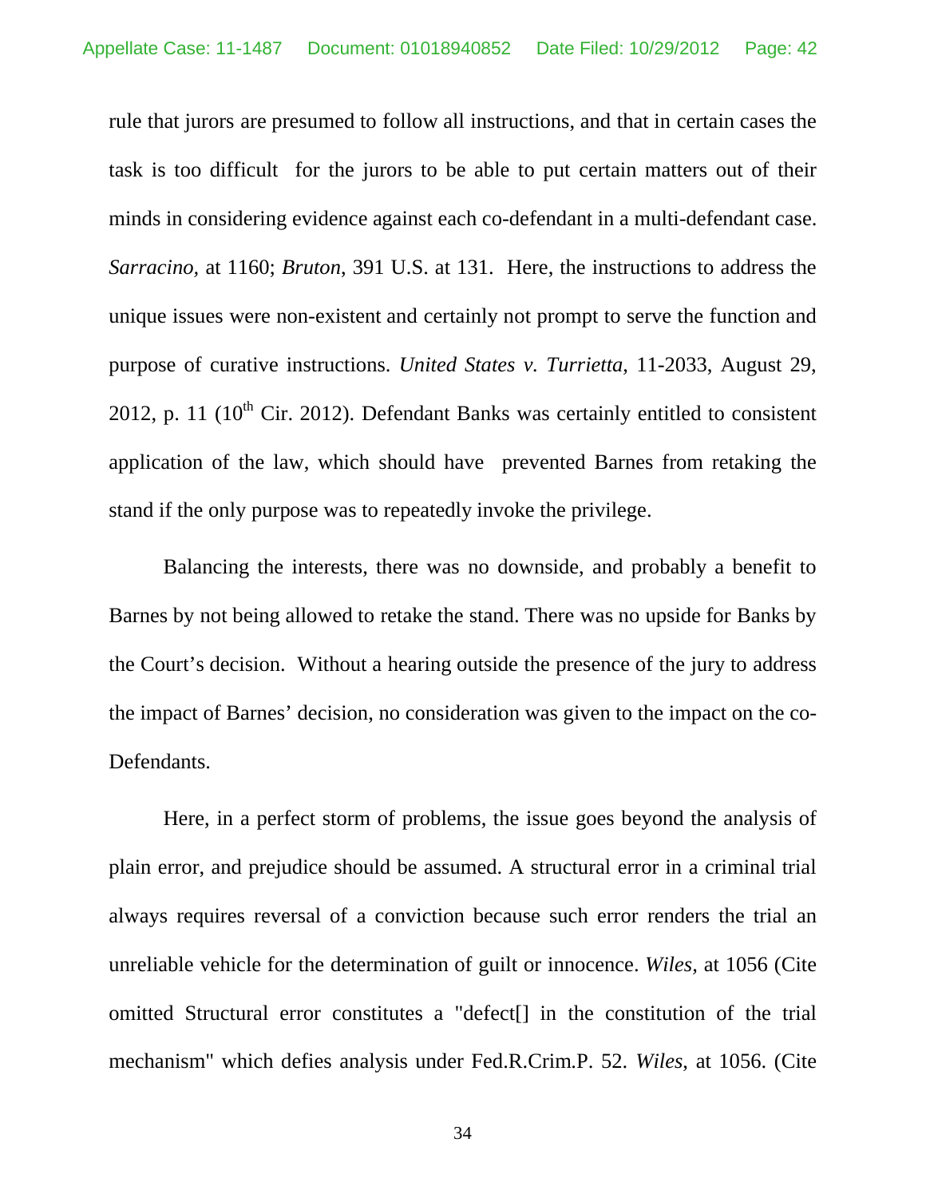rule that jurors are presumed to follow all instructions, and that in certain cases the task is too difficult for the jurors to be able to put certain matters out of their minds in considering evidence against each co-defendant in a multi-defendant case. *Sarracino,* at 1160; *Bruton*, 391 U.S. at 131. Here, the instructions to address the unique issues were non-existent and certainly not prompt to serve the function and purpose of curative instructions. *United States v. Turrietta*, 11-2033, August 29, 2012, p. 11 (10th Cir. 2012). Defendant Banks was certainly entitled to consistent application of the law, which should have prevented Barnes from retaking the stand if the only purpose was to repeatedly invoke the privilege.

Balancing the interests, there was no downside, and probably a benefit to Barnes by not being allowed to retake the stand. There was no upside for Banks by the Court's decision. Without a hearing outside the presence of the jury to address the impact of Barnes' decision, no consideration was given to the impact on the co-Defendants.

Here, in a perfect storm of problems, the issue goes beyond the analysis of plain error, and prejudice should be assumed. A structural error in a criminal trial always requires reversal of a conviction because such error renders the trial an unreliable vehicle for the determination of guilt or innocence. *Wiles,* at 1056 (Cite omitted Structural error constitutes a "defect[] in the constitution of the trial mechanism" which defies analysis under Fed.R.Crim.P. 52. *Wiles,* at 1056. (Cite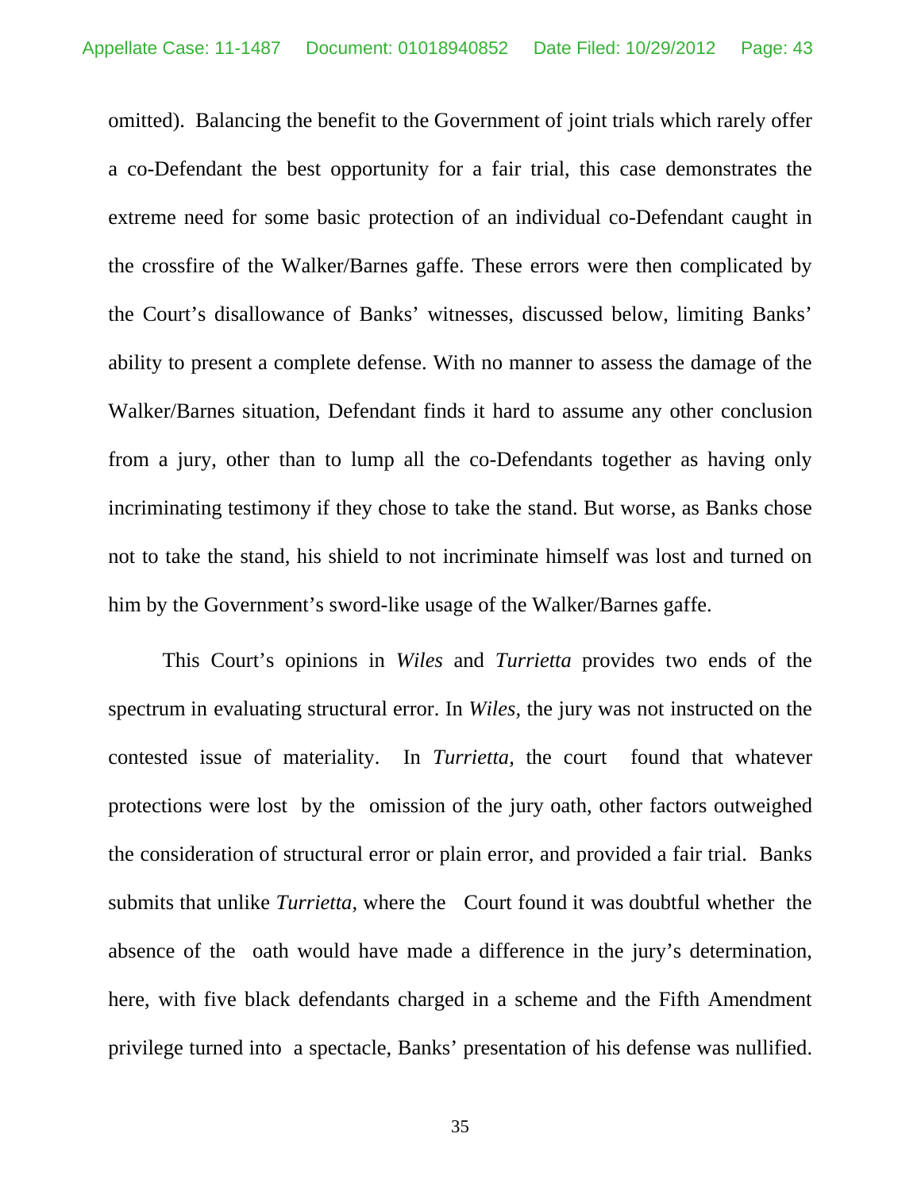omitted). Balancing the benefit to the Government of joint trials which rarely offer a co-Defendant the best opportunity for a fair trial, this case demonstrates the extreme need for some basic protection of an individual co-Defendant caught in the crossfire of the Walker/Barnes gaffe. These errors were then complicated by the Court's disallowance of Banks' witnesses, discussed below, limiting Banks' ability to present a complete defense. With no manner to assess the damage of the Walker/Barnes situation, Defendant finds it hard to assume any other conclusion from a jury, other than to lump all the co-Defendants together as having only incriminating testimony if they chose to take the stand. But worse, as Banks chose not to take the stand, his shield to not incriminate himself was lost and turned on him by the Government's sword-like usage of the Walker/Barnes gaffe.

This Court's opinions in *Wiles* and *Turrietta* provides two ends of the spectrum in evaluating structural error. In *Wiles,* the jury was not instructed on the contested issue of materiality. In *Turrietta,* the court found that whatever protections were lost by the omission of the jury oath, other factors outweighed the consideration of structural error or plain error, and provided a fair trial. Banks submits that unlike *Turrietta,* where the Court found it was doubtful whether the absence of the oath would have made a difference in the jury's determination, here, with five black defendants charged in a scheme and the Fifth Amendment privilege turned into a spectacle, Banks' presentation of his defense was nullified.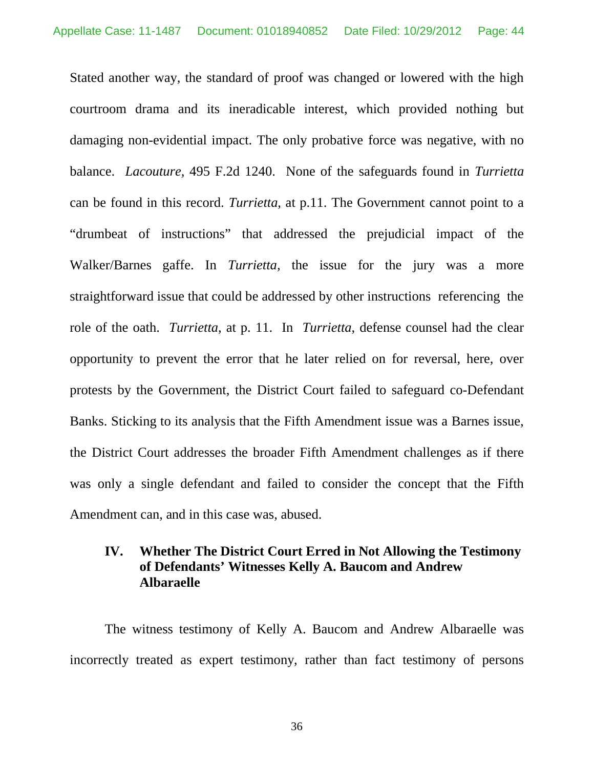Stated another way, the standard of proof was changed or lowered with the high courtroom drama and its ineradicable interest, which provided nothing but damaging non-evidential impact. The only probative force was negative, with no balance. *Lacouture,* 495 F.2d 1240. None of the safeguards found in *Turrietta* can be found in this record. *Turrietta,* at p.11. The Government cannot point to a "drumbeat of instructions" that addressed the prejudicial impact of the Walker/Barnes gaffe. In *Turrietta,* the issue for the jury was a more straightforward issue that could be addressed by other instructions referencing the role of the oath. *Turrietta,* at p. 11. In *Turrietta*, defense counsel had the clear opportunity to prevent the error that he later relied on for reversal, here, over protests by the Government, the District Court failed to safeguard co-Defendant Banks. Sticking to its analysis that the Fifth Amendment issue was a Barnes issue, the District Court addresses the broader Fifth Amendment challenges as if there was only a single defendant and failed to consider the concept that the Fifth Amendment can, and in this case was, abused.

## IV. Whether The District Court Erred in Not Allowing the Testimony of Defendants' Witnesses Kelly A. Baucom and Andrew Albaraelle

The witness testimony of Kelly A. Baucom and Andrew Albaraelle was incorrectly treated as expert testimony, rather than fact testimony of persons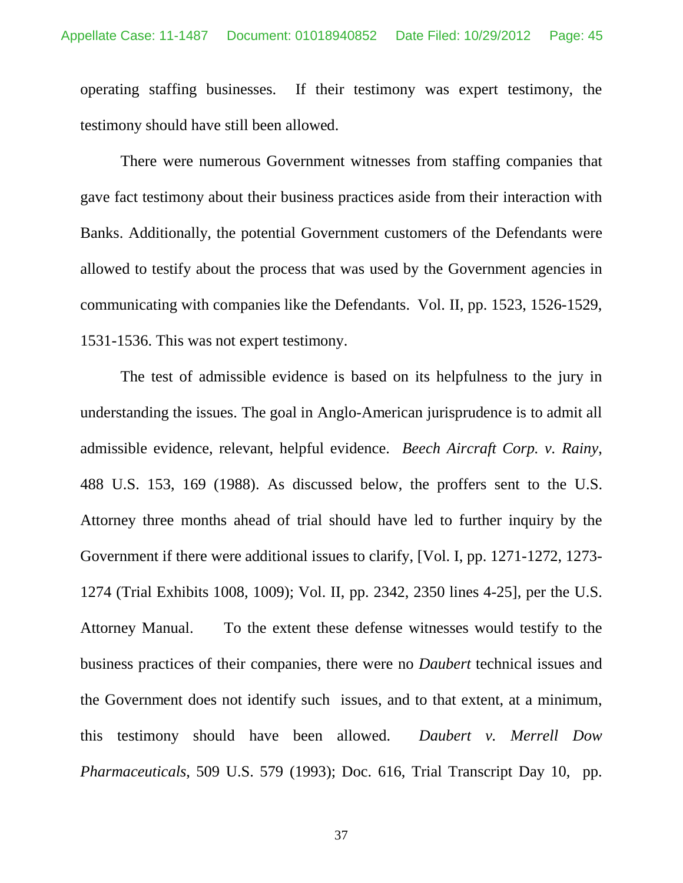operating staffing businesses. If their testimony was expert testimony, the testimony should have still been allowed.

There were numerous Government witnesses from staffing companies that gave fact testimony about their business practices aside from their interaction with Banks. Additionally, the potential Government customers of the Defendants were allowed to testify about the process that was used by the Government agencies in communicating with companies like the Defendants. Vol. II, pp. 1523, 1526-1529, 1531-1536. This was not expert testimony.

The test of admissible evidence is based on its helpfulness to the jury in understanding the issues. The goal in Anglo-American jurisprudence is to admit all admissible evidence, relevant, helpful evidence. *Beech Aircraft Corp. v. Rainy*, 488 U.S. 153, 169 (1988). As discussed below, the proffers sent to the U.S. Attorney three months ahead of trial should have led to further inquiry by the Government if there were additional issues to clarify, [Vol. I, pp. 1271-1272, 1273-1274 (Trial Exhibits 1008, 1009); Vol. II, pp. 2342, 2350 lines 4-25], per the U.S. Attorney Manual. To the extent these defense witnesses would testify to the business practices of their companies, there were no *Daubert* technical issues and the Government does not identify such issues, and to that extent, at a minimum, this testimony should have been allowed. *Daubert v. Merrell Dow Pharmaceuticals*, 509 U.S. 579 (1993); Doc. 616, Trial Transcript Day 10, pp.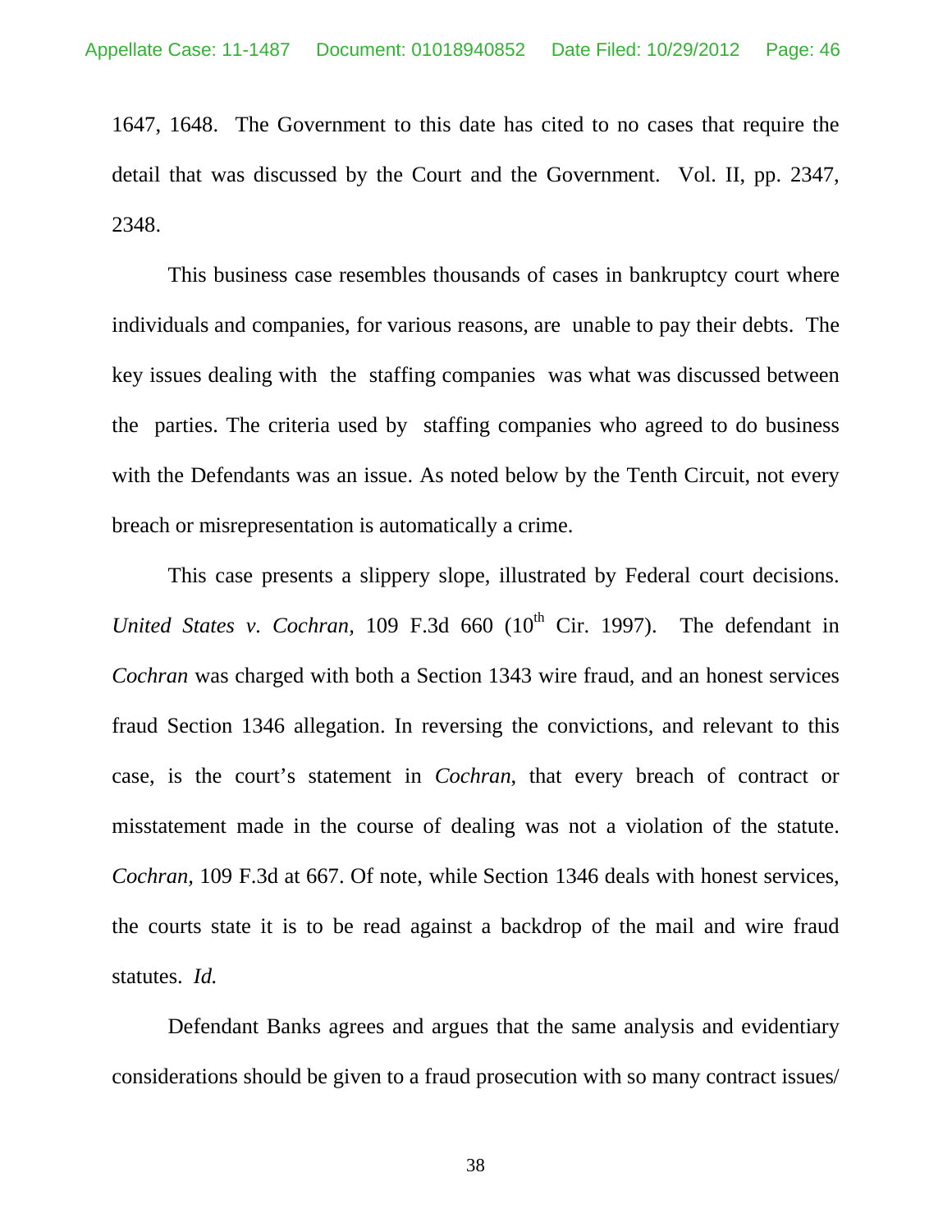1647, 1648. The Government to this date has cited to no cases that require the detail that was discussed by the Court and the Government. Vol. II, pp. 2347, 2348.

This business case resembles thousands of cases in bankruptcy court where individuals and companies, for various reasons, are unable to pay their debts. The key issues dealing with the staffing companies was what was discussed between the parties. The criteria used by staffing companies who agreed to do business with the Defendants was an issue. As noted below by the Tenth Circuit, not every breach or misrepresentation is automatically a crime.

This case presents a slippery slope, illustrated by Federal court decisions. *United States v. Cochran,* 109 F.3d 660 (10th Cir. 1997). The defendant in *Cochran* was charged with both a Section 1343 wire fraud, and an honest services fraud Section 1346 allegation. In reversing the convictions, and relevant to this case, is the court's statement in *Cochran,* that every breach of contract or misstatement made in the course of dealing was not a violation of the statute. *Cochran,* 109 F.3d at 667. Of note, while Section 1346 deals with honest services, the courts state it is to be read against a backdrop of the mail and wire fraud statutes. *Id.*

Defendant Banks agrees and argues that the same analysis and evidentiary considerations should be given to a fraud prosecution with so many contract issues/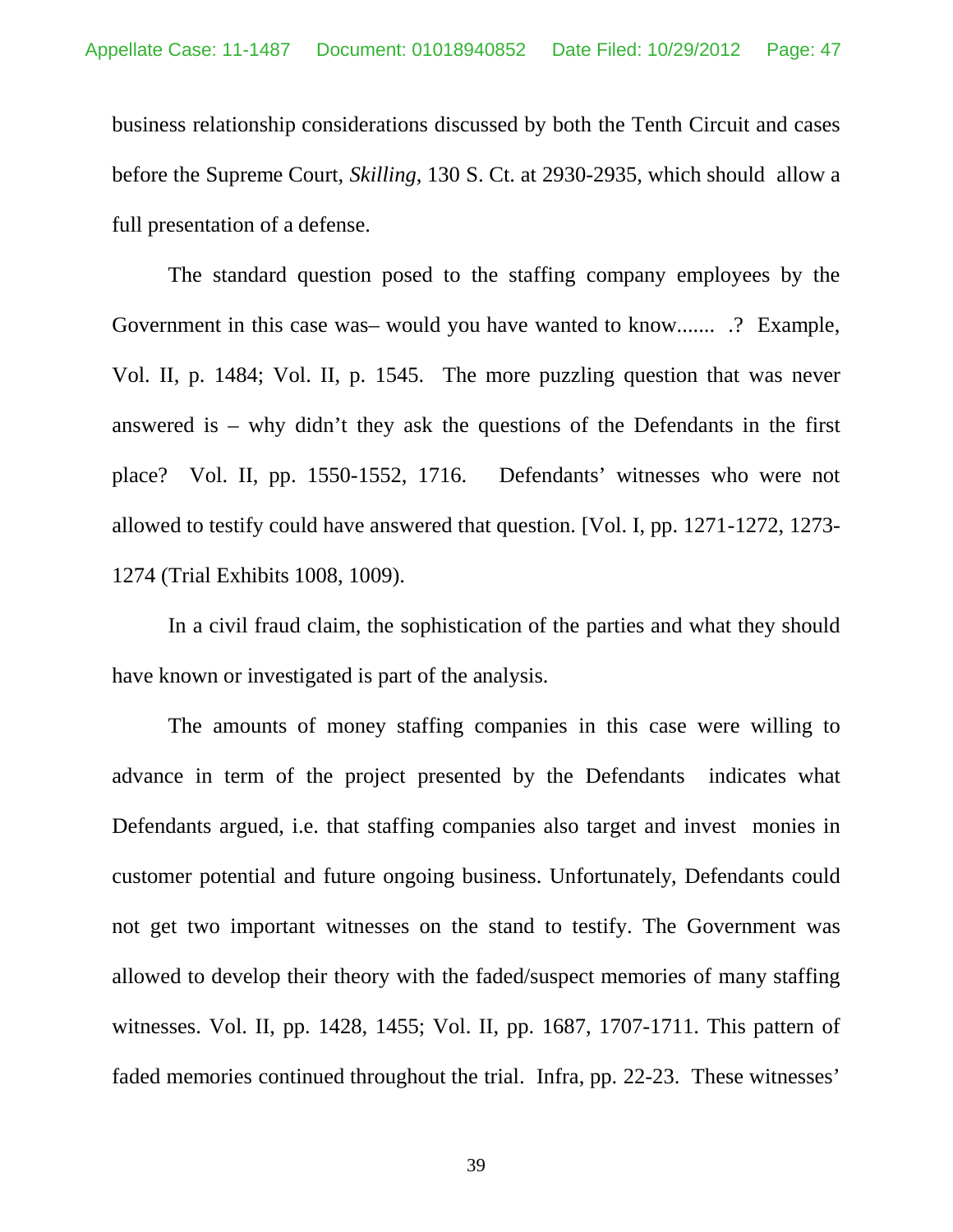business relationship considerations discussed by both the Tenth Circuit and cases before the Supreme Court, *Skilling*, 130 S. Ct. at 2930-2935, which should allow a full presentation of a defense.

The standard question posed to the staffing company employees by the Government in this case was– would you have wanted to know....... .? Example, Vol. II, p. 1484; Vol. II, p. 1545. The more puzzling question that was never answered is – why didn't they ask the questions of the Defendants in the first place? Vol. II, pp. 1550-1552, 1716. Defendants' witnesses who were not allowed to testify could have answered that question. [Vol. I, pp. 1271-1272, 1273-1274 (Trial Exhibits 1008, 1009).

In a civil fraud claim, the sophistication of the parties and what they should have known or investigated is part of the analysis.

The amounts of money staffing companies in this case were willing to advance in term of the project presented by the Defendants indicates what Defendants argued, i.e. that staffing companies also target and invest monies in customer potential and future ongoing business. Unfortunately, Defendants could not get two important witnesses on the stand to testify. The Government was allowed to develop their theory with the faded/suspect memories of many staffing witnesses. Vol. II, pp. 1428, 1455; Vol. II, pp. 1687, 1707-1711. This pattern of faded memories continued throughout the trial. Infra, pp. 22-23. These witnesses'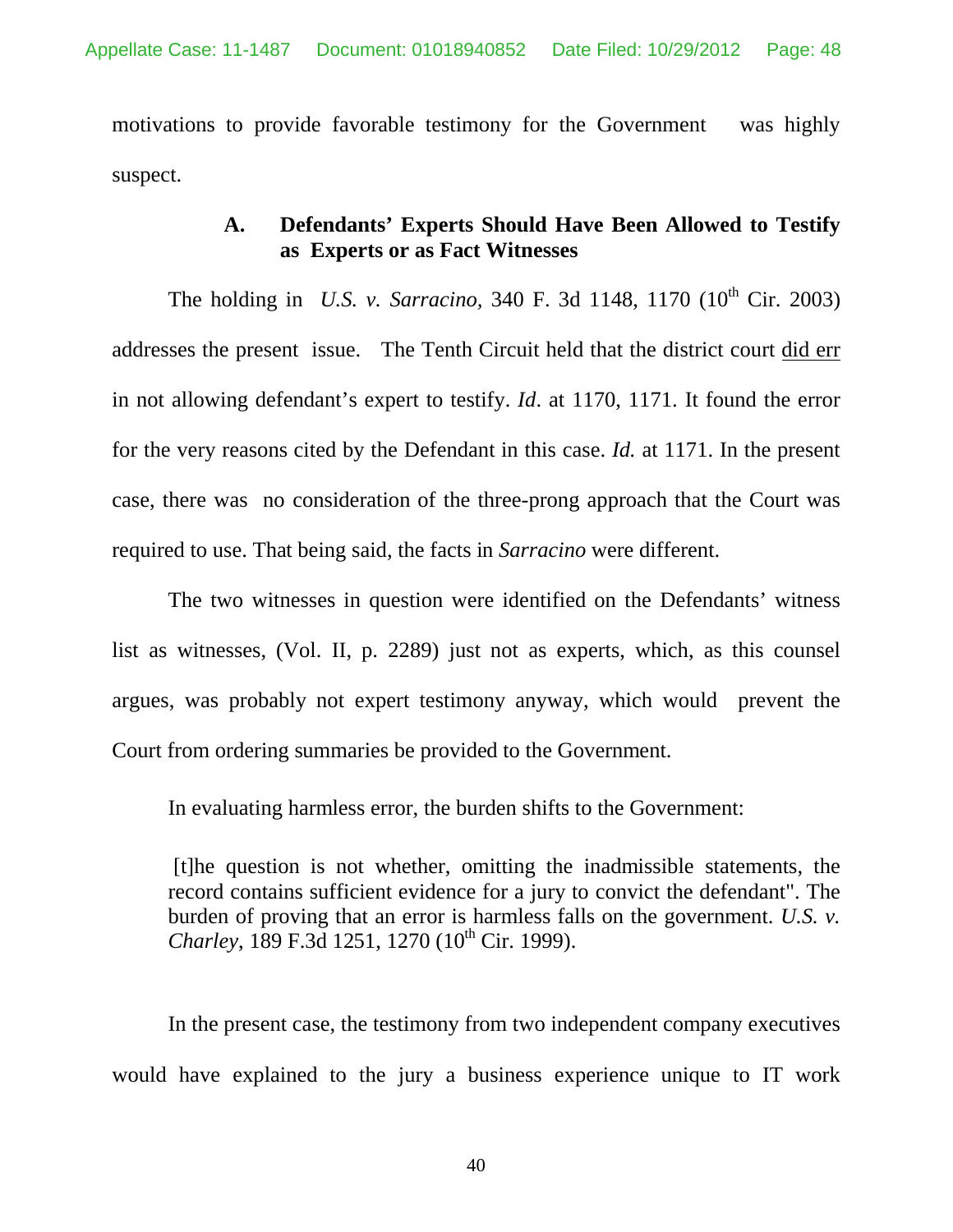motivations to provide favorable testimony for the Government was highly suspect.

### A. Defendants' Experts Should Have Been Allowed to Testify as Experts or as Fact Witnesses

The holding in *U.S. v. Sarracino,* 340 F. 3d 1148, 1170 (10th Cir. 2003) addresses the present issue. The Tenth Circuit held that the district court did err in not allowing defendant's expert to testify. *Id*. at 1170, 1171. It found the error for the very reasons cited by the Defendant in this case. *Id.* at 1171. In the present case, there was no consideration of the three-prong approach that the Court was required to use. That being said, the facts in *Sarracino* were different.

The two witnesses in question were identified on the Defendants' witness list as witnesses, (Vol. II, p. 2289) just not as experts, which, as this counsel argues, was probably not expert testimony anyway, which would prevent the Court from ordering summaries be provided to the Government.

In evaluating harmless error, the burden shifts to the Government:

> [t]he question is not whether, omitting the inadmissible statements, the record contains sufficient evidence for a jury to convict the defendant". The burden of proving that an error is harmless falls on the government. *U.S. v. Charley,* 189 F.3d 1251, 1270 (10th Cir. 1999).

In the present case, the testimony from two independent company executives would have explained to the jury a business experience unique to IT work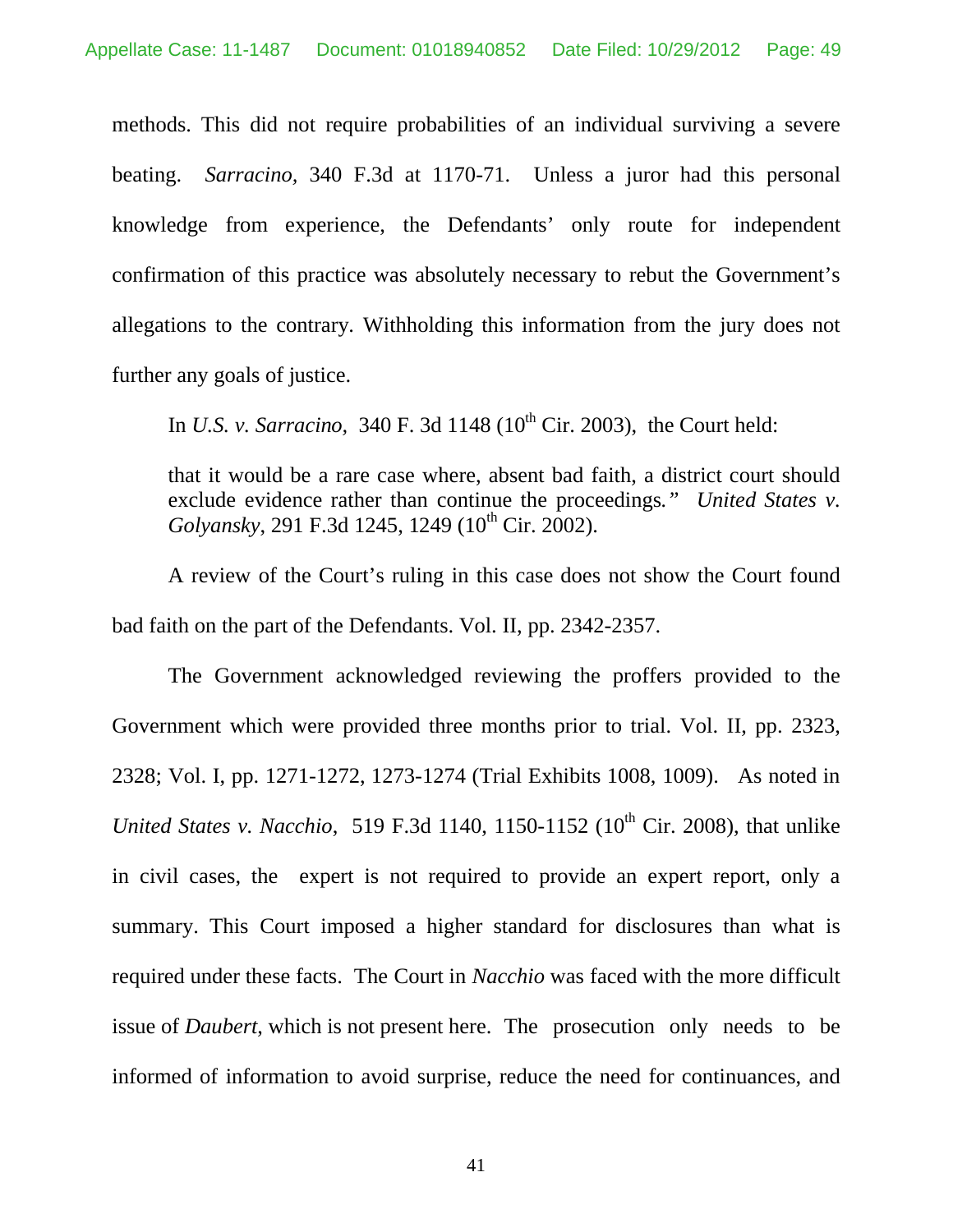methods. This did not require probabilities of an individual surviving a severe beating. *Sarracino,* 340 F.3d at 1170-71. Unless a juror had this personal knowledge from experience, the Defendants' only route for independent confirmation of this practice was absolutely necessary to rebut the Government's allegations to the contrary. Withholding this information from the jury does not further any goals of justice.

In *U.S. v. Sarracino,* 340 F. 3d 1148 (10th Cir. 2003), the Court held:

> that it would be a rare case where, absent bad faith, a district court should exclude evidence rather than continue the proceedings." *United States v. Golyansky*, 291 F.3d 1245, 1249 (10th Cir. 2002).

A review of the Court's ruling in this case does not show the Court found bad faith on the part of the Defendants. Vol. II, pp. 2342-2357.

The Government acknowledged reviewing the proffers provided to the Government which were provided three months prior to trial. Vol. II, pp. 2323, 2328; Vol. I, pp. 1271-1272, 1273-1274 (Trial Exhibits 1008, 1009). As noted in *United States v. Nacchio*, 519 F.3d 1140, 1150-1152 (10th Cir. 2008), that unlike in civil cases, the expert is not required to provide an expert report, only a summary. This Court imposed a higher standard for disclosures than what is required under these facts. The Court in *Nacchio* was faced with the more difficult issue of *Daubert*, which is not present here. The prosecution only needs to be informed of information to avoid surprise, reduce the need for continuances, and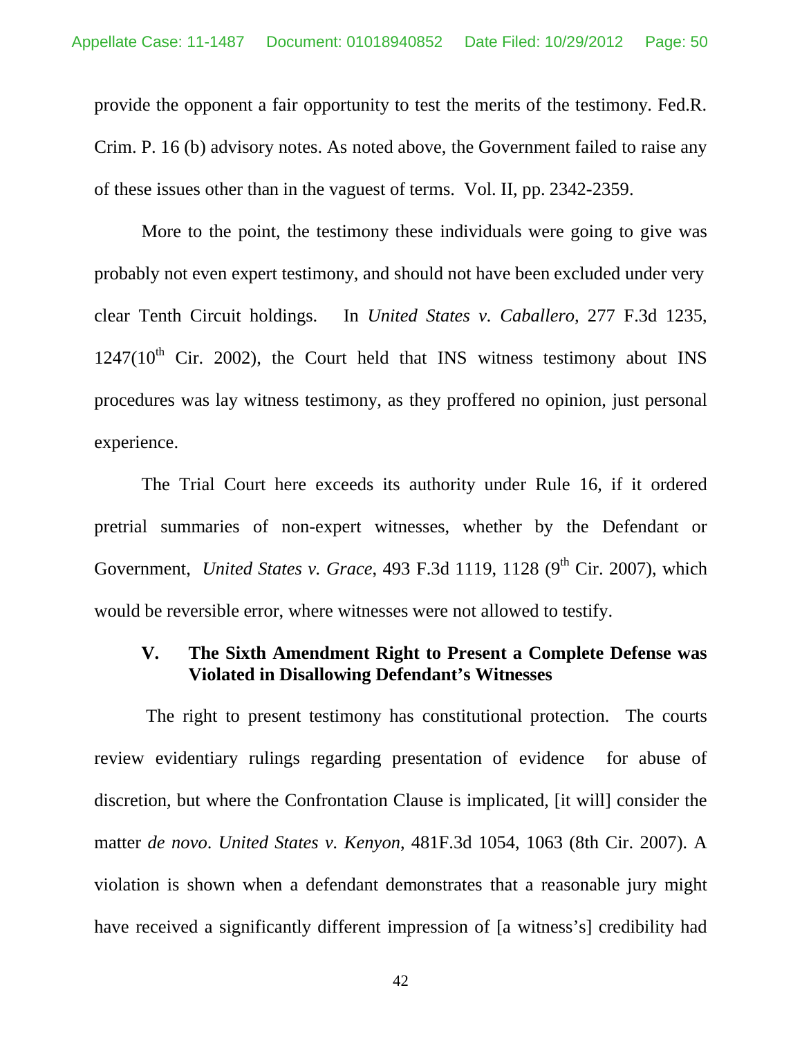provide the opponent a fair opportunity to test the merits of the testimony. Fed.R. Crim. P. 16 (b) advisory notes. As noted above, the Government failed to raise any of these issues other than in the vaguest of terms. Vol. II, pp. 2342-2359.

More to the point, the testimony these individuals were going to give was probably not even expert testimony, and should not have been excluded under very clear Tenth Circuit holdings. In *United States v. Caballero,* 277 F.3d 1235, 1247(10th Cir. 2002), the Court held that INS witness testimony about INS procedures was lay witness testimony, as they proffered no opinion, just personal experience.

The Trial Court here exceeds its authority under Rule 16, if it ordered pretrial summaries of non-expert witnesses, whether by the Defendant or Government, *United States v. Grace,* 493 F.3d 1119, 1128 (9th Cir. 2007), which would be reversible error, where witnesses were not allowed to testify.

### V. The Sixth Amendment Right to Present a Complete Defense was Violated in Disallowing Defendant's Witnesses

The right to present testimony has constitutional protection. The courts review evidentiary rulings regarding presentation of evidence for abuse of discretion, but where the Confrontation Clause is implicated, [it will] consider the matter *de novo*. *United States v. Kenyon*, 481F.3d 1054, 1063 (8th Cir. 2007). A violation is shown when a defendant demonstrates that a reasonable jury might have received a significantly different impression of [a witness's] credibility had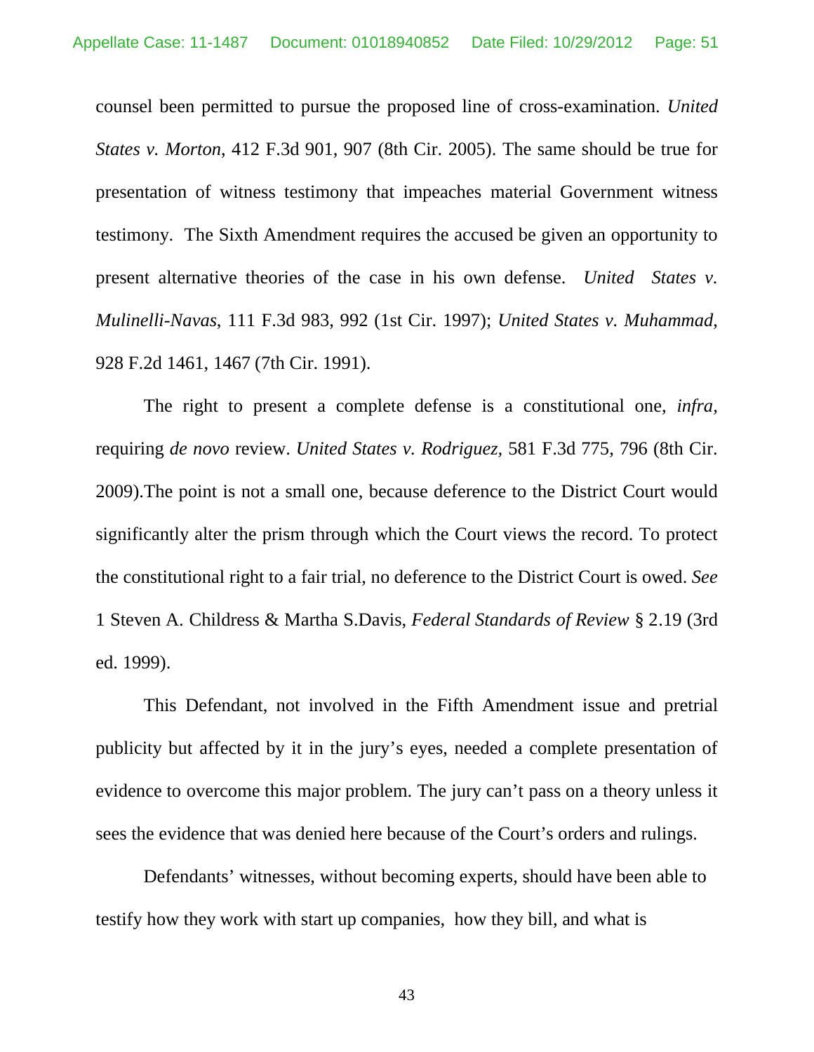counsel been permitted to pursue the proposed line of cross-examination. *United States v. Morton*, 412 F.3d 901, 907 (8th Cir. 2005). The same should be true for presentation of witness testimony that impeaches material Government witness testimony. The Sixth Amendment requires the accused be given an opportunity to present alternative theories of the case in his own defense. *United States v. Mulinelli-Navas*, 111 F.3d 983, 992 (1st Cir. 1997); *United States v. Muhammad*, 928 F.2d 1461, 1467 (7th Cir. 1991).

The right to present a complete defense is a constitutional one, *infra*, requiring *de novo* review. *United States v. Rodriguez*, 581 F.3d 775, 796 (8th Cir. 2009).The point is not a small one, because deference to the District Court would significantly alter the prism through which the Court views the record. To protect the constitutional right to a fair trial, no deference to the District Court is owed. *See* 1 Steven A. Childress & Martha S.Davis, *Federal Standards of Review* § 2.19 (3rd ed. 1999).

This Defendant, not involved in the Fifth Amendment issue and pretrial publicity but affected by it in the jury's eyes, needed a complete presentation of evidence to overcome this major problem. The jury can't pass on a theory unless it sees the evidence that was denied here because of the Court's orders and rulings.

Defendants' witnesses, without becoming experts, should have been able to testify how they work with start up companies, how they bill, and what is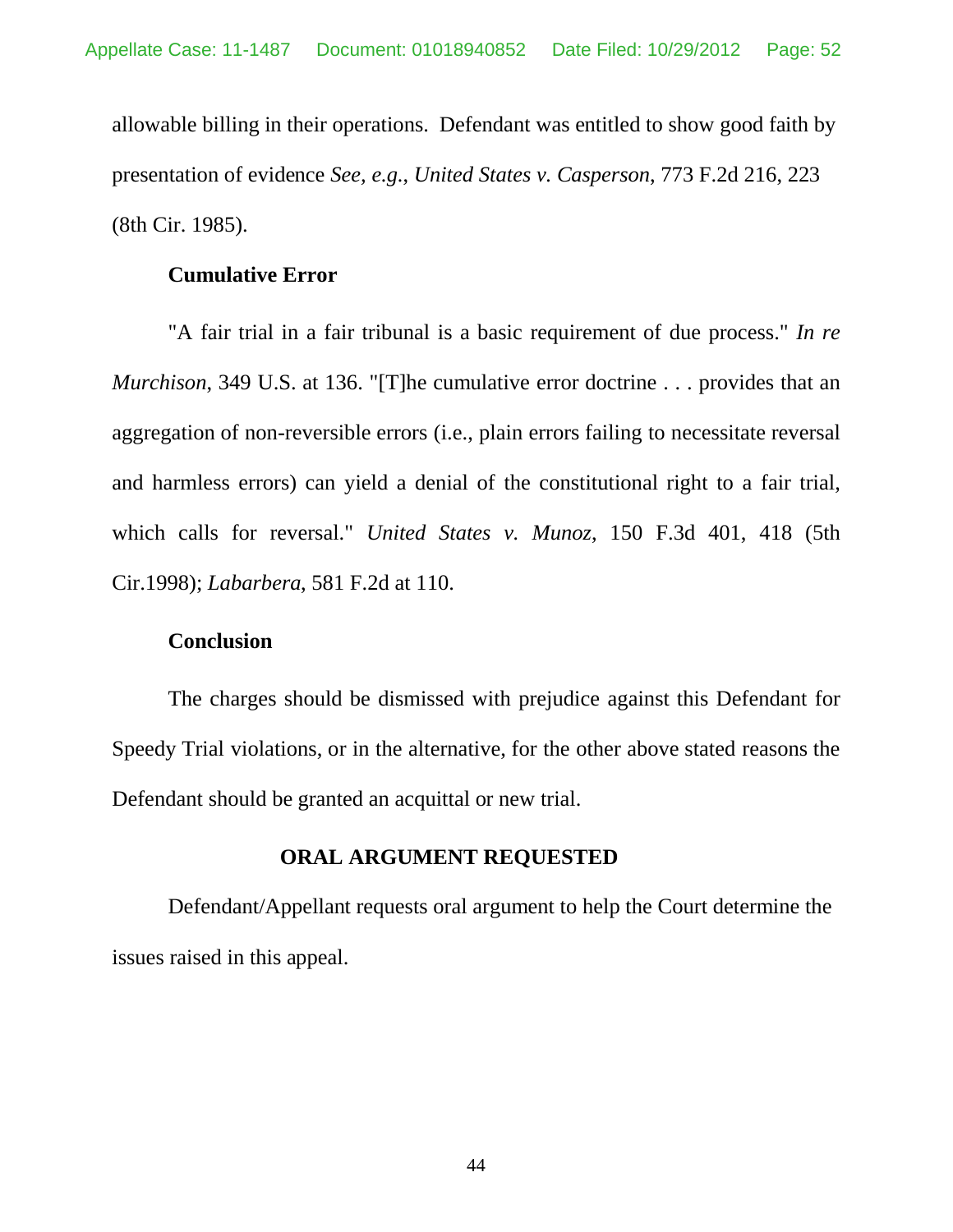allowable billing in their operations. Defendant was entitled to show good faith by presentation of evidence *See, e.g.*, *United States v. Casperson*, 773 F.2d 216, 223 (8th Cir. 1985).

**Cumulative Error**

"A fair trial in a fair tribunal is a basic requirement of due process." *In re Murchison*, 349 U.S. at 136. "[T]he cumulative error doctrine . . . provides that an aggregation of non-reversible errors (i.e., plain errors failing to necessitate reversal and harmless errors) can yield a denial of the constitutional right to a fair trial, which calls for reversal." *United States v. Munoz*, 150 F.3d 401, 418 (5th Cir.1998); *Labarbera*, 581 F.2d at 110.

**Conclusion**

The charges should be dismissed with prejudice against this Defendant for Speedy Trial violations, or in the alternative, for the other above stated reasons the Defendant should be granted an acquittal or new trial.

**ORAL ARGUMENT REQUESTED**

Defendant/Appellant requests oral argument to help the Court determine the issues raised in this appeal.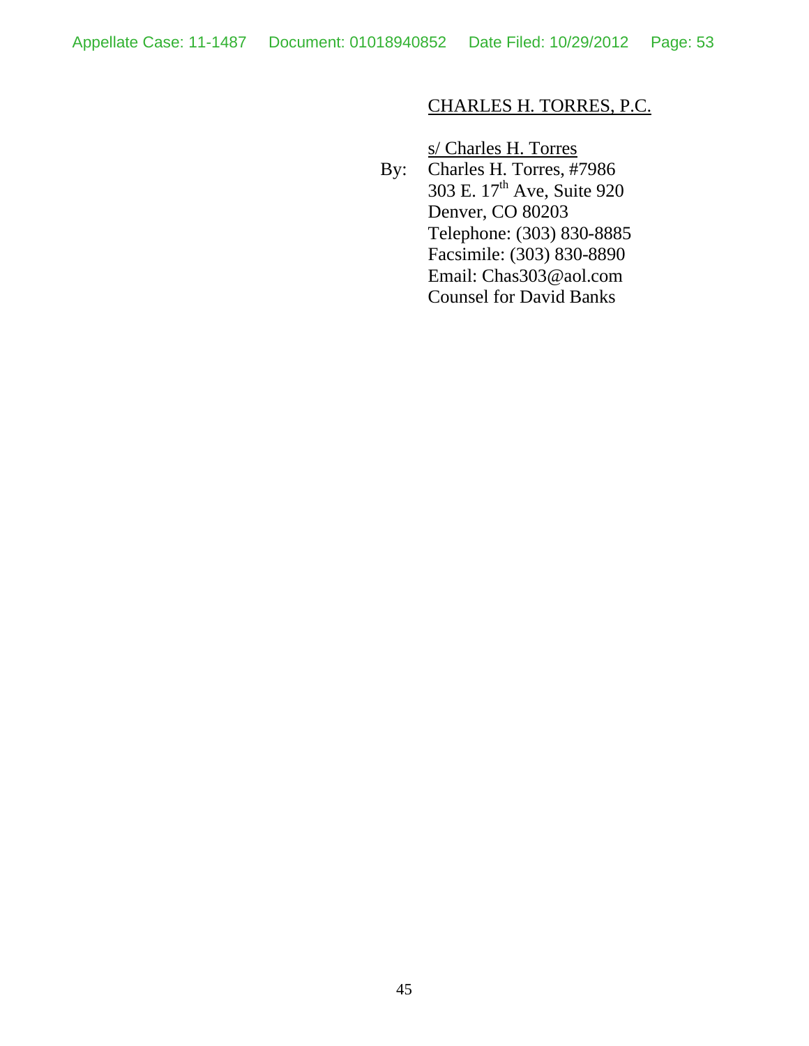CHARLES H. TORRES, P.C.

s/ Charles H. Torres

By: Charles H. Torres, #7986
303 E. 17th Ave, Suite 920
Denver, CO 80203
Telephone: (303) 830-8885
Facsimile: (303) 830-8890
Email: Chas303@aol.com
Counsel for David Banks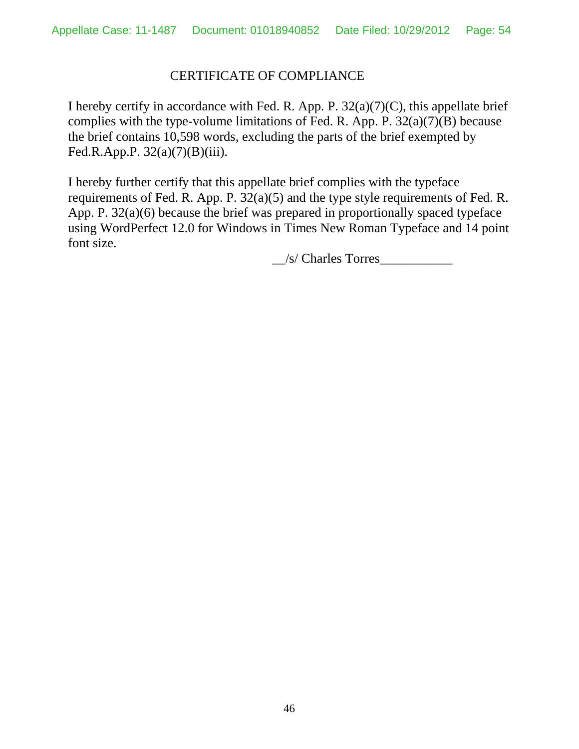## CERTIFICATE OF COMPLIANCE

I hereby certify in accordance with Fed. R. App. P. 32(a)(7)(C), this appellate brief complies with the type-volume limitations of Fed. R. App. P. 32(a)(7)(B) because the brief contains 10,598 words, excluding the parts of the brief exempted by Fed.R.App.P. 32(a)(7)(B)(iii).

I hereby further certify that this appellate brief complies with the typeface requirements of Fed. R. App. P. 32(a)(5) and the type style requirements of Fed. R. App. P. 32(a)(6) because the brief was prepared in proportionally spaced typeface using WordPerfect 12.0 for Windows in Times New Roman Typeface and 14 point font size.

__/s/ Charles Torres___________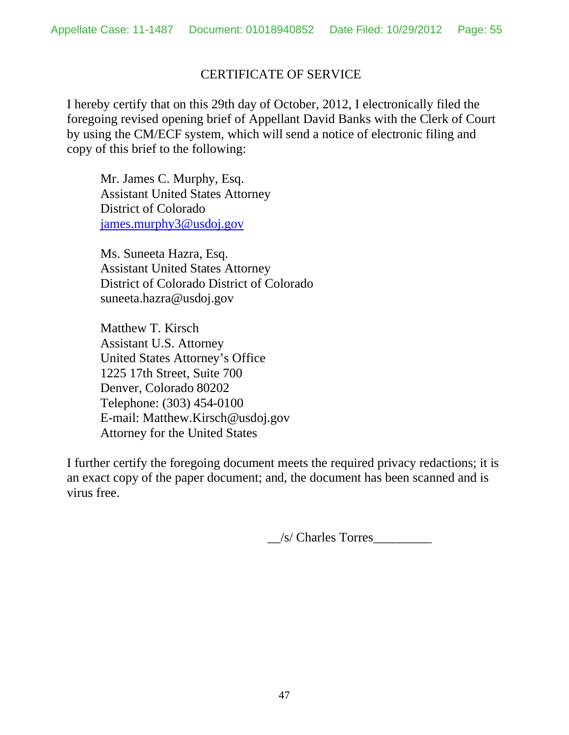## CERTIFICATE OF SERVICE

I hereby certify that on this 29th day of October, 2012, I electronically filed the foregoing revised opening brief of Appellant David Banks with the Clerk of Court by using the CM/ECF system, which will send a notice of electronic filing and copy of this brief to the following:

Mr. James C. Murphy, Esq.
Assistant United States Attorney
District of Colorado
james.murphy3@usdoj.gov

Ms. Suneeta Hazra, Esq.
Assistant United States Attorney
District of Colorado District of Colorado
suneeta.hazra@usdoj.gov

Matthew T. Kirsch
Assistant U.S. Attorney
United States Attorney's Office
1225 17th Street, Suite 700
Denver, Colorado 80202
Telephone: (303) 454-0100
E-mail: Matthew.Kirsch@usdoj.gov
Attorney for the United States

I further certify the foregoing document meets the required privacy redactions; it is an exact copy of the paper document; and, the document has been scanned and is virus free.

__/s/ Charles Torres_________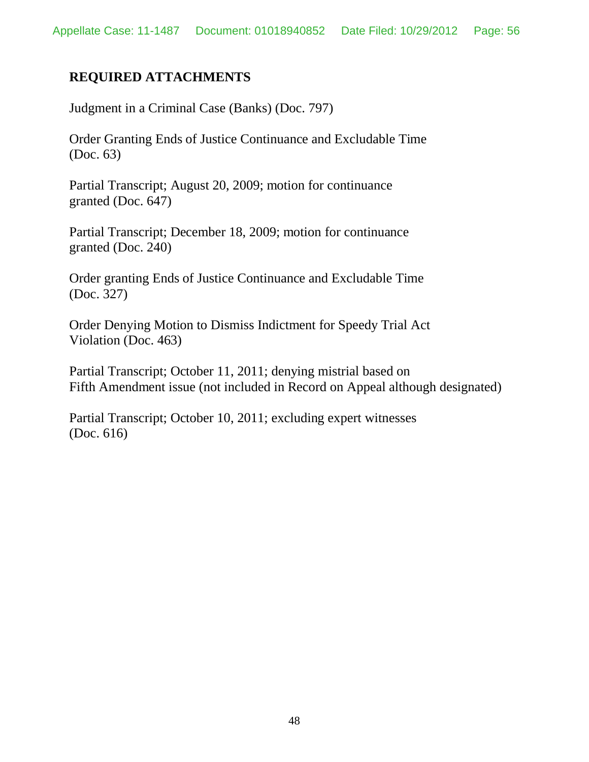## REQUIRED ATTACHMENTS

Judgment in a Criminal Case (Banks) (Doc. 797)

Order Granting Ends of Justice Continuance and Excludable Time (Doc. 63)

Partial Transcript; August 20, 2009; motion for continuance granted (Doc. 647)

Partial Transcript; December 18, 2009; motion for continuance granted (Doc. 240)

Order granting Ends of Justice Continuance and Excludable Time (Doc. 327)

Order Denying Motion to Dismiss Indictment for Speedy Trial Act Violation (Doc. 463)

Partial Transcript; October 11, 2011; denying mistrial based on Fifth Amendment issue (not included in Record on Appeal although designated)

Partial Transcript; October 10, 2011; excluding expert witnesses (Doc. 616)